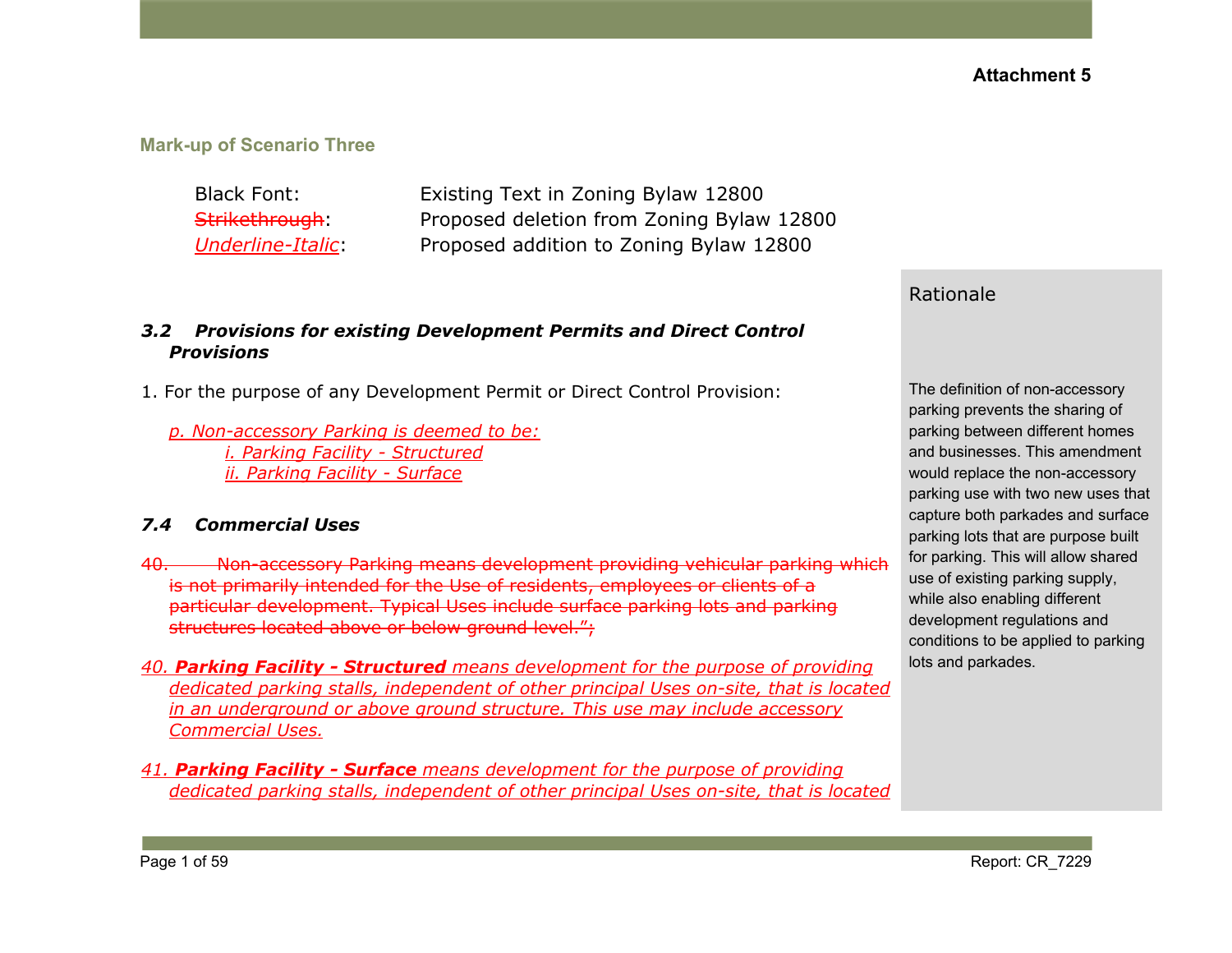**Attachment 5**

## Mark-up of Scenario Three

| | |
|---|---|
| Black Font: | Existing Text in Zoning Bylaw 12800 |
| ~~Strikethrough~~: | Proposed deletion from Zoning Bylaw 12800 |
| <u>*Underline-Italic*</u>: | Proposed addition to Zoning Bylaw 12800 |

### ***3.2 Provisions for existing Development Permits and Direct Control Provisions***

1. For the purpose of any Development Permit or Direct Control Provision:

<u>*p. Non-accessory Parking is deemed to be:*</u>
<u>*i. Parking Facility - Structured*</u>
<u>*ii. Parking Facility - Surface*</u>

### ***7.4 Commercial Uses***

~~40. Non-accessory Parking means development providing vehicular parking which is not primarily intended for the Use of residents, employees or clients of a particular development. Typical Uses include surface parking lots and parking structures located above or below ground level.";~~

<u>*40. **Parking Facility - Structured** means development for the purpose of providing dedicated parking stalls, independent of other principal Uses on-site, that is located in an underground or above ground structure. This use may include accessory Commercial Uses.*</u>

<u>*41. **Parking Facility - Surface** means development for the purpose of providing dedicated parking stalls, independent of other principal Uses on-site, that is located*</u>

**Rationale**

The definition of non-accessory parking prevents the sharing of parking between different homes and businesses. This amendment would replace the non-accessory parking use with two new uses that capture both parkades and surface parking lots that are purpose built for parking. This will allow shared use of existing parking supply, while also enabling different development regulations and conditions to be applied to parking lots and parkades.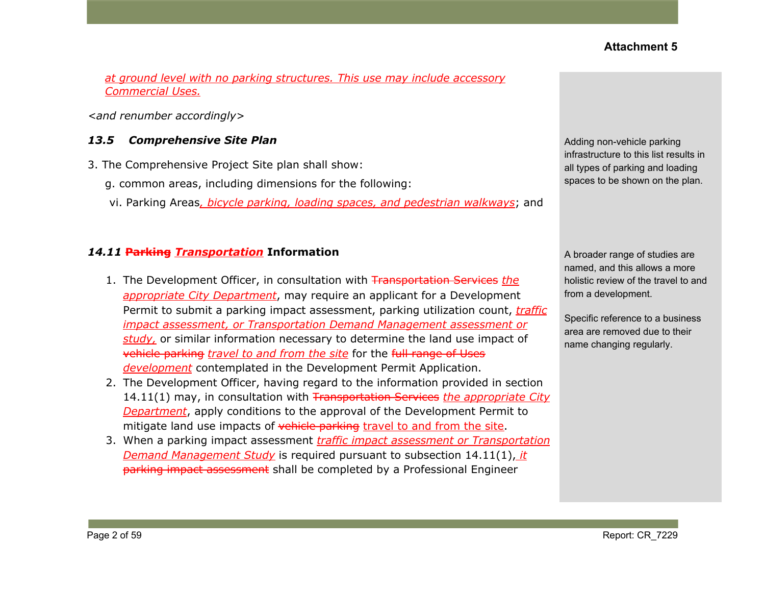*at ground level with no parking structures. This use may include accessory Commercial Uses.*

*<and renumber accordingly>*

### *13.5 Comprehensive Site Plan*

3. The Comprehensive Project Site plan shall show:

g. common areas, including dimensions for the following:

vi. Parking Areas*, bicycle parking, loading spaces, and pedestrian walkways*; and

Adding non-vehicle parking infrastructure to this list results in all types of parking and loading spaces to be shown on the plan.

### *14.11* ~~Parking~~ *Transportation* Information

1. The Development Officer, in consultation with ~~Transportation Services~~ *the appropriate City Department*, may require an applicant for a Development Permit to submit a parking impact assessment, parking utilization count, *traffic impact assessment, or Transportation Demand Management assessment or study,* or similar information necessary to determine the land use impact of ~~vehicle parking~~ *travel to and from the site* for the ~~full range of Uses~~ *development* contemplated in the Development Permit Application.
2. The Development Officer, having regard to the information provided in section 14.11(1) may, in consultation with ~~Transportation Services~~ *the appropriate City Department*, apply conditions to the approval of the Development Permit to mitigate land use impacts of ~~vehicle parking~~ travel to and from the site.
3. When a parking impact assessment *traffic impact assessment or Transportation Demand Management Study* is required pursuant to subsection 14.11(1)*, it* ~~parking impact assessment~~ shall be completed by a Professional Engineer

A broader range of studies are named, and this allows a more holistic review of the travel to and from a development.

Specific reference to a business area are removed due to their name changing regularly.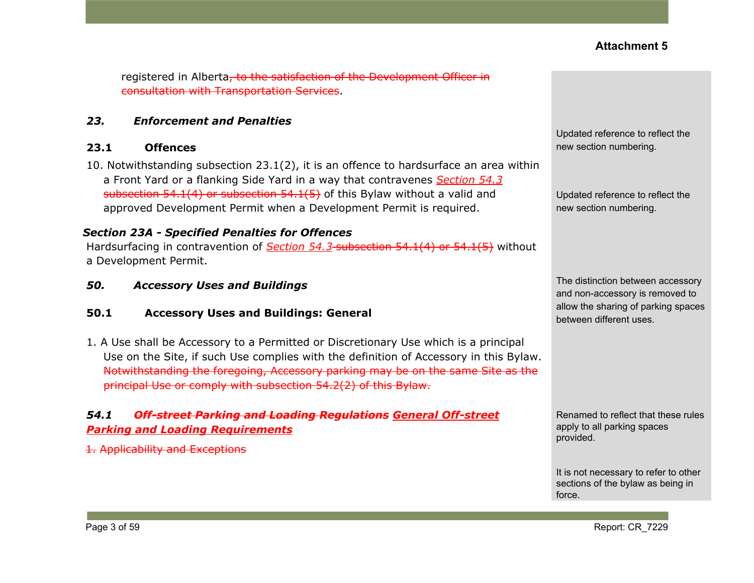**Attachment 5**

registered in Alberta~~, to the satisfaction of the Development Officer in consultation with Transportation Services~~.

### *23. Enforcement and Penalties*

#### 23.1 Offences

10. Notwithstanding subsection 23.1(2), it is an offence to hardsurface an area within a Front Yard or a flanking Side Yard in a way that contravenes *<u>Section 54.3</u>* ~~subsection 54.1(4) or subsection 54.1(5)~~ of this Bylaw without a valid and approved Development Permit when a Development Permit is required.

> Updated reference to reflect the new section numbering.

### *Section 23A - Specified Penalties for Offences*

Hardsurfacing in contravention of *<u>Section 54.3</u>* ~~subsection 54.1(4) or 54.1(5)~~ without a Development Permit.

> Updated reference to reflect the new section numbering.

### *50. Accessory Uses and Buildings*

#### 50.1 Accessory Uses and Buildings: General

1. A Use shall be Accessory to a Permitted or Discretionary Use which is a principal Use on the Site, if such Use complies with the definition of Accessory in this Bylaw. ~~Notwithstanding the foregoing, Accessory parking may be on the same Site as the principal Use or comply with subsection 54.2(2) of this Bylaw.~~

> The distinction between accessory and non-accessory is removed to allow the sharing of parking spaces between different uses.

### *54.1 ~~Off-street Parking and Loading Regulations~~ <u>General Off-street Parking and Loading Requirements</u>*

> Renamed to reflect that these rules apply to all parking spaces provided.

~~1. Applicability and Exceptions~~

> It is not necessary to refer to other sections of the bylaw as being in force.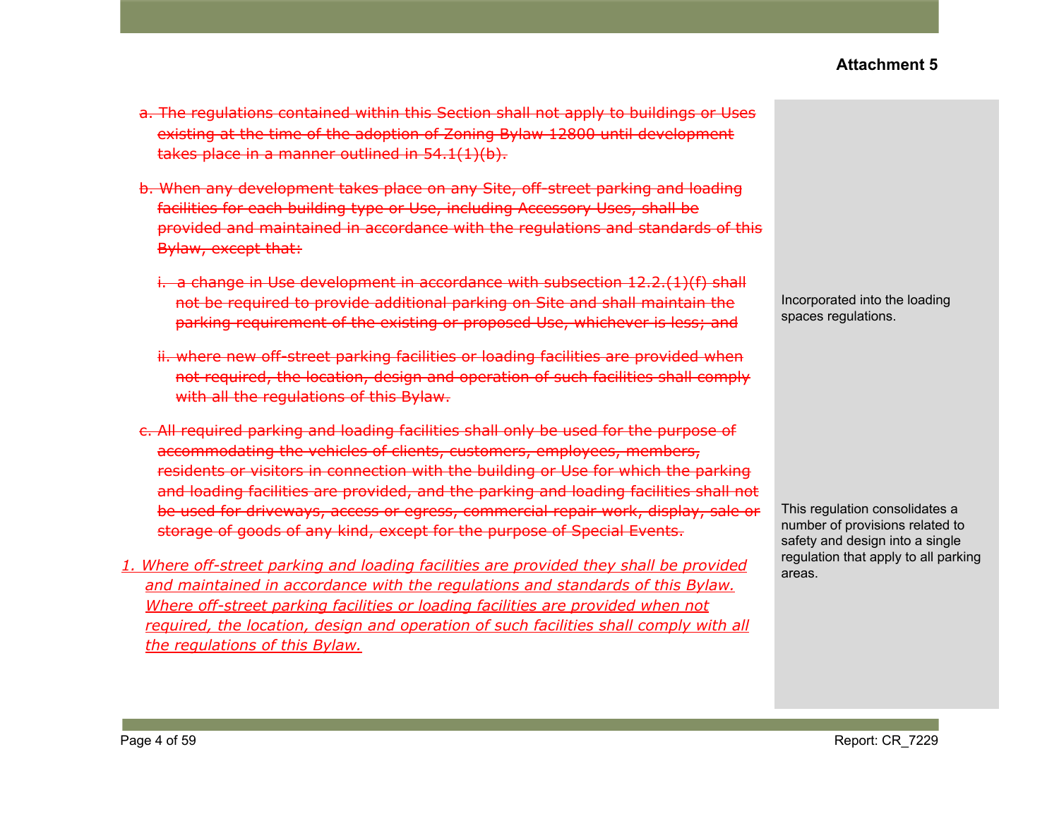**Attachment 5**

~~a. The regulations contained within this Section shall not apply to buildings or Uses existing at the time of the adoption of Zoning Bylaw 12800 until development takes place in a manner outlined in 54.1(1)(b).~~

~~b. When any development takes place on any Site, off-street parking and loading facilities for each building type or Use, including Accessory Uses, shall be provided and maintained in accordance with the regulations and standards of this Bylaw, except that:~~

~~i. a change in Use development in accordance with subsection 12.2.(1)(f) shall not be required to provide additional parking on Site and shall maintain the parking requirement of the existing or proposed Use, whichever is less; and~~

~~ii. where new off-street parking facilities or loading facilities are provided when not required, the location, design and operation of such facilities shall comply with all the regulations of this Bylaw.~~

Incorporated into the loading spaces regulations.

~~c. All required parking and loading facilities shall only be used for the purpose of accommodating the vehicles of clients, customers, employees, members, residents or visitors in connection with the building or Use for which the parking and loading facilities are provided, and the parking and loading facilities shall not be used for driveways, access or egress, commercial repair work, display, sale or storage of goods of any kind, except for the purpose of Special Events.~~

This regulation consolidates a number of provisions related to safety and design into a single regulation that apply to all parking areas.

<u>*1. Where off-street parking and loading facilities are provided they shall be provided and maintained in accordance with the regulations and standards of this Bylaw. Where off-street parking facilities or loading facilities are provided when not required, the location, design and operation of such facilities shall comply with all the regulations of this Bylaw.*</u>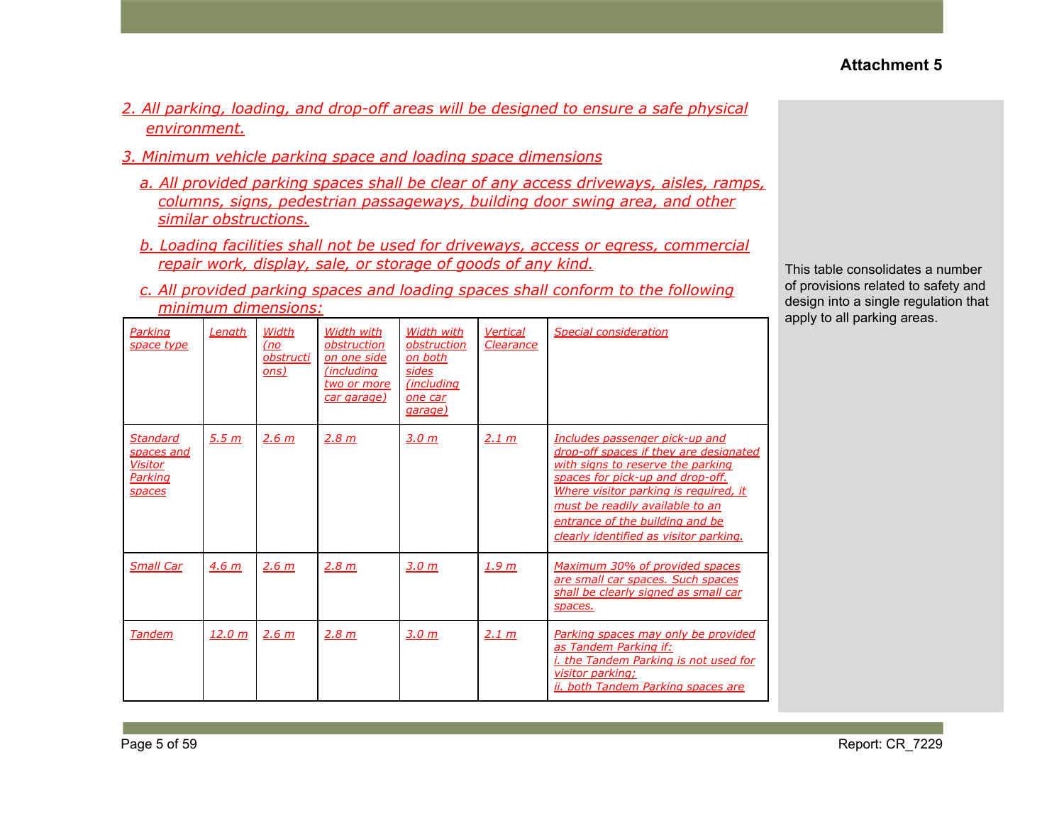**Attachment 5**

2. All parking, loading, and drop-off areas will be designed to ensure a safe physical environment.

3. Minimum vehicle parking space and loading space dimensions

   a. All provided parking spaces shall be clear of any access driveways, aisles, ramps, columns, signs, pedestrian passageways, building door swing area, and other similar obstructions.

   b. Loading facilities shall not be used for driveways, access or egress, commercial repair work, display, sale, or storage of goods of any kind.

   c. All provided parking spaces and loading spaces shall conform to the following minimum dimensions:

| Parking space type | Length | Width (no obstructions) | Width with obstruction on one side (including two or more car garage) | Width with obstruction on both sides (including one car garage) | Vertical Clearance | Special consideration |
|---|---|---|---|---|---|---|
| Standard spaces and Visitor Parking spaces | 5.5 m | 2.6 m | 2.8 m | 3.0 m | 2.1 m | Includes passenger pick-up and drop-off spaces if they are designated with signs to reserve the parking spaces for pick-up and drop-off. Where visitor parking is required, it must be readily available to an entrance of the building and be clearly identified as visitor parking. |
| Small Car | 4.6 m | 2.6 m | 2.8 m | 3.0 m | 1.9 m | Maximum 30% of provided spaces are small car spaces. Such spaces shall be clearly signed as small car spaces. |
| Tandem | 12.0 m | 2.6 m | 2.8 m | 3.0 m | 2.1 m | Parking spaces may only be provided as Tandem Parking if:<br>i. the Tandem Parking is not used for visitor parking;<br>ii. both Tandem Parking spaces are |

This table consolidates a number of provisions related to safety and design into a single regulation that apply to all parking areas.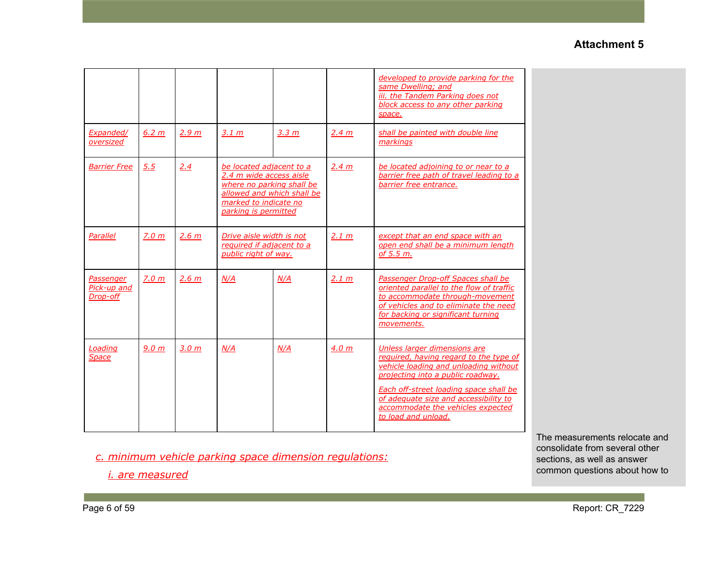**Attachment 5**

| | | | | | | |
|---|---|---|---|---|---|---|
| | | | | | | developed to provide parking for the same Dwelling; and iii. the Tandem Parking does not block access to any other parking space. |
| Expanded/ oversized | 6.2 m | 2.9 m | 3.1 m | 3.3 m | 2.4 m | shall be painted with double line markings |
| Barrier Free | 5.5 | 2.4 | be located adjacent to a 2.4 m wide access aisle where no parking shall be allowed and which shall be marked to indicate no parking is permitted | | 2.4 m | be located adjoining to or near to a barrier free path of travel leading to a barrier free entrance. |
| Parallel | 7.0 m | 2.6 m | Drive aisle width is not required if adjacent to a public right of way. | | 2.1 m | except that an end space with an open end shall be a minimum length of 5.5 m. |
| Passenger Pick-up and Drop-off | 7.0 m | 2.6 m | N/A | N/A | 2.1 m | Passenger Drop-off Spaces shall be oriented parallel to the flow of traffic to accommodate through-movement of vehicles and to eliminate the need for backing or significant turning movements. |
| Loading Space | 9.0 m | 3.0 m | N/A | N/A | 4.0 m | Unless larger dimensions are required, having regard to the type of vehicle loading and unloading without projecting into a public roadway.<br><br>Each off-street loading space shall be of adequate size and accessibility to accommodate the vehicles expected to load and unload. |

c. minimum vehicle parking space dimension regulations:

i. are measured

The measurements relocate and consolidate from several other sections, as well as answer common questions about how to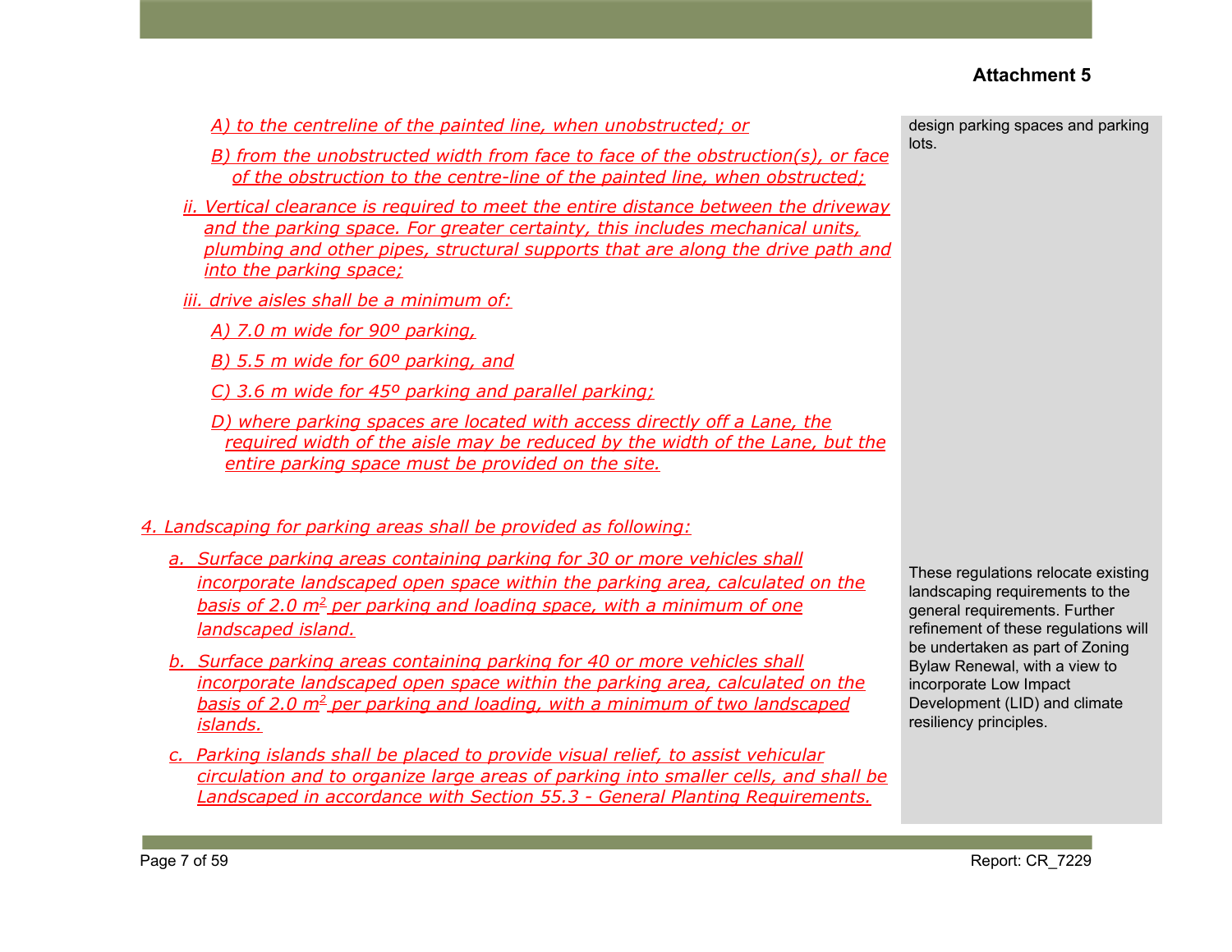A) to the centreline of the painted line, when unobstructed; or

B) from the unobstructed width from face to face of the obstruction(s), or face of the obstruction to the centre-line of the painted line, when obstructed;

ii. Vertical clearance is required to meet the entire distance between the driveway and the parking space. For greater certainty, this includes mechanical units, plumbing and other pipes, structural supports that are along the drive path and into the parking space;

iii. drive aisles shall be a minimum of:

A) 7.0 m wide for 90º parking,

B) 5.5 m wide for 60º parking, and

C) 3.6 m wide for 45º parking and parallel parking;

D) where parking spaces are located with access directly off a Lane, the required width of the aisle may be reduced by the width of the Lane, but the entire parking space must be provided on the site.

design parking spaces and parking lots.

4. Landscaping for parking areas shall be provided as following:

a. Surface parking areas containing parking for 30 or more vehicles shall incorporate landscaped open space within the parking area, calculated on the basis of 2.0 $m^2$ per parking and loading space, with a minimum of one landscaped island.

b. Surface parking areas containing parking for 40 or more vehicles shall incorporate landscaped open space within the parking area, calculated on the basis of 2.0 $m^2$ per parking and loading, with a minimum of two landscaped islands.

c. Parking islands shall be placed to provide visual relief, to assist vehicular circulation and to organize large areas of parking into smaller cells, and shall be Landscaped in accordance with Section 55.3 - General Planting Requirements.

These regulations relocate existing landscaping requirements to the general requirements. Further refinement of these regulations will be undertaken as part of Zoning Bylaw Renewal, with a view to incorporate Low Impact Development (LID) and climate resiliency principles.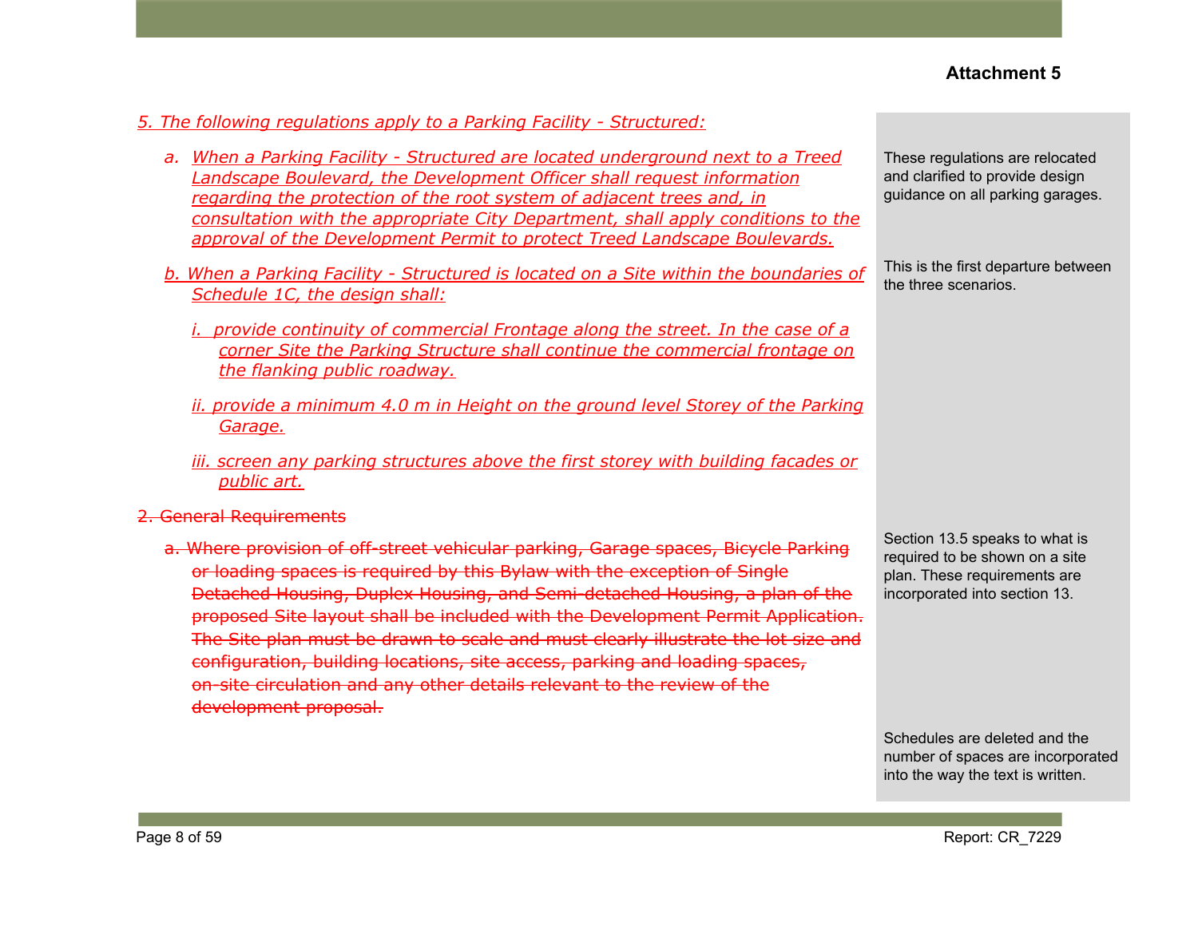**Attachment 5**

*5. The following regulations apply to a Parking Facility - Structured:*

- *a. When a Parking Facility - Structured are located underground next to a Treed Landscape Boulevard, the Development Officer shall request information regarding the protection of the root system of adjacent trees and, in consultation with the appropriate City Department, shall apply conditions to the approval of the Development Permit to protect Treed Landscape Boulevards.*

  These regulations are relocated and clarified to provide design guidance on all parking garages.

- *b. When a Parking Facility - Structured is located on a Site within the boundaries of Schedule 1C, the design shall:*

  This is the first departure between the three scenarios.

  - *i. provide continuity of commercial Frontage along the street. In the case of a corner Site the Parking Structure shall continue the commercial frontage on the flanking public roadway.*
  - *ii. provide a minimum 4.0 m in Height on the ground level Storey of the Parking Garage.*
  - *iii. screen any parking structures above the first storey with building facades or public art.*

~~2. General Requirements~~

- ~~a. Where provision of off-street vehicular parking, Garage spaces, Bicycle Parking or loading spaces is required by this Bylaw with the exception of Single Detached Housing, Duplex Housing, and Semi-detached Housing, a plan of the proposed Site layout shall be included with the Development Permit Application. The Site plan must be drawn to scale and must clearly illustrate the lot size and configuration, building locations, site access, parking and loading spaces, on-site circulation and any other details relevant to the review of the development proposal.~~

  Section 13.5 speaks to what is required to be shown on a site plan. These requirements are incorporated into section 13.

Schedules are deleted and the number of spaces are incorporated into the way the text is written.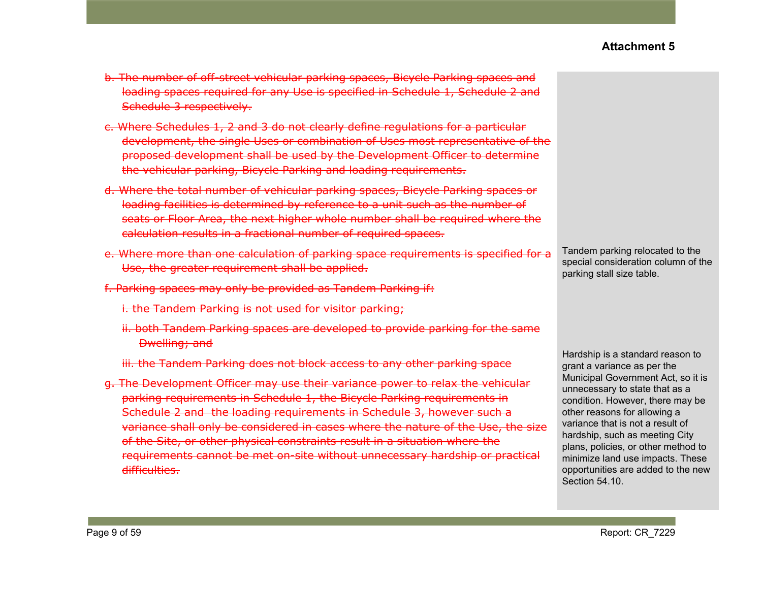~~b. The number of off-street vehicular parking spaces, Bicycle Parking spaces and loading spaces required for any Use is specified in Schedule 1, Schedule 2 and Schedule 3 respectively.~~

~~c. Where Schedules 1, 2 and 3 do not clearly define regulations for a particular development, the single Uses or combination of Uses most representative of the proposed development shall be used by the Development Officer to determine the vehicular parking, Bicycle Parking and loading requirements.~~

~~d. Where the total number of vehicular parking spaces, Bicycle Parking spaces or loading facilities is determined by reference to a unit such as the number of seats or Floor Area, the next higher whole number shall be required where the calculation results in a fractional number of required spaces.~~

~~e. Where more than one calculation of parking space requirements is specified for a Use, the greater requirement shall be applied.~~

~~f. Parking spaces may only be provided as Tandem Parking if:~~

~~i. the Tandem Parking is not used for visitor parking;~~

~~ii. both Tandem Parking spaces are developed to provide parking for the same Dwelling; and~~

~~iii. the Tandem Parking does not block access to any other parking space~~

~~g. The Development Officer may use their variance power to relax the vehicular parking requirements in Schedule 1, the Bicycle Parking requirements in Schedule 2 and the loading requirements in Schedule 3, however such a variance shall only be considered in cases where the nature of the Use, the size of the Site, or other physical constraints result in a situation where the requirements cannot be met on-site without unnecessary hardship or practical difficulties.~~

Tandem parking relocated to the special consideration column of the parking stall size table.

Hardship is a standard reason to grant a variance as per the Municipal Government Act, so it is unnecessary to state that as a condition. However, there may be other reasons for allowing a variance that is not a result of hardship, such as meeting City plans, policies, or other method to minimize land use impacts. These opportunities are added to the new Section 54.10.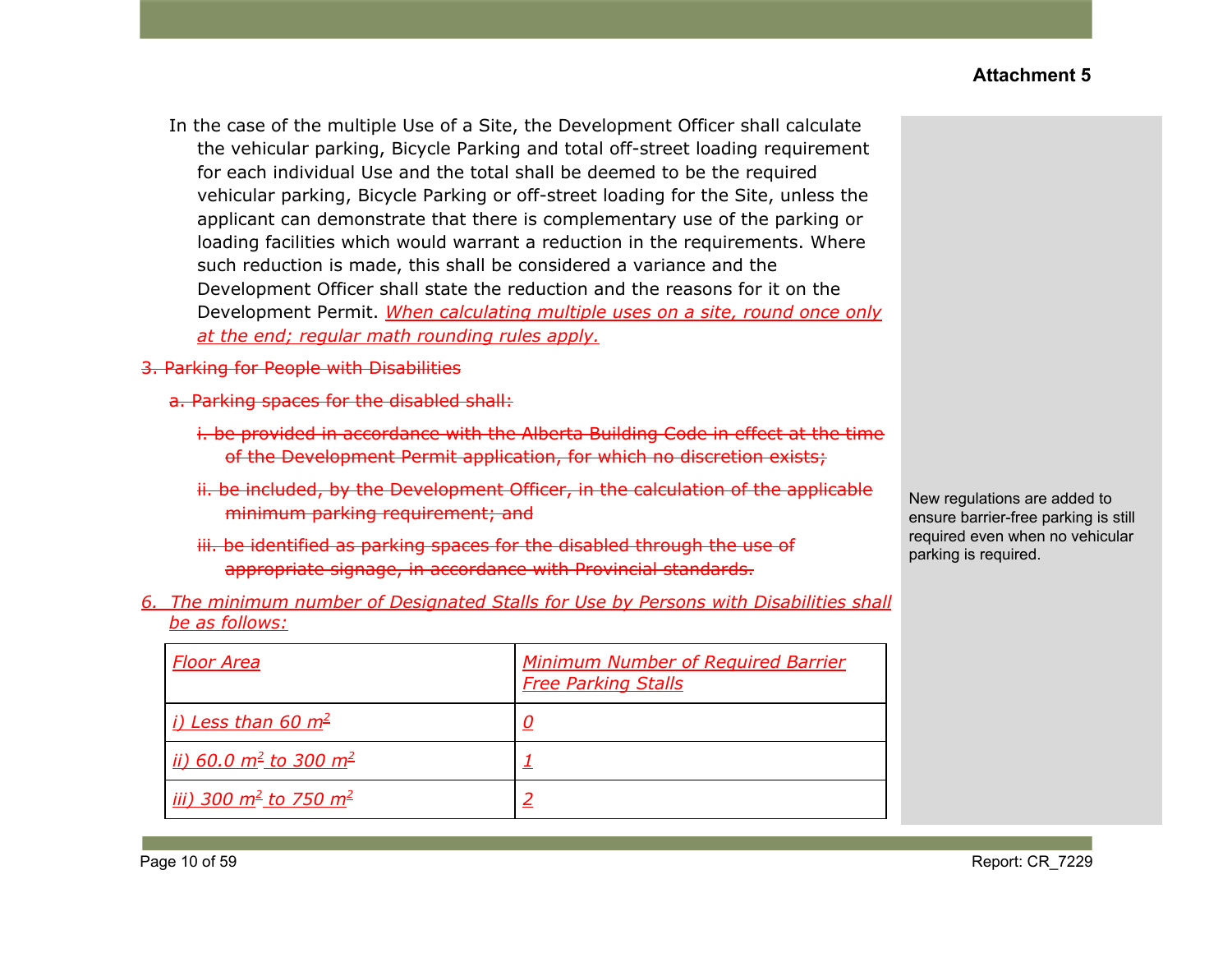In the case of the multiple Use of a Site, the Development Officer shall calculate the vehicular parking, Bicycle Parking and total off-street loading requirement for each individual Use and the total shall be deemed to be the required vehicular parking, Bicycle Parking or off-street loading for the Site, unless the applicant can demonstrate that there is complementary use of the parking or loading facilities which would warrant a reduction in the requirements. Where such reduction is made, this shall be considered a variance and the Development Officer shall state the reduction and the reasons for it on the Development Permit. *When calculating multiple uses on a site, round once only at the end; regular math rounding rules apply.*

~~3. Parking for People with Disabilities~~

~~a. Parking spaces for the disabled shall:~~

~~i. be provided in accordance with the Alberta Building Code in effect at the time of the Development Permit application, for which no discretion exists;~~

~~ii. be included, by the Development Officer, in the calculation of the applicable minimum parking requirement; and~~

~~iii. be identified as parking spaces for the disabled through the use of appropriate signage, in accordance with Provincial standards.~~

*6. The minimum number of Designated Stalls for Use by Persons with Disabilities shall be as follows:*

| *Floor Area* | *Minimum Number of Required Barrier Free Parking Stalls* |
|---|---|
| *i) Less than 60 $m^2$* | *0* |
| *ii) 60.0 $m^2$ to 300 $m^2$* | *1* |
| *iii) 300 $m^2$ to 750 $m^2$* | *2* |

New regulations are added to ensure barrier-free parking is still required even when no vehicular parking is required.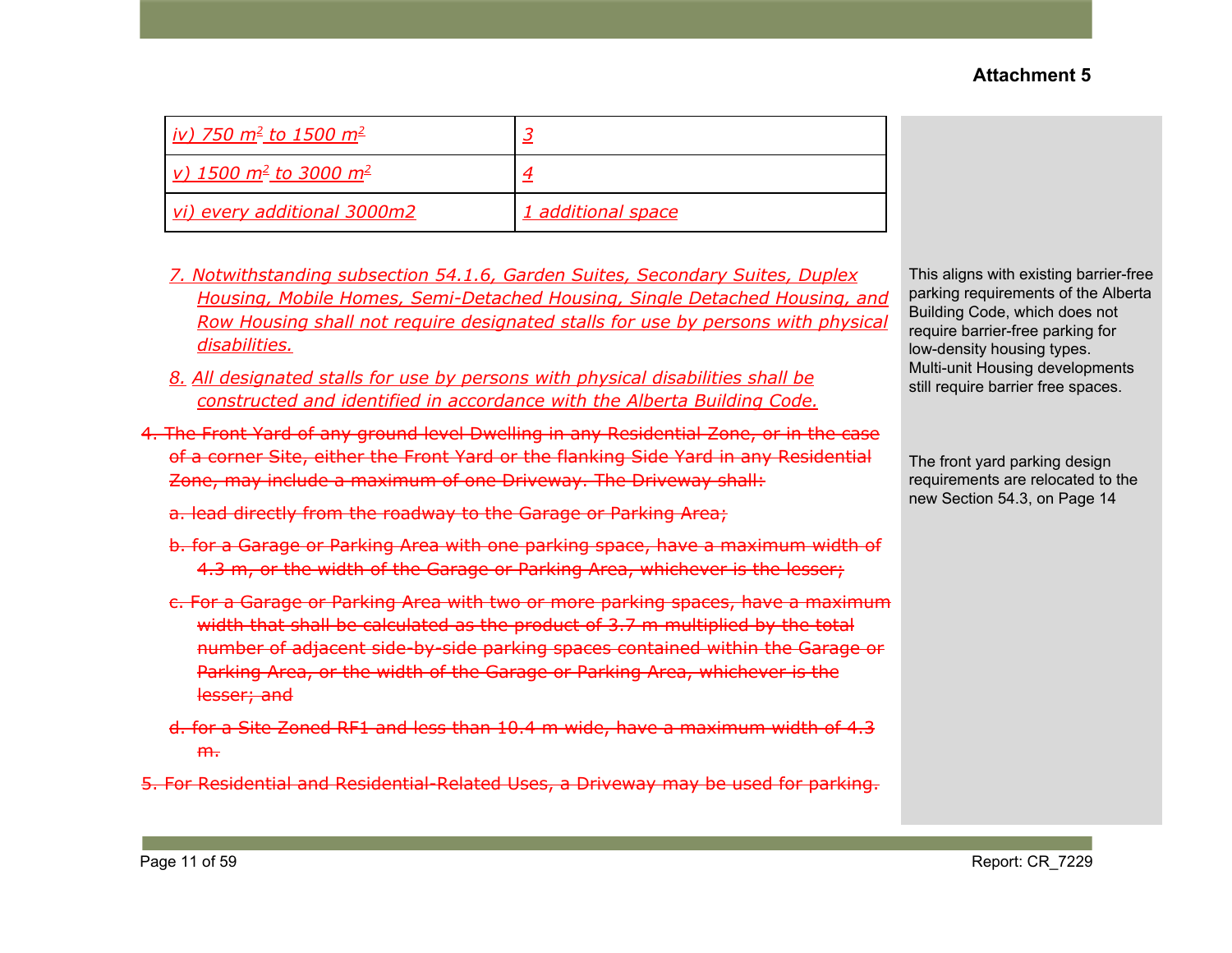**Attachment 5**

| iv) 750 $m^2$ to 1500 $m^2$ | 3 |
|---|---|
| v) 1500 $m^2$ to 3000 $m^2$ | 4 |
| vi) every additional 3000m2 | 1 additional space |

7. Notwithstanding subsection 54.1.6, Garden Suites, Secondary Suites, Duplex Housing, Mobile Homes, Semi-Detached Housing, Single Detached Housing, and Row Housing shall not require designated stalls for use by persons with physical disabilities.

8. All designated stalls for use by persons with physical disabilities shall be constructed and identified in accordance with the Alberta Building Code.

This aligns with existing barrier-free parking requirements of the Alberta Building Code, which does not require barrier-free parking for low-density housing types. Multi-unit Housing developments still require barrier free spaces.

~~4. The Front Yard of any ground level Dwelling in any Residential Zone, or in the case of a corner Site, either the Front Yard or the flanking Side Yard in any Residential Zone, may include a maximum of one Driveway. The Driveway shall:~~

~~a. lead directly from the roadway to the Garage or Parking Area;~~

~~b. for a Garage or Parking Area with one parking space, have a maximum width of 4.3 m, or the width of the Garage or Parking Area, whichever is the lesser;~~

~~c. For a Garage or Parking Area with two or more parking spaces, have a maximum width that shall be calculated as the product of 3.7 m multiplied by the total number of adjacent side-by-side parking spaces contained within the Garage or Parking Area, or the width of the Garage or Parking Area, whichever is the lesser; and~~

~~d. for a Site Zoned RF1 and less than 10.4 m wide, have a maximum width of 4.3 m.~~

~~5. For Residential and Residential-Related Uses, a Driveway may be used for parking.~~

The front yard parking design requirements are relocated to the new Section 54.3, on Page 14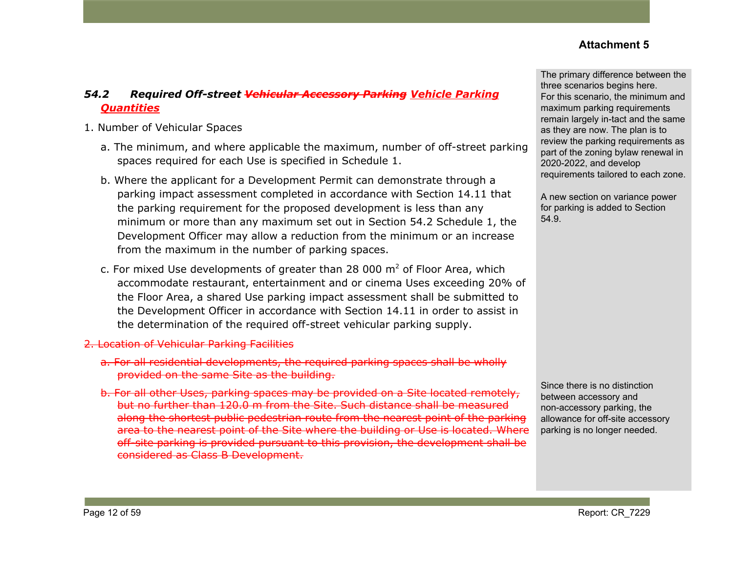**Attachment 5**

### *54.2 Required Off-street ~~Vehicular Accessory Parking~~ Vehicle Parking Quantities*

1. Number of Vehicular Spaces

   a. The minimum, and where applicable the maximum, number of off-street parking spaces required for each Use is specified in Schedule 1.

   b. Where the applicant for a Development Permit can demonstrate through a parking impact assessment completed in accordance with Section 14.11 that the parking requirement for the proposed development is less than any minimum or more than any maximum set out in Section 54.2 Schedule 1, the Development Officer may allow a reduction from the minimum or an increase from the maximum in the number of parking spaces.

   c. For mixed Use developments of greater than 28 000 $m^2$ of Floor Area, which accommodate restaurant, entertainment and or cinema Uses exceeding 20% of the Floor Area, a shared Use parking impact assessment shall be submitted to the Development Officer in accordance with Section 14.11 in order to assist in the determination of the required off-street vehicular parking supply.

~~2. Location of Vehicular Parking Facilities~~

   ~~a. For all residential developments, the required parking spaces shall be wholly provided on the same Site as the building.~~

   ~~b. For all other Uses, parking spaces may be provided on a Site located remotely, but no further than 120.0 m from the Site. Such distance shall be measured along the shortest public pedestrian route from the nearest point of the parking area to the nearest point of the Site where the building or Use is located. Where off-site parking is provided pursuant to this provision, the development shall be considered as Class B Development.~~

> The primary difference between the three scenarios begins here.
> For this scenario, the minimum and maximum parking requirements remain largely in-tact and the same as they are now. The plan is to review the parking requirements as part of the zoning bylaw renewal in 2020-2022, and develop requirements tailored to each zone.
>
> A new section on variance power for parking is added to Section 54.9.
>
> Since there is no distinction between accessory and non-accessory parking, the allowance for off-site accessory parking is no longer needed.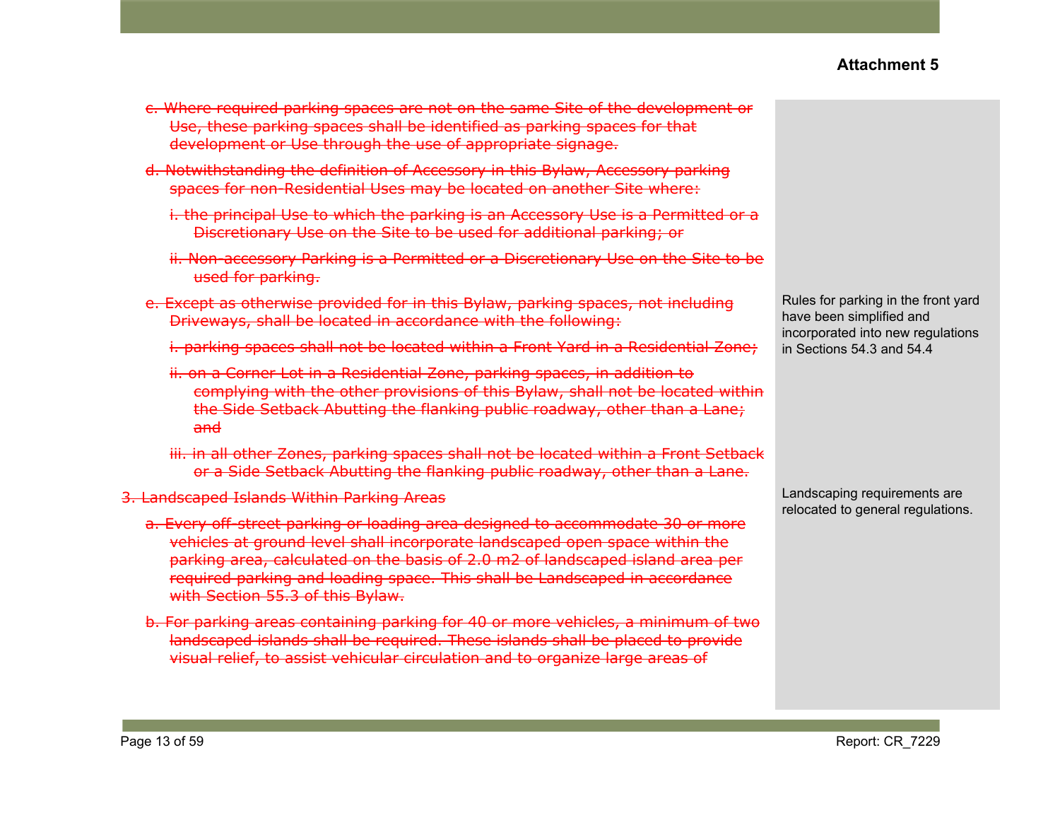**Attachment 5**

~~c. Where required parking spaces are not on the same Site of the development or Use, these parking spaces shall be identified as parking spaces for that development or Use through the use of appropriate signage.~~

~~d. Notwithstanding the definition of Accessory in this Bylaw, Accessory parking spaces for non-Residential Uses may be located on another Site where:~~

~~i. the principal Use to which the parking is an Accessory Use is a Permitted or a Discretionary Use on the Site to be used for additional parking; or~~

~~ii. Non-accessory Parking is a Permitted or a Discretionary Use on the Site to be used for parking.~~

~~e. Except as otherwise provided for in this Bylaw, parking spaces, not including Driveways, shall be located in accordance with the following:~~

~~i. parking spaces shall not be located within a Front Yard in a Residential Zone;~~

~~ii. on a Corner Lot in a Residential Zone, parking spaces, in addition to complying with the other provisions of this Bylaw, shall not be located within the Side Setback Abutting the flanking public roadway, other than a Lane; and~~

~~iii. in all other Zones, parking spaces shall not be located within a Front Setback or a Side Setback Abutting the flanking public roadway, other than a Lane.~~

> Rules for parking in the front yard have been simplified and incorporated into new regulations in Sections 54.3 and 54.4

~~3. Landscaped Islands Within Parking Areas~~

~~a. Every off-street parking or loading area designed to accommodate 30 or more vehicles at ground level shall incorporate landscaped open space within the parking area, calculated on the basis of 2.0 m2 of landscaped island area per required parking and loading space. This shall be Landscaped in accordance with Section 55.3 of this Bylaw.~~

~~b. For parking areas containing parking for 40 or more vehicles, a minimum of two landscaped islands shall be required. These islands shall be placed to provide visual relief, to assist vehicular circulation and to organize large areas of~~

> Landscaping requirements are relocated to general regulations.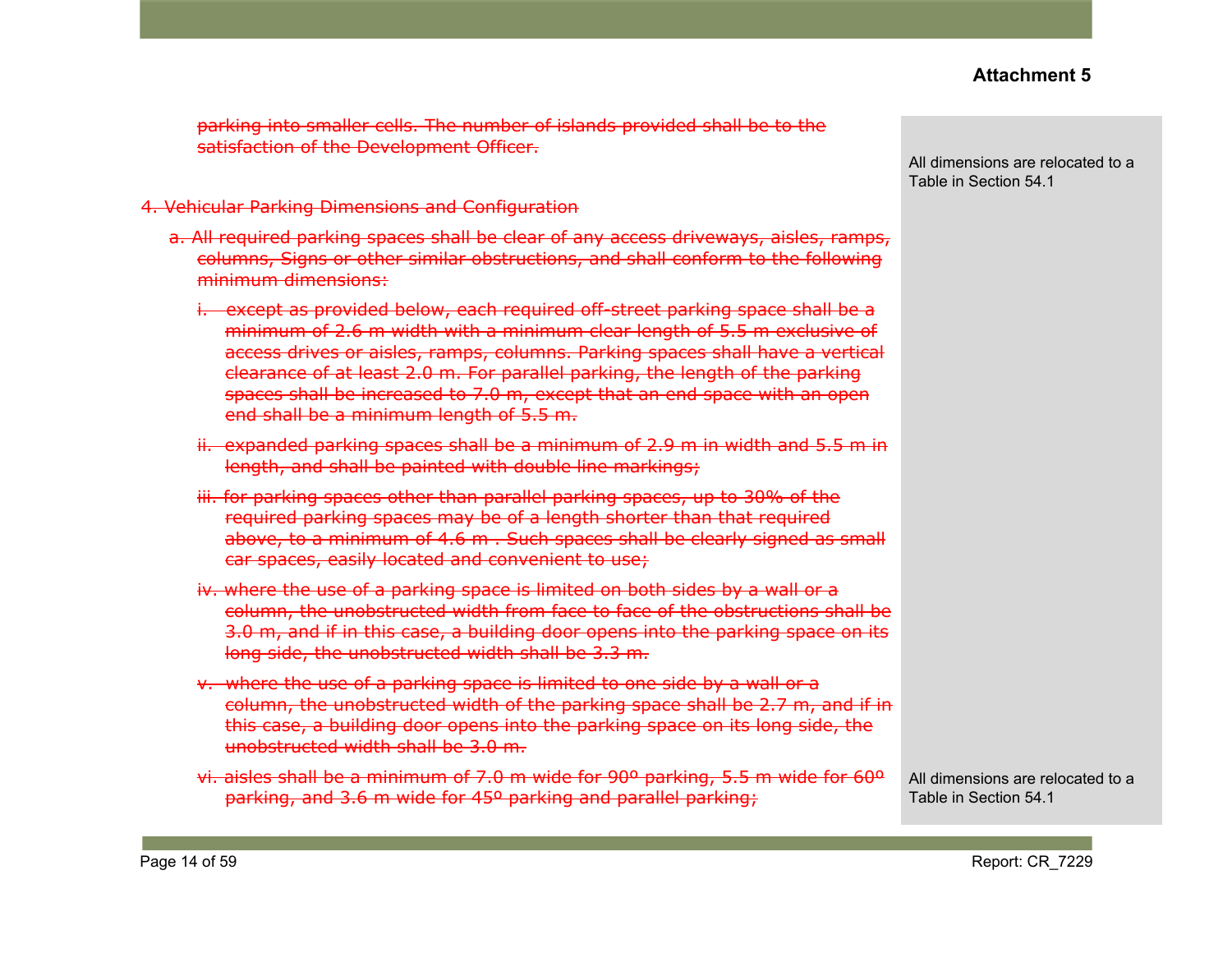**Attachment 5**

~~parking into smaller cells. The number of islands provided shall be to the satisfaction of the Development Officer.~~

> All dimensions are relocated to a Table in Section 54.1

~~4. Vehicular Parking Dimensions and Configuration~~

~~a. All required parking spaces shall be clear of any access driveways, aisles, ramps, columns, Signs or other similar obstructions, and shall conform to the following minimum dimensions:~~

~~i. except as provided below, each required off-street parking space shall be a minimum of 2.6 m width with a minimum clear length of 5.5 m exclusive of access drives or aisles, ramps, columns. Parking spaces shall have a vertical clearance of at least 2.0 m. For parallel parking, the length of the parking spaces shall be increased to 7.0 m, except that an end space with an open end shall be a minimum length of 5.5 m.~~

~~ii. expanded parking spaces shall be a minimum of 2.9 m in width and 5.5 m in length, and shall be painted with double line markings;~~

~~iii. for parking spaces other than parallel parking spaces, up to 30% of the required parking spaces may be of a length shorter than that required above, to a minimum of 4.6 m . Such spaces shall be clearly signed as small car spaces, easily located and convenient to use;~~

~~iv. where the use of a parking space is limited on both sides by a wall or a column, the unobstructed width from face to face of the obstructions shall be 3.0 m, and if in this case, a building door opens into the parking space on its long side, the unobstructed width shall be 3.3 m.~~

~~v. where the use of a parking space is limited to one side by a wall or a column, the unobstructed width of the parking space shall be 2.7 m, and if in this case, a building door opens into the parking space on its long side, the unobstructed width shall be 3.0 m.~~

~~vi. aisles shall be a minimum of 7.0 m wide for 90º parking, 5.5 m wide for 60º parking, and 3.6 m wide for 45º parking and parallel parking;~~

> All dimensions are relocated to a Table in Section 54.1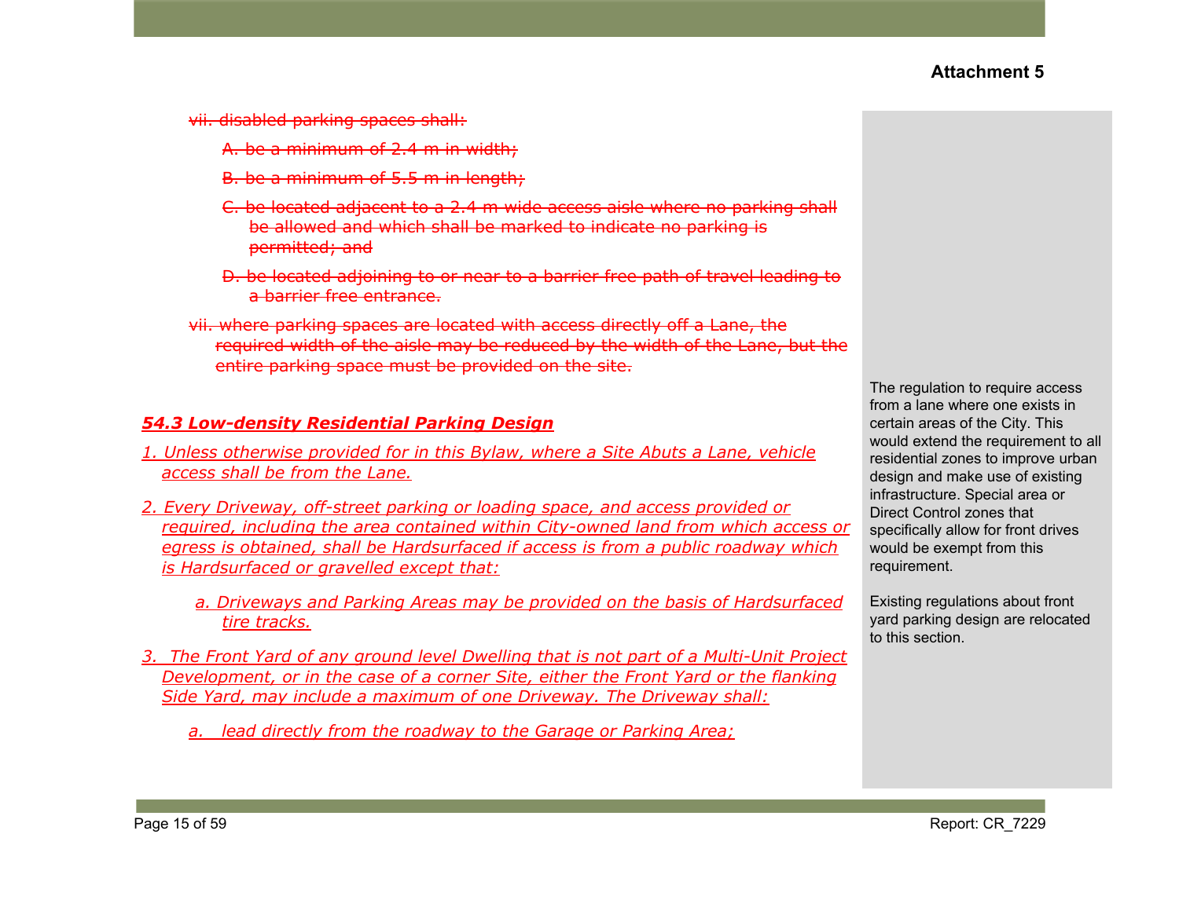Attachment 5

~~vii. disabled parking spaces shall:~~

~~A. be a minimum of 2.4 m in width;~~

~~B. be a minimum of 5.5 m in length;~~

~~C. be located adjacent to a 2.4 m wide access aisle where no parking shall be allowed and which shall be marked to indicate no parking is permitted; and~~

~~D. be located adjoining to or near to a barrier free path of travel leading to a barrier free entrance.~~

~~vii. where parking spaces are located with access directly off a Lane, the required width of the aisle may be reduced by the width of the Lane, but the entire parking space must be provided on the site.~~

### ***54.3 Low-density Residential Parking Design***

*1. Unless otherwise provided for in this Bylaw, where a Site Abuts a Lane, vehicle access shall be from the Lane.*

*2. Every Driveway, off-street parking or loading space, and access provided or required, including the area contained within City-owned land from which access or egress is obtained, shall be Hardsurfaced if access is from a public roadway which is Hardsurfaced or gravelled except that:*

*a. Driveways and Parking Areas may be provided on the basis of Hardsurfaced tire tracks.*

*3. The Front Yard of any ground level Dwelling that is not part of a Multi-Unit Project Development, or in the case of a corner Site, either the Front Yard or the flanking Side Yard, may include a maximum of one Driveway. The Driveway shall:*

*a. lead directly from the roadway to the Garage or Parking Area;*

The regulation to require access from a lane where one exists in certain areas of the City. This would extend the requirement to all residential zones to improve urban design and make use of existing infrastructure. Special area or Direct Control zones that specifically allow for front drives would be exempt from this requirement.

Existing regulations about front yard parking design are relocated to this section.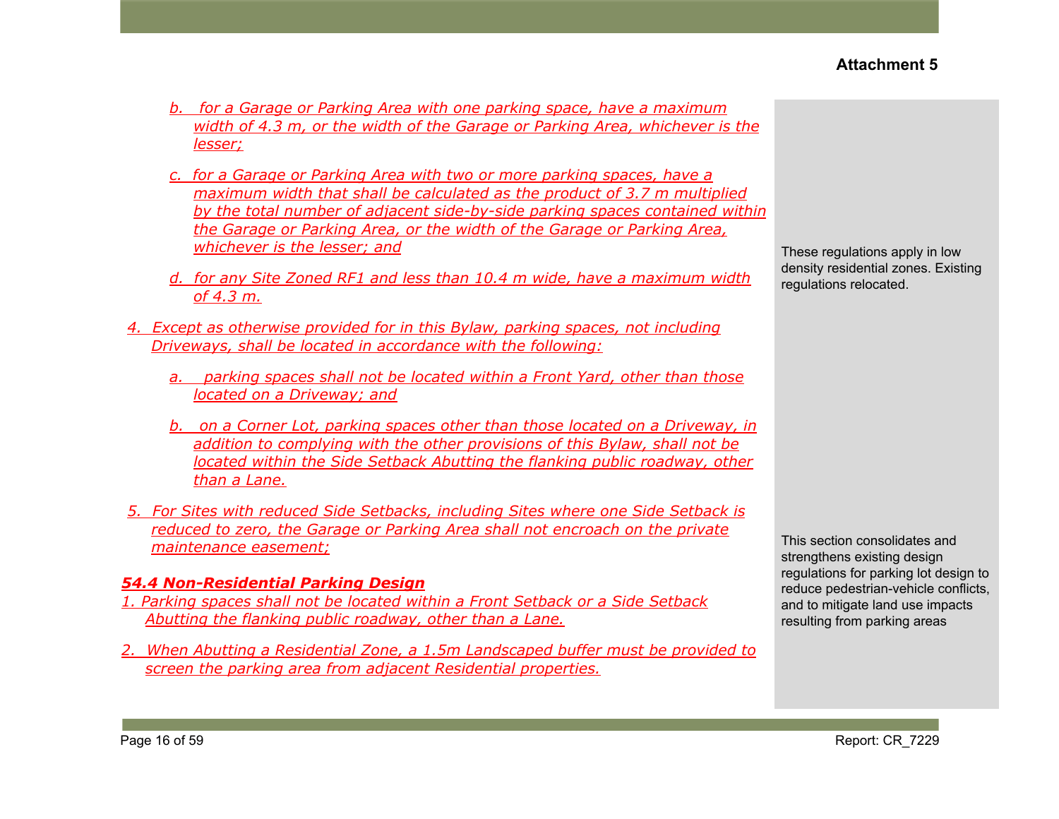**Attachment 5**

b. for a Garage or Parking Area with one parking space, have a maximum width of 4.3 m, or the width of the Garage or Parking Area, whichever is the lesser;

c. for a Garage or Parking Area with two or more parking spaces, have a maximum width that shall be calculated as the product of 3.7 m multiplied by the total number of adjacent side-by-side parking spaces contained within the Garage or Parking Area, or the width of the Garage or Parking Area, whichever is the lesser; and

d. for any Site Zoned RF1 and less than 10.4 m wide, have a maximum width of 4.3 m.

These regulations apply in low density residential zones. Existing regulations relocated.

4. Except as otherwise provided for in this Bylaw, parking spaces, not including Driveways, shall be located in accordance with the following:

   a. parking spaces shall not be located within a Front Yard, other than those located on a Driveway; and

   b. on a Corner Lot, parking spaces other than those located on a Driveway, in addition to complying with the other provisions of this Bylaw, shall not be located within the Side Setback Abutting the flanking public roadway, other than a Lane.

5. For Sites with reduced Side Setbacks, including Sites where one Side Setback is reduced to zero, the Garage or Parking Area shall not encroach on the private maintenance easement;

### 54.4 Non-Residential Parking Design

This section consolidates and strengthens existing design regulations for parking lot design to reduce pedestrian-vehicle conflicts, and to mitigate land use impacts resulting from parking areas

1. Parking spaces shall not be located within a Front Setback or a Side Setback Abutting the flanking public roadway, other than a Lane.

2. When Abutting a Residential Zone, a 1.5m Landscaped buffer must be provided to screen the parking area from adjacent Residential properties.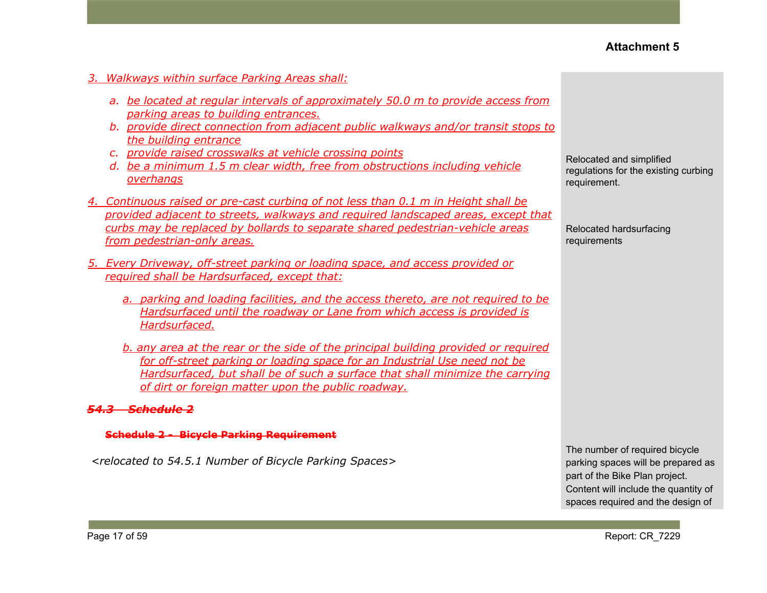**Attachment 5**

3. Walkways within surface Parking Areas shall:

   a. be located at regular intervals of approximately 50.0 m to provide access from parking areas to building entrances.
   b. provide direct connection from adjacent public walkways and/or transit stops to the building entrance
   c. provide raised crosswalks at vehicle crossing points
   d. be a minimum 1.5 m clear width, free from obstructions including vehicle overhangs

4. Continuous raised or pre-cast curbing of not less than 0.1 m in Height shall be provided adjacent to streets, walkways and required landscaped areas, except that curbs may be replaced by bollards to separate shared pedestrian-vehicle areas from pedestrian-only areas.

5. Every Driveway, off-street parking or loading space, and access provided or required shall be Hardsurfaced, except that:

   a. parking and loading facilities, and the access thereto, are not required to be Hardsurfaced until the roadway or Lane from which access is provided is Hardsurfaced.

   b. any area at the rear or the side of the principal building provided or required for off-street parking or loading space for an Industrial Use need not be Hardsurfaced, but shall be of such a surface that shall minimize the carrying of dirt or foreign matter upon the public roadway.

~~**54.3 Schedule 2**~~

~~**Schedule 2 - Bicycle Parking Requirement**~~

*<relocated to 54.5.1 Number of Bicycle Parking Spaces>*

Relocated and simplified regulations for the existing curbing requirement.

Relocated hardsurfacing requirements

The number of required bicycle parking spaces will be prepared as part of the Bike Plan project. Content will include the quantity of spaces required and the design of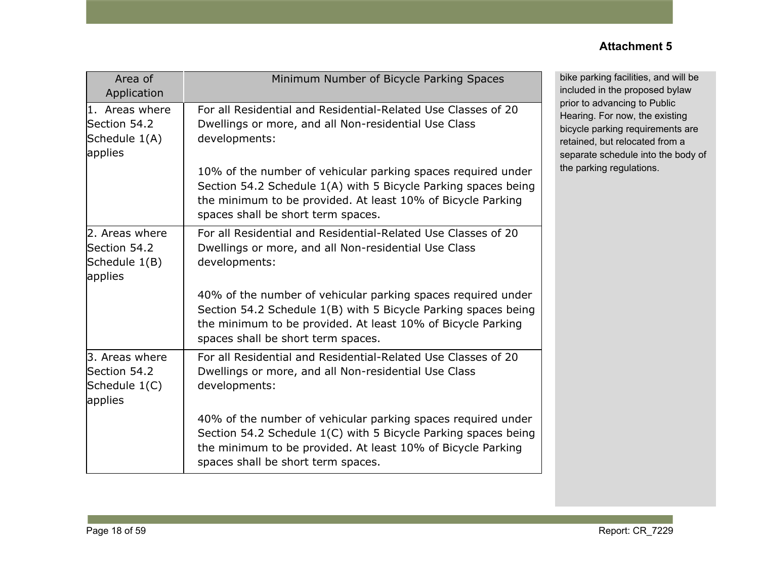**Attachment 5**

| Area of Application | Minimum Number of Bicycle Parking Spaces |
|---|---|
| 1. Areas where Section 54.2 Schedule 1(A) applies | For all Residential and Residential-Related Use Classes of 20 Dwellings or more, and all Non-residential Use Class developments:<br><br>10% of the number of vehicular parking spaces required under Section 54.2 Schedule 1(A) with 5 Bicycle Parking spaces being the minimum to be provided. At least 10% of Bicycle Parking spaces shall be short term spaces. |
| 2. Areas where Section 54.2 Schedule 1(B) applies | For all Residential and Residential-Related Use Classes of 20 Dwellings or more, and all Non-residential Use Class developments:<br><br>40% of the number of vehicular parking spaces required under Section 54.2 Schedule 1(B) with 5 Bicycle Parking spaces being the minimum to be provided. At least 10% of Bicycle Parking spaces shall be short term spaces. |
| 3. Areas where Section 54.2 Schedule 1(C) applies | For all Residential and Residential-Related Use Classes of 20 Dwellings or more, and all Non-residential Use Class developments:<br><br>40% of the number of vehicular parking spaces required under Section 54.2 Schedule 1(C) with 5 Bicycle Parking spaces being the minimum to be provided. At least 10% of Bicycle Parking spaces shall be short term spaces. |

bike parking facilities, and will be included in the proposed bylaw prior to advancing to Public Hearing. For now, the existing bicycle parking requirements are retained, but relocated from a separate schedule into the body of the parking regulations.

Report: CR_7229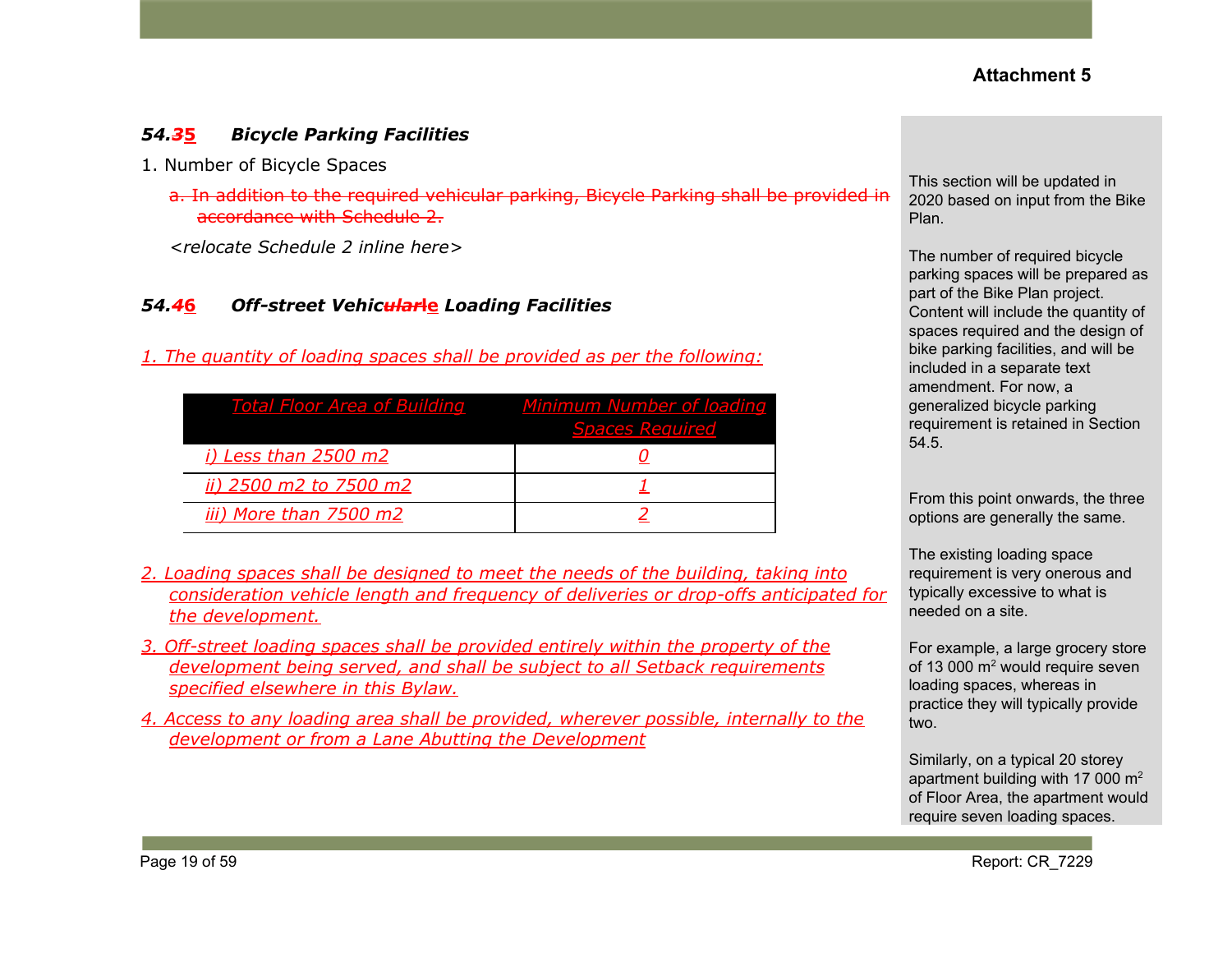Attachment 5

### *54.~~3~~5 Bicycle Parking Facilities*

1. Number of Bicycle Spaces

~~a. In addition to the required vehicular parking, Bicycle Parking shall be provided in accordance with Schedule 2.~~

*<relocate Schedule 2 inline here>*

### *54.~~4~~6 Off-street Vehic~~ular~~le Loading Facilities*

*1. The quantity of loading spaces shall be provided as per the following:*

| Total Floor Area of Building | Minimum Number of loading Spaces Required |
|---|---|
| i) Less than 2500 m2 | 0 |
| ii) 2500 m2 to 7500 m2 | 1 |
| iii) More than 7500 m2 | 2 |

*2. Loading spaces shall be designed to meet the needs of the building, taking into consideration vehicle length and frequency of deliveries or drop-offs anticipated for the development.*

*3. Off-street loading spaces shall be provided entirely within the property of the development being served, and shall be subject to all Setback requirements specified elsewhere in this Bylaw.*

*4. Access to any loading area shall be provided, wherever possible, internally to the development or from a Lane Abutting the Development*

This section will be updated in 2020 based on input from the Bike Plan.

The number of required bicycle parking spaces will be prepared as part of the Bike Plan project. Content will include the quantity of spaces required and the design of bike parking facilities, and will be included in a separate text amendment. For now, a generalized bicycle parking requirement is retained in Section 54.5.

From this point onwards, the three options are generally the same.

The existing loading space requirement is very onerous and typically excessive to what is needed on a site.

For example, a large grocery store of 13 000 $m^2$ would require seven loading spaces, whereas in practice they will typically provide two.

Similarly, on a typical 20 storey apartment building with 17 000 $m^2$ of Floor Area, the apartment would require seven loading spaces.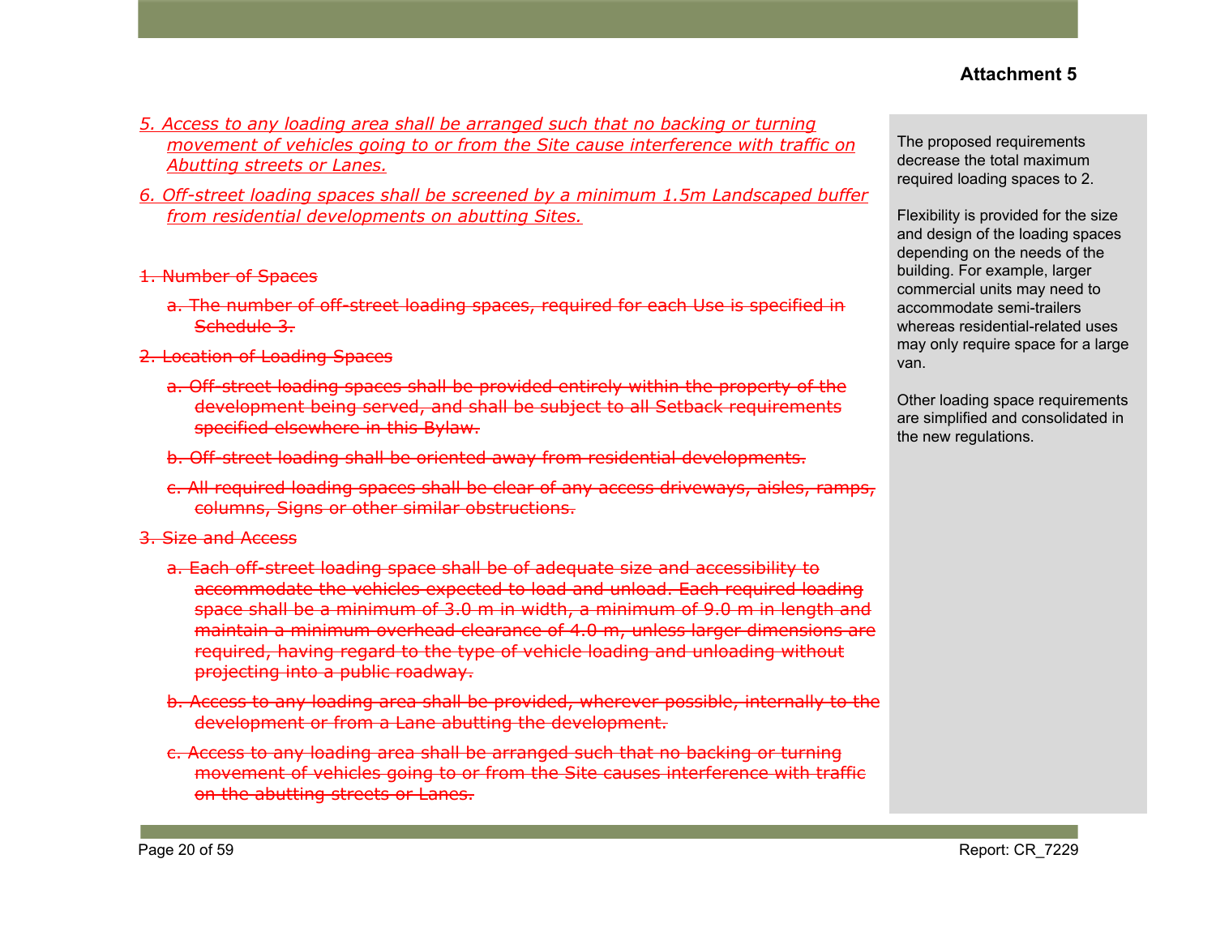**Attachment 5**

<u>*5. Access to any loading area shall be arranged such that no backing or turning movement of vehicles going to or from the Site cause interference with traffic on Abutting streets or Lanes.*</u>

<u>*6. Off-street loading spaces shall be screened by a minimum 1.5m Landscaped buffer from residential developments on abutting Sites.*</u>

~~1. Number of Spaces~~

~~a. The number of off-street loading spaces, required for each Use is specified in Schedule 3.~~

~~2. Location of Loading Spaces~~

~~a. Off-street loading spaces shall be provided entirely within the property of the development being served, and shall be subject to all Setback requirements specified elsewhere in this Bylaw.~~

~~b. Off-street loading shall be oriented away from residential developments.~~

~~c. All required loading spaces shall be clear of any access driveways, aisles, ramps, columns, Signs or other similar obstructions.~~

~~3. Size and Access~~

~~a. Each off-street loading space shall be of adequate size and accessibility to accommodate the vehicles expected to load and unload. Each required loading space shall be a minimum of 3.0 m in width, a minimum of 9.0 m in length and maintain a minimum overhead clearance of 4.0 m, unless larger dimensions are required, having regard to the type of vehicle loading and unloading without projecting into a public roadway.~~

~~b. Access to any loading area shall be provided, wherever possible, internally to the development or from a Lane abutting the development.~~

~~c. Access to any loading area shall be arranged such that no backing or turning movement of vehicles going to or from the Site causes interference with traffic on the abutting streets or Lanes.~~

The proposed requirements decrease the total maximum required loading spaces to 2.

Flexibility is provided for the size and design of the loading spaces depending on the needs of the building. For example, larger commercial units may need to accommodate semi-trailers whereas residential-related uses may only require space for a large van.

Other loading space requirements are simplified and consolidated in the new regulations.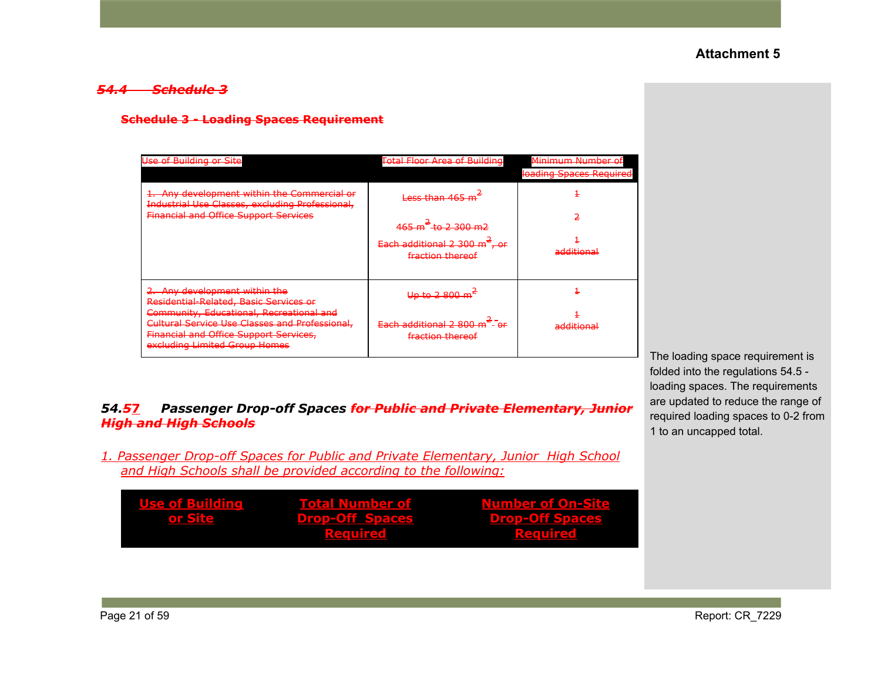Attachment 5

### ~~54.4 Schedule 3~~

**~~Schedule 3 - Loading Spaces Requirement~~**

| ~~Use of Building or Site~~ | ~~Total Floor Area of Building~~ | ~~Minimum Number of loading Spaces Required~~ |
|---|---|---|
| ~~1. Any development within the Commercial or Industrial Use Classes, excluding Professional, Financial and Office Support Services~~ | ~~Less than 465 $m^2$~~<br>~~465 $m^2$ to 2 300 m2~~<br>~~Each additional 2 300 $m^2$, or fraction thereof~~ | ~~1~~<br>~~2~~<br>~~1 additional~~ |
| ~~2. Any development within the Residential-Related, Basic Services or Community, Educational, Recreational and Cultural Service Use Classes and Professional, Financial and Office Support Services, excluding Limited Group Homes~~ | ~~Up to 2 800 $m^2$~~<br>~~Each additional 2 800 $m^2$ or fraction thereof~~ | ~~1~~<br>~~1 additional~~ |

The loading space requirement is folded into the regulations 54.5 - loading spaces. The requirements are updated to reduce the range of required loading spaces to 0-2 from 1 to an uncapped total.

### *54.~~5~~7 Passenger Drop-off Spaces ~~for Public and Private Elementary, Junior High and High Schools~~*

*1. Passenger Drop-off Spaces for Public and Private Elementary, Junior High School and High Schools shall be provided according to the following:*

| **Use of Building or Site** | **Total Number of Drop-Off Spaces Required** | **Number of On-Site Drop-Off Spaces Required** |
|---|---|---|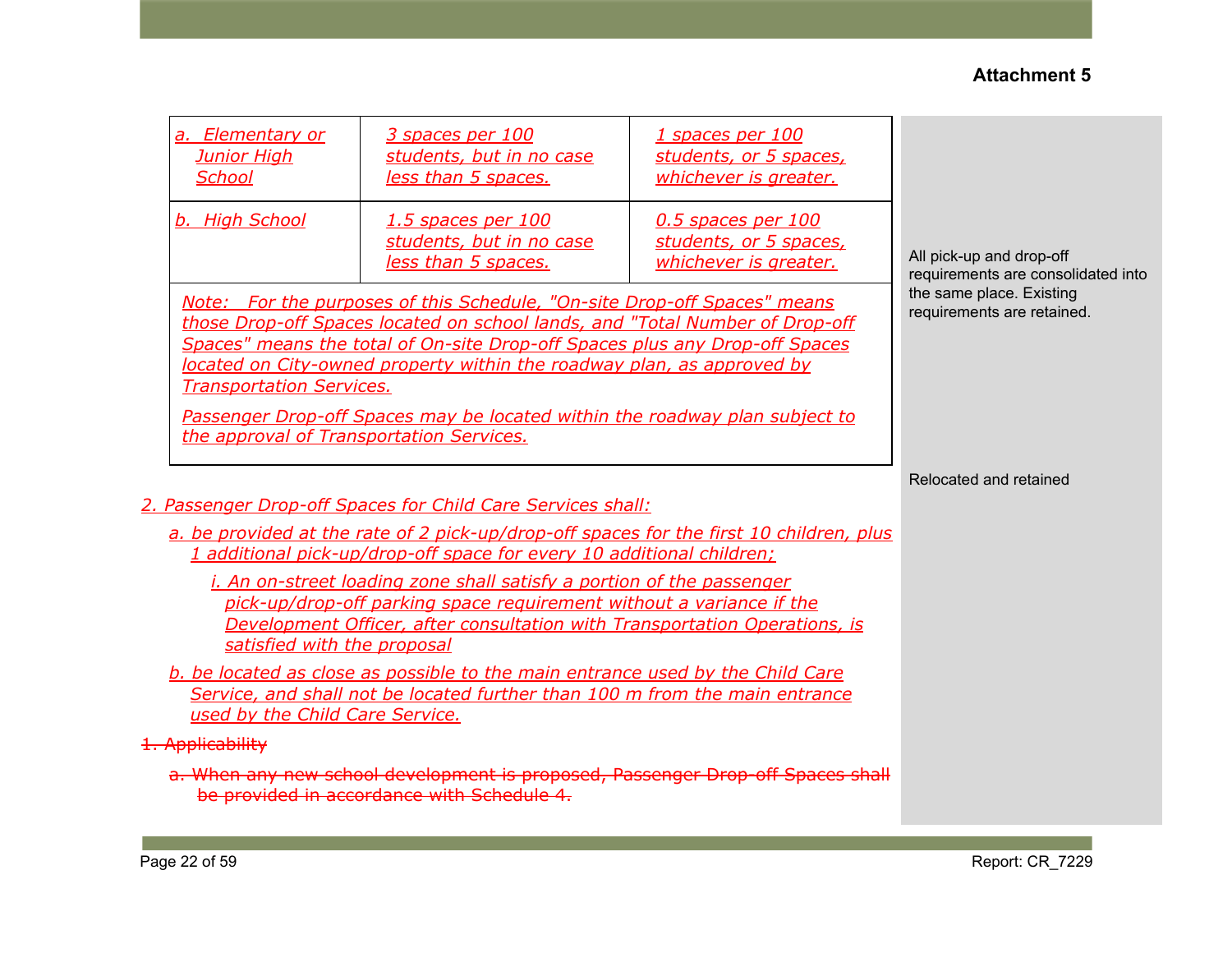**Attachment 5**

| | | | |
|---|---|---|---|
| a. Elementary or Junior High School | 3 spaces per 100 students, but in no case less than 5 spaces. | 1 spaces per 100 students, or 5 spaces, whichever is greater. | All pick-up and drop-off requirements are consolidated into the same place. Existing requirements are retained. |
| b. High School | 1.5 spaces per 100 students, but in no case less than 5 spaces. | 0.5 spaces per 100 students, or 5 spaces, whichever is greater. | |
| Note: For the purposes of this Schedule, "On-site Drop-off Spaces" means those Drop-off Spaces located on school lands, and "Total Number of Drop-off Spaces" means the total of On-site Drop-off Spaces plus any Drop-off Spaces located on City-owned property within the roadway plan, as approved by Transportation Services. Passenger Drop-off Spaces may be located within the roadway plan subject to the approval of Transportation Services. | | | |

2. Passenger Drop-off Spaces for Child Care Services shall:

   a. be provided at the rate of 2 pick-up/drop-off spaces for the first 10 children, plus 1 additional pick-up/drop-off space for every 10 additional children;

      i. An on-street loading zone shall satisfy a portion of the passenger pick-up/drop-off parking space requirement without a variance if the Development Officer, after consultation with Transportation Operations, is satisfied with the proposal

   b. be located as close as possible to the main entrance used by the Child Care Service, and shall not be located further than 100 m from the main entrance used by the Child Care Service.

*Relocated and retained*

~~1. Applicability~~

~~a. When any new school development is proposed, Passenger Drop-off Spaces shall be provided in accordance with Schedule 4.~~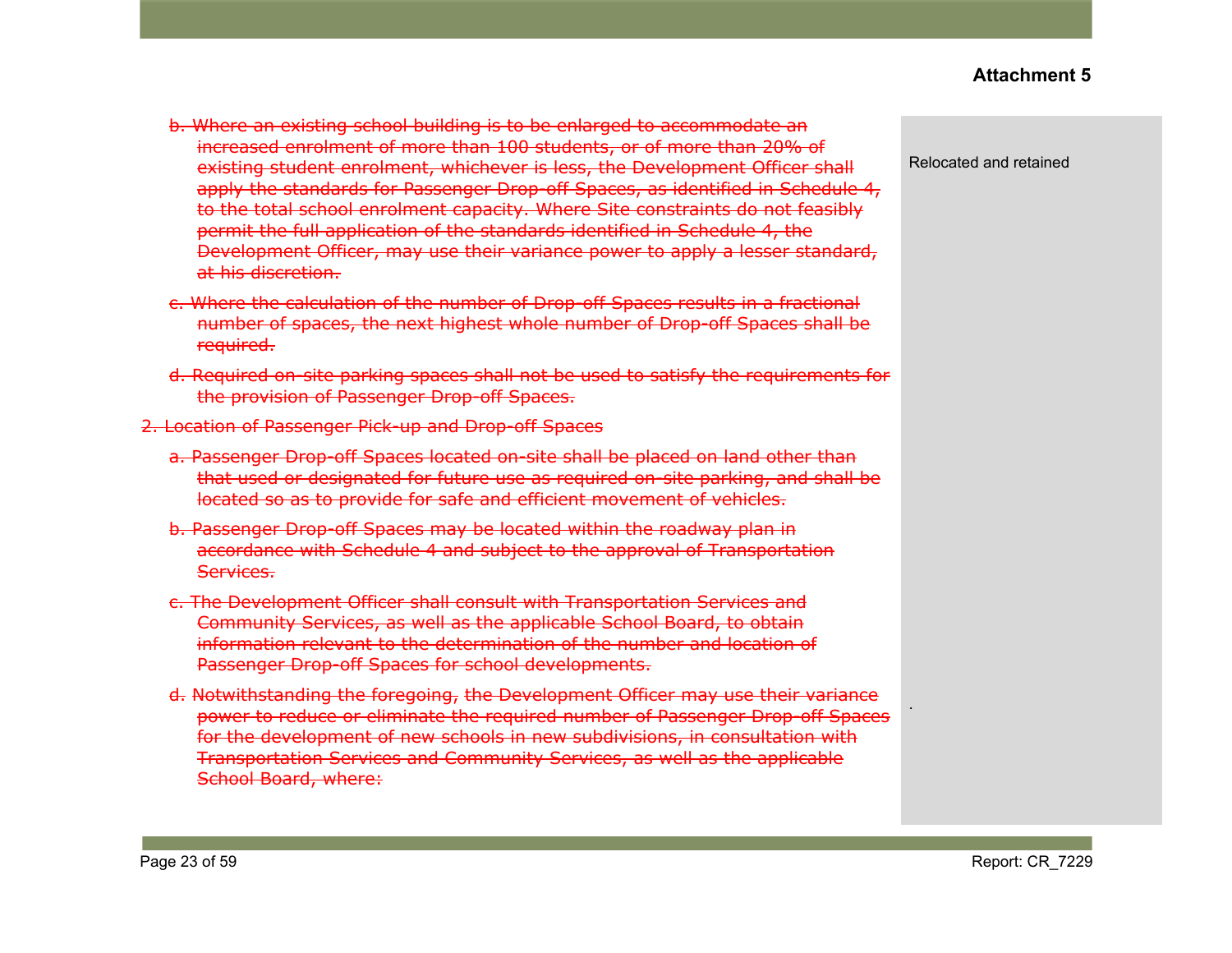**Attachment 5**

| | |
|---|---|
| ~~b. Where an existing school building is to be enlarged to accommodate an increased enrolment of more than 100 students, or of more than 20% of existing student enrolment, whichever is less, the Development Officer shall apply the standards for Passenger Drop-off Spaces, as identified in Schedule 4, to the total school enrolment capacity. Where Site constraints do not feasibly permit the full application of the standards identified in Schedule 4, the Development Officer, may use their variance power to apply a lesser standard, at his discretion.~~<br><br>~~c. Where the calculation of the number of Drop-off Spaces results in a fractional number of spaces, the next highest whole number of Drop-off Spaces shall be required.~~<br><br>~~d. Required on-site parking spaces shall not be used to satisfy the requirements for the provision of Passenger Drop-off Spaces.~~<br><br>~~2. Location of Passenger Pick-up and Drop-off Spaces~~<br><br>~~a. Passenger Drop-off Spaces located on-site shall be placed on land other than that used or designated for future use as required on-site parking, and shall be located so as to provide for safe and efficient movement of vehicles.~~<br><br>~~b. Passenger Drop-off Spaces may be located within the roadway plan in accordance with Schedule 4 and subject to the approval of Transportation Services.~~<br><br>~~c. The Development Officer shall consult with Transportation Services and Community Services, as well as the applicable School Board, to obtain information relevant to the determination of the number and location of Passenger Drop-off Spaces for school developments.~~<br><br>~~d. Notwithstanding the foregoing, the Development Officer may use their variance power to reduce or eliminate the required number of Passenger Drop-off Spaces for the development of new schools in new subdivisions, in consultation with Transportation Services and Community Services, as well as the applicable School Board, where:~~ | Relocated and retained<br><br>. |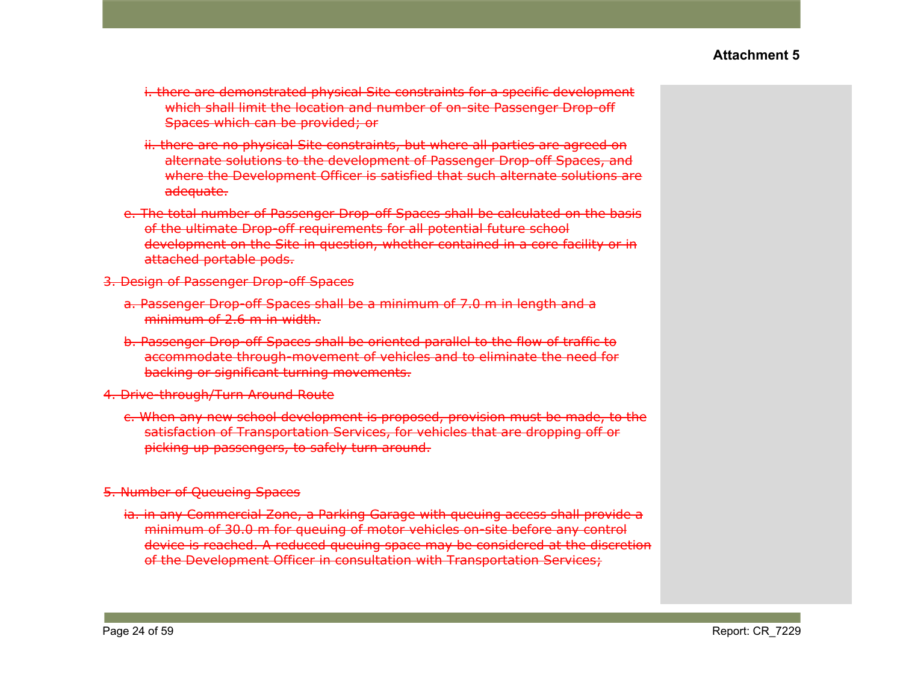**Attachment 5**

~~i. there are demonstrated physical Site constraints for a specific development which shall limit the location and number of on-site Passenger Drop-off Spaces which can be provided; or~~

~~ii. there are no physical Site constraints, but where all parties are agreed on alternate solutions to the development of Passenger Drop-off Spaces, and where the Development Officer is satisfied that such alternate solutions are adequate.~~

~~c. The total number of Passenger Drop-off Spaces shall be calculated on the basis of the ultimate Drop-off requirements for all potential future school development on the Site in question, whether contained in a core facility or in attached portable pods.~~

~~3. Design of Passenger Drop-off Spaces~~

~~a. Passenger Drop-off Spaces shall be a minimum of 7.0 m in length and a minimum of 2.6 m in width.~~

~~b. Passenger Drop-off Spaces shall be oriented parallel to the flow of traffic to accommodate through-movement of vehicles and to eliminate the need for backing or significant turning movements.~~

~~4. Drive-through/Turn Around Route~~

~~c. When any new school development is proposed, provision must be made, to the satisfaction of Transportation Services, for vehicles that are dropping off or picking up passengers, to safely turn around.~~

~~5. Number of Queueing Spaces~~

~~ia. in any Commercial Zone, a Parking Garage with queuing access shall provide a minimum of 30.0 m for queuing of motor vehicles on-site before any control device is reached. A reduced queuing space may be considered at the discretion of the Development Officer in consultation with Transportation Services;~~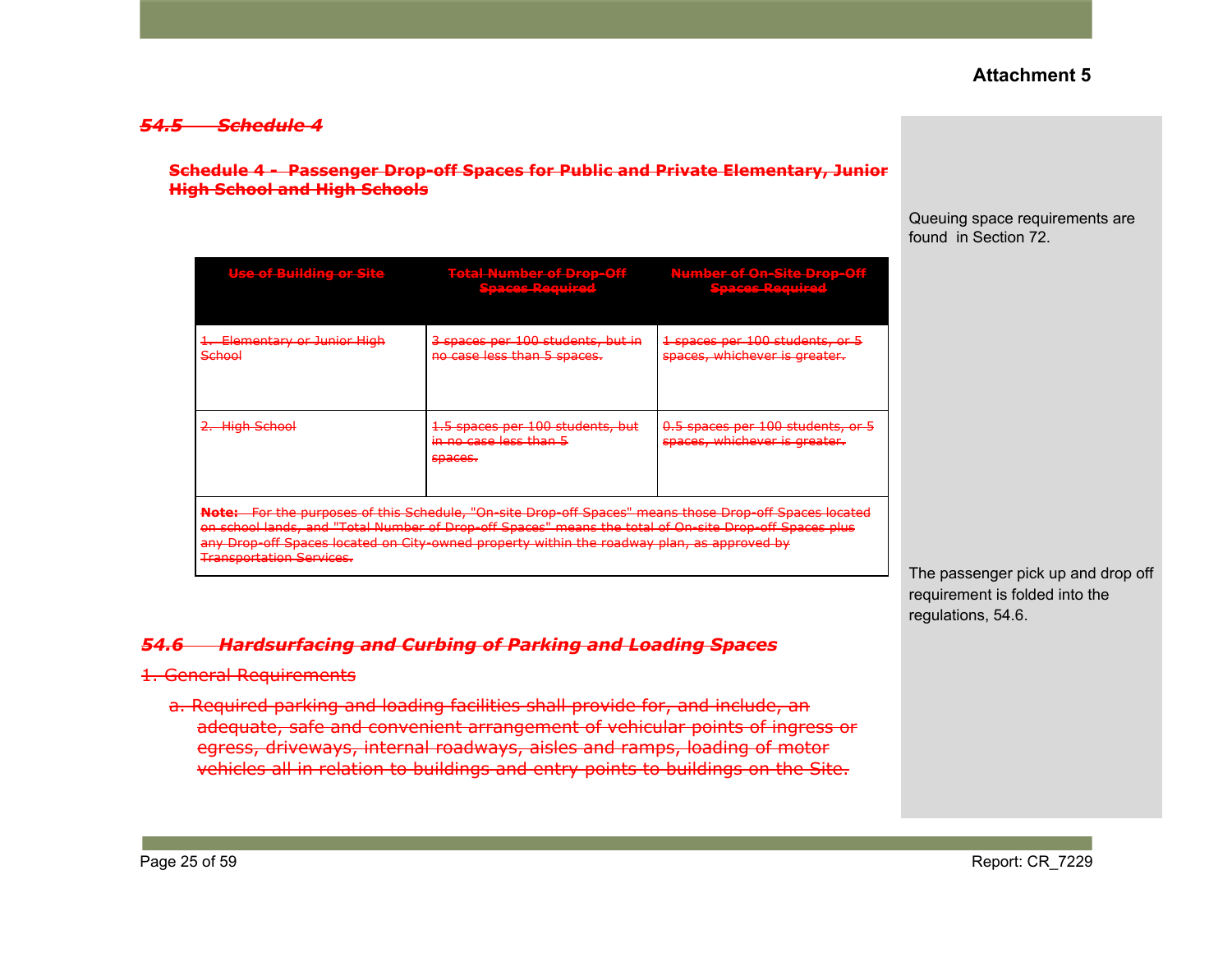**Attachment 5**

## ~~*54.5 Schedule 4*~~

**~~Schedule 4 - Passenger Drop-off Spaces for Public and Private Elementary, Junior High School and High Schools~~**

Queuing space requirements are found in Section 72.

| ~~Use of Building or Site~~ | ~~Total Number of Drop-Off Spaces Required~~ | ~~Number of On-Site Drop-Off Spaces Required~~ |
|---|---|---|
| ~~1. Elementary or Junior High School~~ | ~~3 spaces per 100 students, but in no case less than 5 spaces.~~ | ~~1 spaces per 100 students, or 5 spaces, whichever is greater.~~ |
| ~~2. High School~~ | ~~1.5 spaces per 100 students, but in no case less than 5 spaces.~~ | ~~0.5 spaces per 100 students, or 5 spaces, whichever is greater.~~ |
| ~~**Note:** For the purposes of this Schedule, "On-site Drop-off Spaces" means those Drop-off Spaces located on school lands, and "Total Number of Drop-off Spaces" means the total of On-site Drop-off Spaces plus any Drop-off Spaces located on City-owned property within the roadway plan, as approved by Transportation Services.~~ | | |

The passenger pick up and drop off requirement is folded into the regulations, 54.6.

## ~~*54.6 Hardsurfacing and Curbing of Parking and Loading Spaces*~~

~~1. General Requirements~~

~~a. Required parking and loading facilities shall provide for, and include, an adequate, safe and convenient arrangement of vehicular points of ingress or egress, driveways, internal roadways, aisles and ramps, loading of motor vehicles all in relation to buildings and entry points to buildings on the Site.~~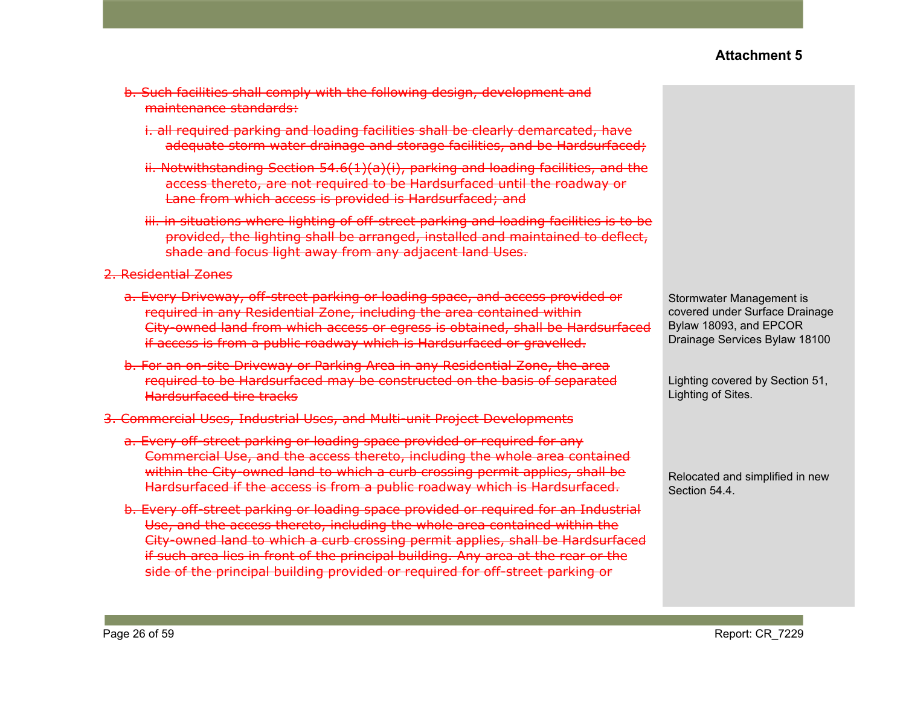**Attachment 5**

~~b. Such facilities shall comply with the following design, development and maintenance standards:~~

~~i. all required parking and loading facilities shall be clearly demarcated, have adequate storm water drainage and storage facilities, and be Hardsurfaced;~~

~~ii. Notwithstanding Section 54.6(1)(a)(i), parking and loading facilities, and the access thereto, are not required to be Hardsurfaced until the roadway or Lane from which access is provided is Hardsurfaced; and~~

~~iii. in situations where lighting of off-street parking and loading facilities is to be provided, the lighting shall be arranged, installed and maintained to deflect, shade and focus light away from any adjacent land Uses.~~

~~2. Residential Zones~~

~~a. Every Driveway, off-street parking or loading space, and access provided or required in any Residential Zone, including the area contained within City-owned land from which access or egress is obtained, shall be Hardsurfaced if access is from a public roadway which is Hardsurfaced or gravelled.~~

~~b. For an on-site Driveway or Parking Area in any Residential Zone, the area required to be Hardsurfaced may be constructed on the basis of separated Hardsurfaced tire tracks~~

~~3. Commercial Uses, Industrial Uses, and Multi-unit Project Developments~~

~~a. Every off-street parking or loading space provided or required for any Commercial Use, and the access thereto, including the whole area contained within the City-owned land to which a curb crossing permit applies, shall be Hardsurfaced if the access is from a public roadway which is Hardsurfaced.~~

~~b. Every off-street parking or loading space provided or required for an Industrial Use, and the access thereto, including the whole area contained within the City-owned land to which a curb crossing permit applies, shall be Hardsurfaced if such area lies in front of the principal building. Any area at the rear or the side of the principal building provided or required for off-street parking or~~

Stormwater Management is covered under Surface Drainage Bylaw 18093, and EPCOR Drainage Services Bylaw 18100

Lighting covered by Section 51, Lighting of Sites.

Relocated and simplified in new Section 54.4.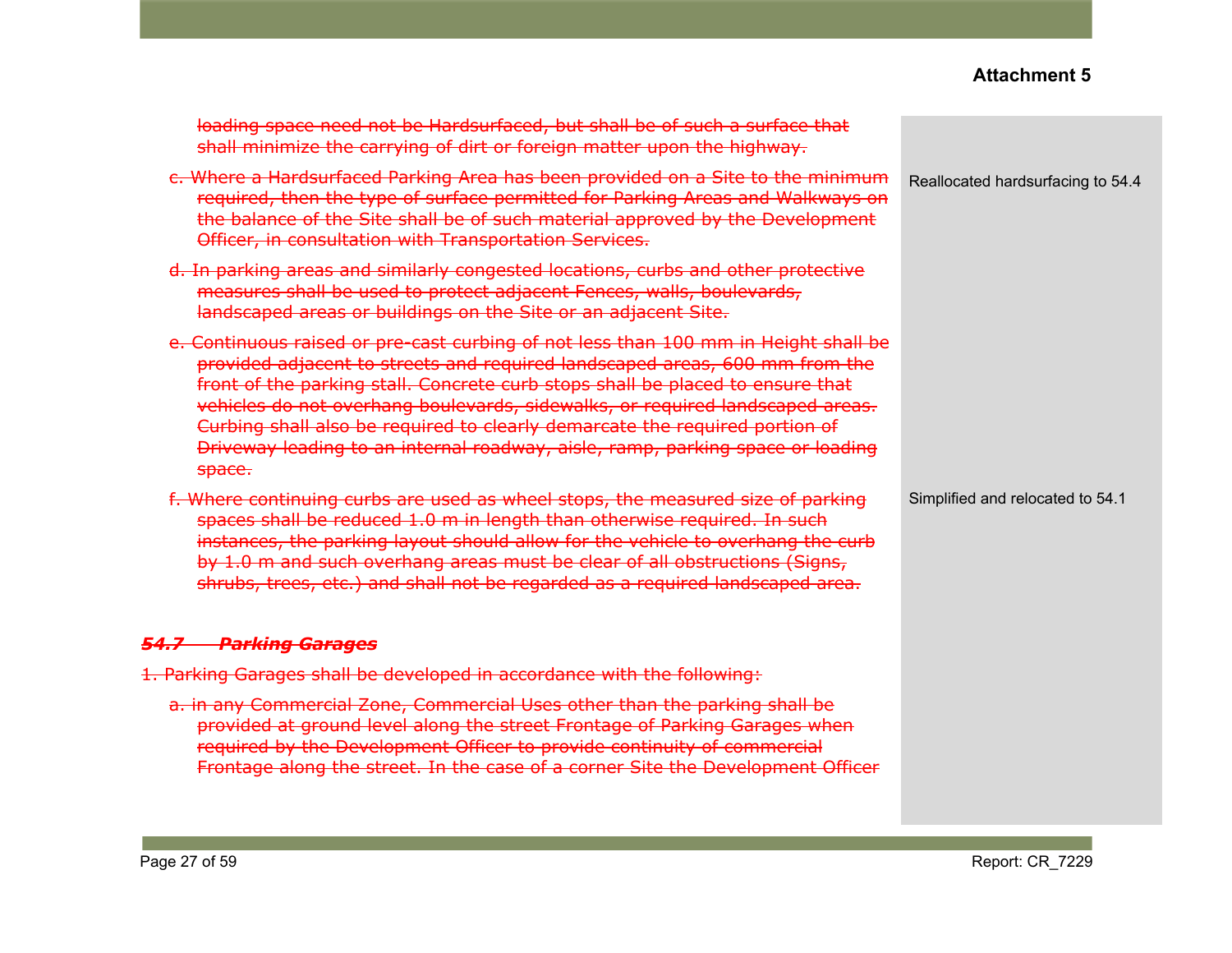**Attachment 5**

~~loading space need not be Hardsurfaced, but shall be of such a surface that shall minimize the carrying of dirt or foreign matter upon the highway.~~

~~c. Where a Hardsurfaced Parking Area has been provided on a Site to the minimum required, then the type of surface permitted for Parking Areas and Walkways on the balance of the Site shall be of such material approved by the Development Officer, in consultation with Transportation Services.~~

> Reallocated hardsurfacing to 54.4

~~d. In parking areas and similarly congested locations, curbs and other protective measures shall be used to protect adjacent Fences, walls, boulevards, landscaped areas or buildings on the Site or an adjacent Site.~~

~~e. Continuous raised or pre-cast curbing of not less than 100 mm in Height shall be provided adjacent to streets and required landscaped areas, 600 mm from the front of the parking stall. Concrete curb stops shall be placed to ensure that vehicles do not overhang boulevards, sidewalks, or required landscaped areas. Curbing shall also be required to clearly demarcate the required portion of Driveway leading to an internal roadway, aisle, ramp, parking space or loading space.~~

~~f. Where continuing curbs are used as wheel stops, the measured size of parking spaces shall be reduced 1.0 m in length than otherwise required. In such instances, the parking layout should allow for the vehicle to overhang the curb by 1.0 m and such overhang areas must be clear of all obstructions (Signs, shrubs, trees, etc.) and shall not be regarded as a required landscaped area.~~

> Simplified and relocated to 54.1

### ~~*54.7 Parking Garages*~~

~~1. Parking Garages shall be developed in accordance with the following:~~

~~a. in any Commercial Zone, Commercial Uses other than the parking shall be provided at ground level along the street Frontage of Parking Garages when required by the Development Officer to provide continuity of commercial Frontage along the street. In the case of a corner Site the Development Officer~~

Report: CR_7229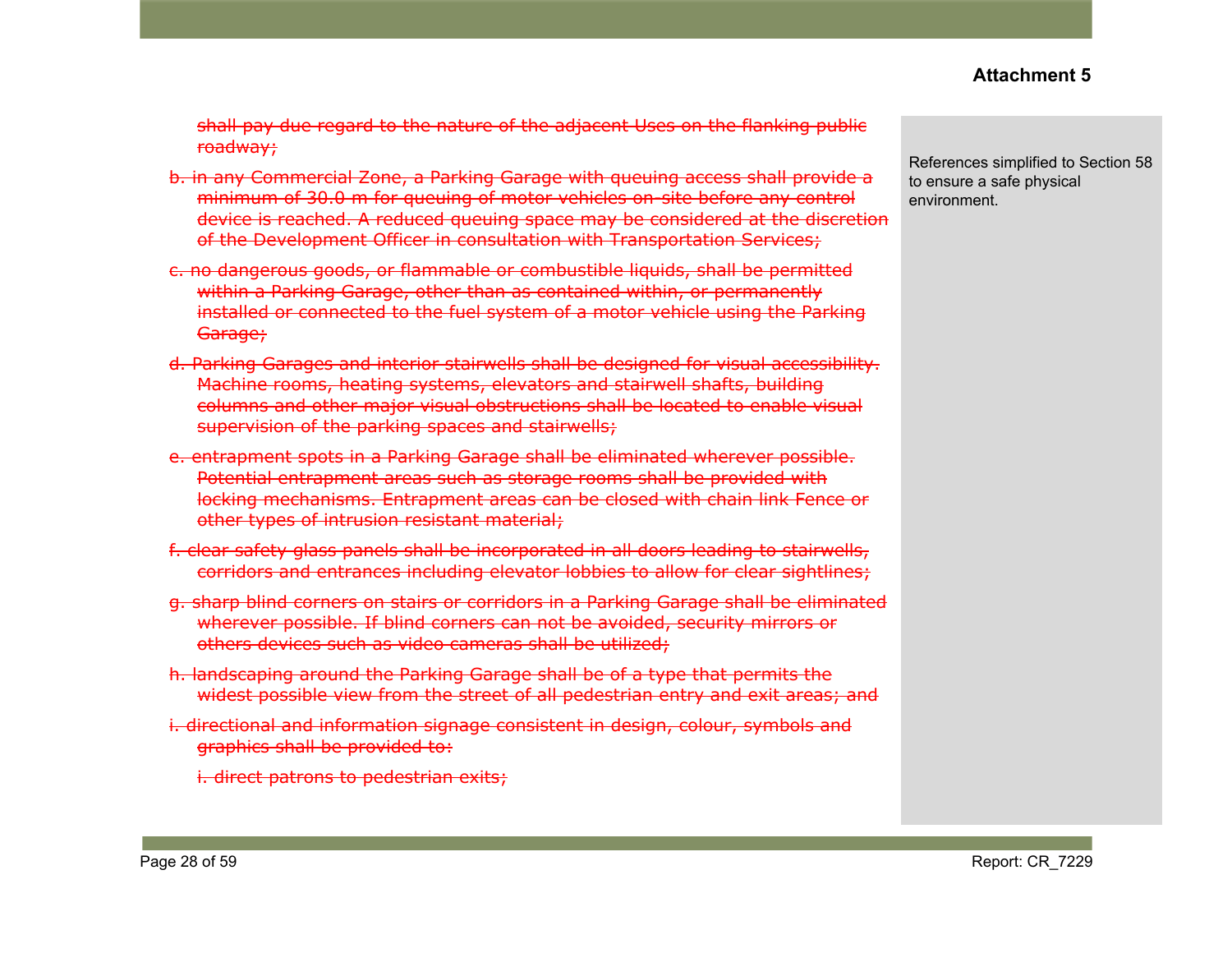**Attachment 5**

~~shall pay due regard to the nature of the adjacent Uses on the flanking public roadway;~~

~~b. in any Commercial Zone, a Parking Garage with queuing access shall provide a minimum of 30.0 m for queuing of motor vehicles on-site before any control device is reached. A reduced queuing space may be considered at the discretion of the Development Officer in consultation with Transportation Services;~~

~~c. no dangerous goods, or flammable or combustible liquids, shall be permitted within a Parking Garage, other than as contained within, or permanently installed or connected to the fuel system of a motor vehicle using the Parking Garage;~~

~~d. Parking Garages and interior stairwells shall be designed for visual accessibility. Machine rooms, heating systems, elevators and stairwell shafts, building columns and other major visual obstructions shall be located to enable visual supervision of the parking spaces and stairwells;~~

~~e. entrapment spots in a Parking Garage shall be eliminated wherever possible. Potential entrapment areas such as storage rooms shall be provided with locking mechanisms. Entrapment areas can be closed with chain link Fence or other types of intrusion resistant material;~~

~~f. clear safety glass panels shall be incorporated in all doors leading to stairwells, corridors and entrances including elevator lobbies to allow for clear sightlines;~~

~~g. sharp blind corners on stairs or corridors in a Parking Garage shall be eliminated wherever possible. If blind corners can not be avoided, security mirrors or others devices such as video cameras shall be utilized;~~

~~h. landscaping around the Parking Garage shall be of a type that permits the widest possible view from the street of all pedestrian entry and exit areas; and~~

~~i. directional and information signage consistent in design, colour, symbols and graphics shall be provided to:~~

~~i. direct patrons to pedestrian exits;~~

References simplified to Section 58 to ensure a safe physical environment.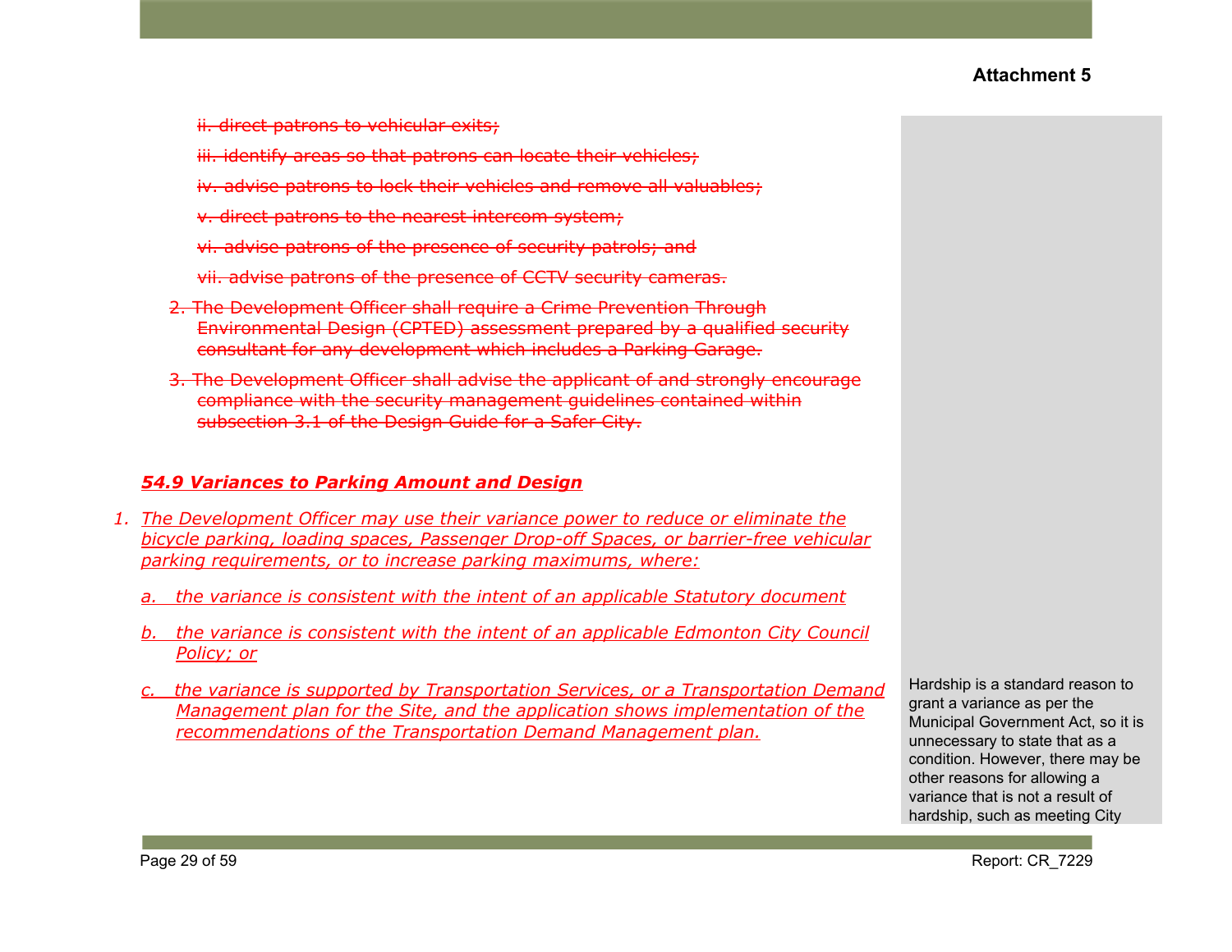~~ii. direct patrons to vehicular exits;~~

~~iii. identify areas so that patrons can locate their vehicles;~~

~~iv. advise patrons to lock their vehicles and remove all valuables;~~

~~v. direct patrons to the nearest intercom system;~~

~~vi. advise patrons of the presence of security patrols; and~~

~~vii. advise patrons of the presence of CCTV security cameras.~~

~~2. The Development Officer shall require a Crime Prevention Through Environmental Design (CPTED) assessment prepared by a qualified security consultant for any development which includes a Parking Garage.~~

~~3. The Development Officer shall advise the applicant of and strongly encourage compliance with the security management guidelines contained within subsection 3.1 of the Design Guide for a Safer City.~~

***54.9 Variances to Parking Amount and Design***

1. *The Development Officer may use their variance power to reduce or eliminate the bicycle parking, loading spaces, Passenger Drop-off Spaces, or barrier-free vehicular parking requirements, or to increase parking maximums, where:*

   a. *the variance is consistent with the intent of an applicable Statutory document*

   b. *the variance is consistent with the intent of an applicable Edmonton City Council Policy; or*

   c. *the variance is supported by Transportation Services, or a Transportation Demand Management plan for the Site, and the application shows implementation of the recommendations of the Transportation Demand Management plan.*

Hardship is a standard reason to grant a variance as per the Municipal Government Act, so it is unnecessary to state that as a condition. However, there may be other reasons for allowing a variance that is not a result of hardship, such as meeting City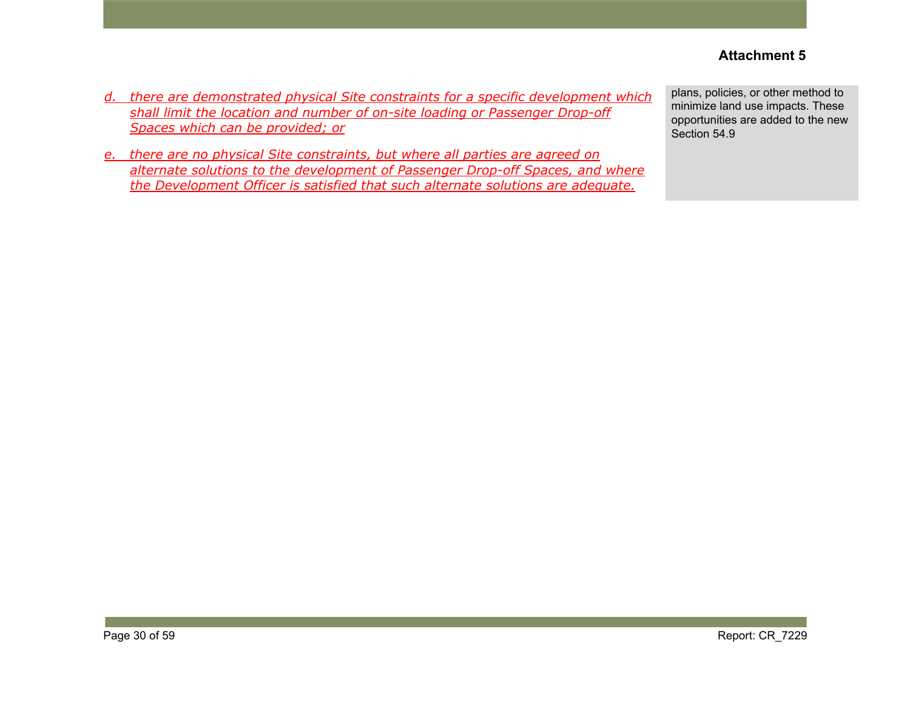**Attachment 5**

| | |
|---|---|
| *d. there are demonstrated physical Site constraints for a specific development which shall limit the location and number of on-site loading or Passenger Drop-off Spaces which can be provided; or*<br><br>*e. there are no physical Site constraints, but where all parties are agreed on alternate solutions to the development of Passenger Drop-off Spaces, and where the Development Officer is satisfied that such alternate solutions are adequate.* | plans, policies, or other method to minimize land use impacts. These opportunities are added to the new Section 54.9 |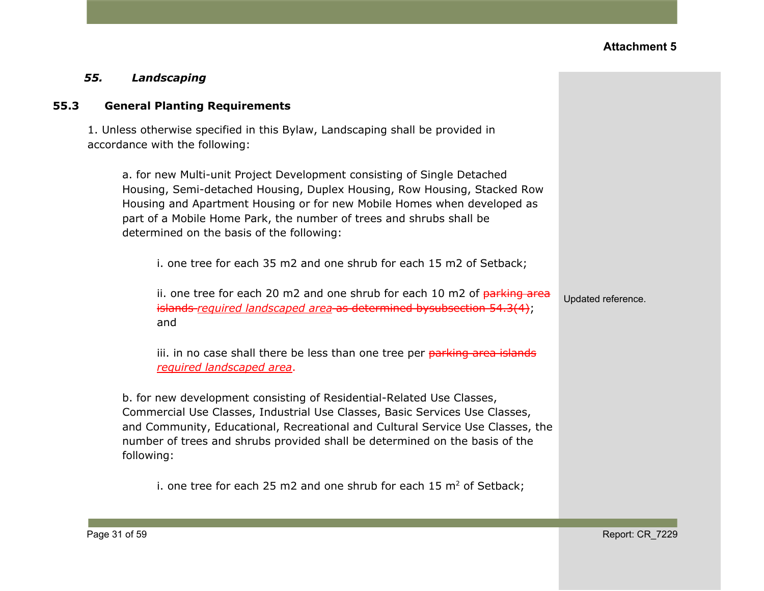Attachment 5

### *55. Landscaping*

#### 55.3 General Planting Requirements

1. Unless otherwise specified in this Bylaw, Landscaping shall be provided in accordance with the following:

   a. for new Multi-unit Project Development consisting of Single Detached Housing, Semi-detached Housing, Duplex Housing, Row Housing, Stacked Row Housing and Apartment Housing or for new Mobile Homes when developed as part of a Mobile Home Park, the number of trees and shrubs shall be determined on the basis of the following:

      i. one tree for each 35 m2 and one shrub for each 15 m2 of Setback;

      ii. one tree for each 20 m2 and one shrub for each 10 m2 of ~~parking area islands~~ *required landscaped area* ~~as determined bysubsection 54.3(4)~~; and

      iii. in no case shall there be less than one tree per ~~parking area islands~~ *required landscaped area*.

   b. for new development consisting of Residential-Related Use Classes, Commercial Use Classes, Industrial Use Classes, Basic Services Use Classes, and Community, Educational, Recreational and Cultural Service Use Classes, the number of trees and shrubs provided shall be determined on the basis of the following:

      i. one tree for each 25 m2 and one shrub for each 15 $m^2$ of Setback;

Updated reference.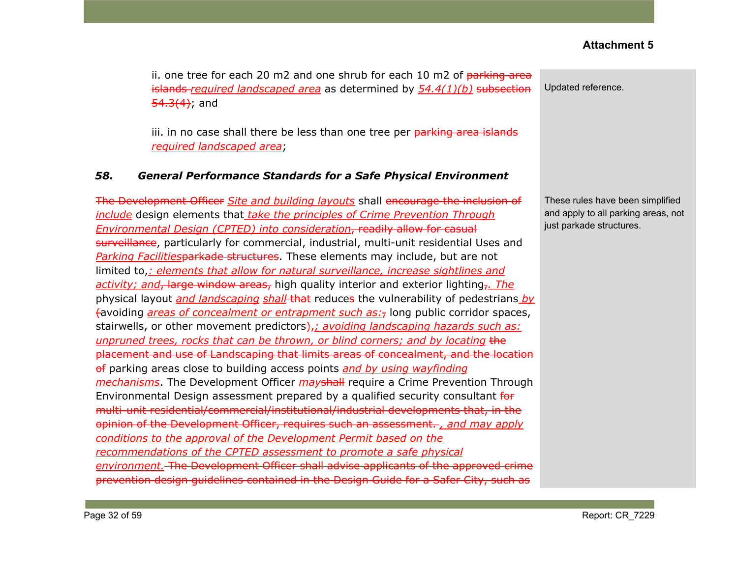**Attachment 5**

ii. one tree for each 20 m2 and one shrub for each 10 m2 of ~~parking area islands~~ _required landscaped area_ as determined by _54.4(1)(b)_ ~~subsection 54.3(4)~~; and

iii. in no case shall there be less than one tree per ~~parking area islands~~ _required landscaped area_;

> Updated reference.

### *58. General Performance Standards for a Safe Physical Environment*

~~The Development Officer~~ _Site and building layouts_ shall ~~encourage the inclusion of~~ _include_ design elements that _take the principles of Crime Prevention Through Environmental Design (CPTED) into consideration_~~, readily allow for casual surveillance~~, particularly for commercial, industrial, multi-unit residential Uses and _Parking Facilities_~~parkade structures~~. These elements may include, but are not limited to,_: elements that allow for natural surveillance, increase sightlines and activity; and_~~, large window areas,~~ high quality interior and exterior lighting~~,~~_. The_ physical layout _and landscaping_ _shall_ ~~that~~ reduce~~s~~ the vulnerability of pedestrians _by_ ~~(~~avoiding _areas of concealment or entrapment such as:_~~,~~ long public corridor spaces, stairwells, or other movement predictors~~),~~_; avoiding landscaping hazards such as: unpruned trees, rocks that can be thrown, or blind corners; and by locating_ ~~the placement and use of Landscaping that limits areas of concealment, and the location of~~ parking areas close to building access points _and by using wayfinding mechanisms_. The Development Officer _may_~~shall~~ require a Crime Prevention Through Environmental Design assessment prepared by a qualified security consultant ~~for multi-unit residential/commercial/institutional/industrial developments that, in the opinion of the Development Officer, requires such an assessment.~~ _, and may apply conditions to the approval of the Development Permit based on the recommendations of the CPTED assessment to promote a safe physical environment._ ~~The Development Officer shall advise applicants of the approved crime prevention design guidelines contained in the Design Guide for a Safer City, such as~~

> These rules have been simplified and apply to all parking areas, not just parkade structures.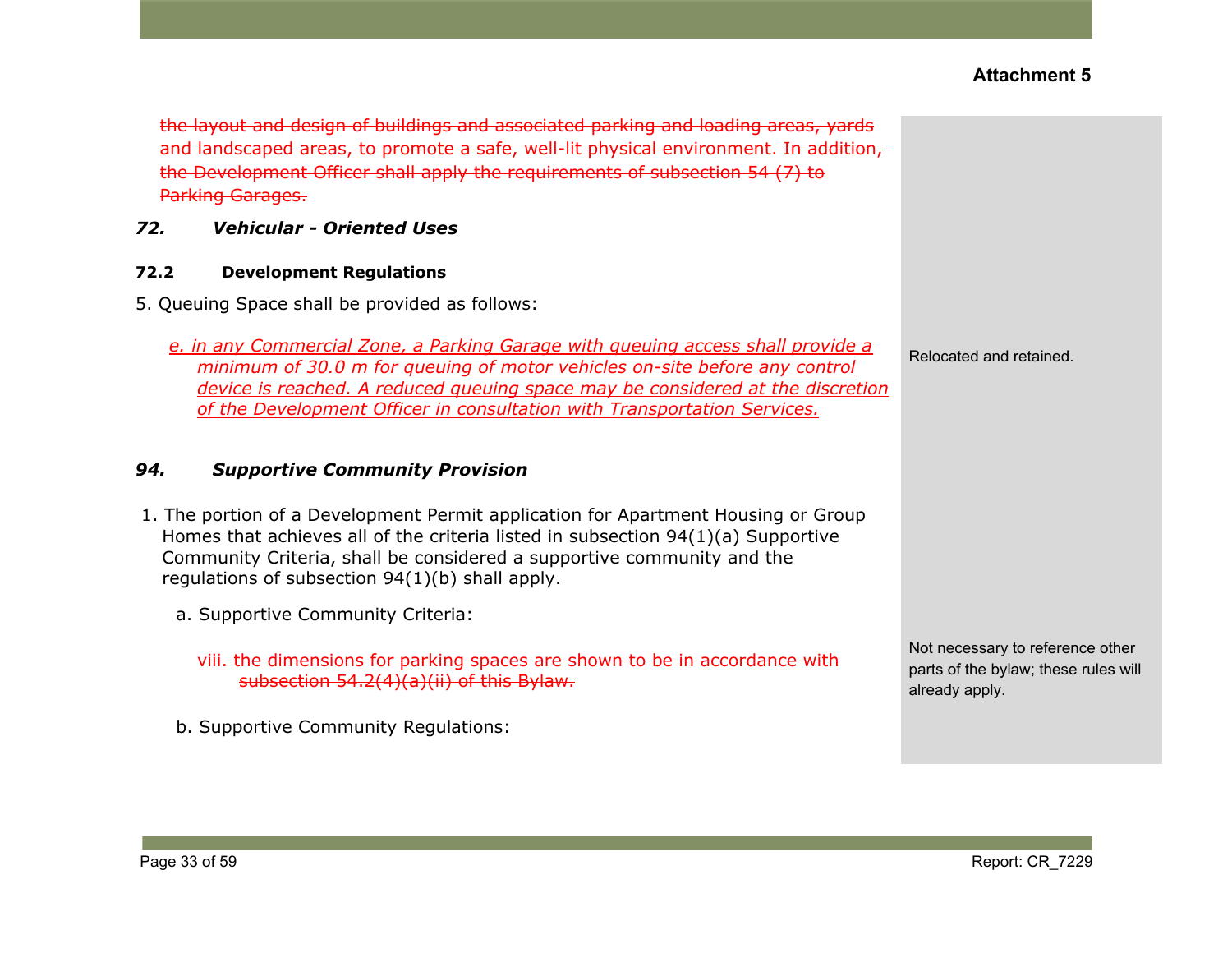**Attachment 5**

~~the layout and design of buildings and associated parking and loading areas, yards and landscaped areas, to promote a safe, well-lit physical environment. In addition, the Development Officer shall apply the requirements of subsection 54 (7) to Parking Garages.~~

### *72. Vehicular - Oriented Uses*

#### 72.2 Development Regulations

5. Queuing Space shall be provided as follows:

<u>*e. in any Commercial Zone, a Parking Garage with queuing access shall provide a minimum of 30.0 m for queuing of motor vehicles on-site before any control device is reached. A reduced queuing space may be considered at the discretion of the Development Officer in consultation with Transportation Services.*</u>

Relocated and retained.

### *94. Supportive Community Provision*

1. The portion of a Development Permit application for Apartment Housing or Group Homes that achieves all of the criteria listed in subsection 94(1)(a) Supportive Community Criteria, shall be considered a supportive community and the regulations of subsection 94(1)(b) shall apply.

   a. Supportive Community Criteria:

      ~~viii. the dimensions for parking spaces are shown to be in accordance with subsection 54.2(4)(a)(ii) of this Bylaw.~~

   b. Supportive Community Regulations:

Not necessary to reference other parts of the bylaw; these rules will already apply.

Report: CR_7229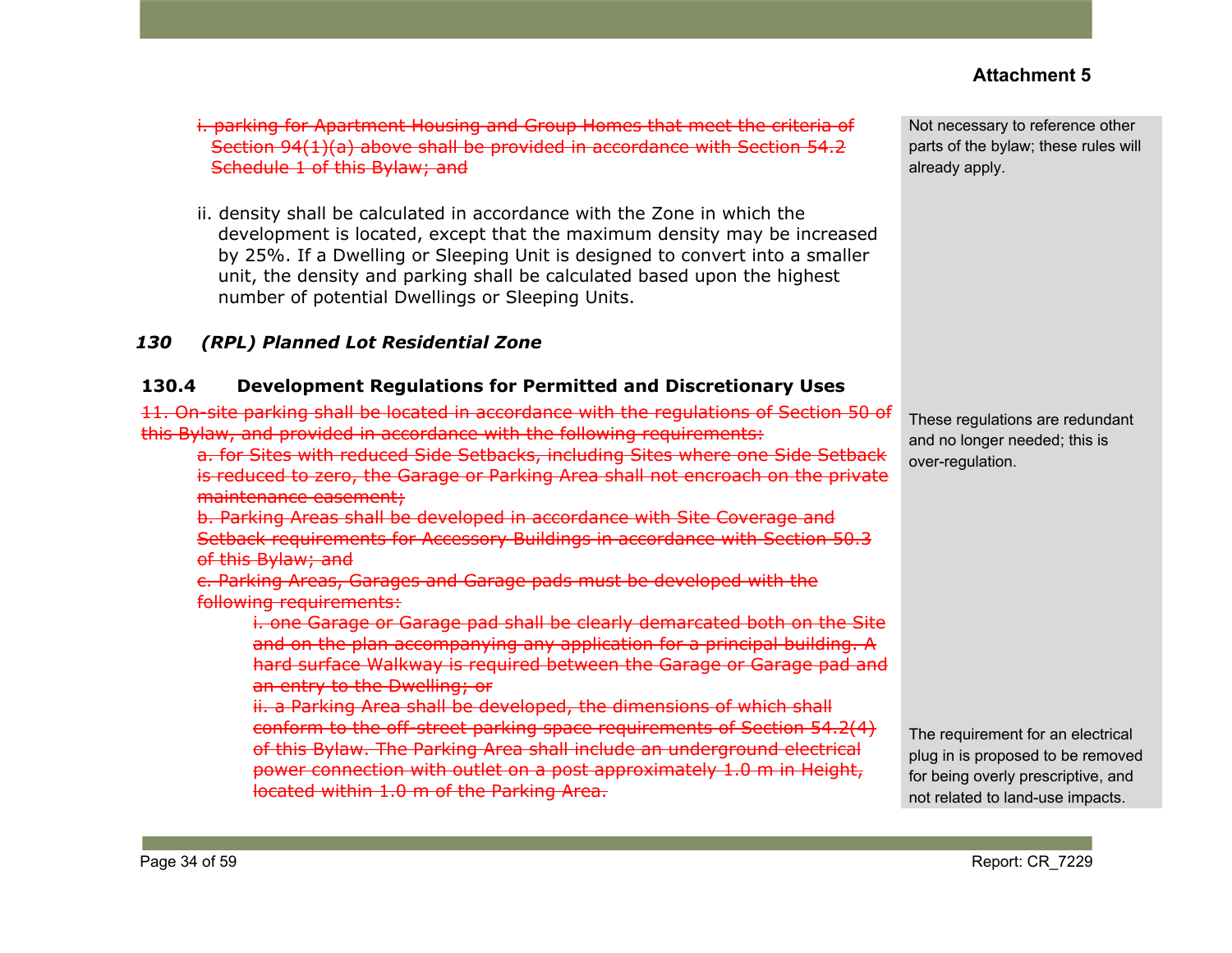**Attachment 5**

~~i. parking for Apartment Housing and Group Homes that meet the criteria of Section 94(1)(a) above shall be provided in accordance with Section 54.2 Schedule 1 of this Bylaw; and~~

> Not necessary to reference other parts of the bylaw; these rules will already apply.

ii. density shall be calculated in accordance with the Zone in which the development is located, except that the maximum density may be increased by 25%. If a Dwelling or Sleeping Unit is designed to convert into a smaller unit, the density and parking shall be calculated based upon the highest number of potential Dwellings or Sleeping Units.

### *130 (RPL) Planned Lot Residential Zone*

#### 130.4 Development Regulations for Permitted and Discretionary Uses

~~11. On-site parking shall be located in accordance with the regulations of Section 50 of this Bylaw, and provided in accordance with the following requirements:~~

> These regulations are redundant and no longer needed; this is over-regulation.

~~a. for Sites with reduced Side Setbacks, including Sites where one Side Setback is reduced to zero, the Garage or Parking Area shall not encroach on the private maintenance easement;~~

~~b. Parking Areas shall be developed in accordance with Site Coverage and Setback requirements for Accessory Buildings in accordance with Section 50.3 of this Bylaw; and~~

~~c. Parking Areas, Garages and Garage pads must be developed with the following requirements:~~

~~i. one Garage or Garage pad shall be clearly demarcated both on the Site and on the plan accompanying any application for a principal building. A hard surface Walkway is required between the Garage or Garage pad and an entry to the Dwelling; or~~

~~ii. a Parking Area shall be developed, the dimensions of which shall conform to the off-street parking space requirements of Section 54.2(4) of this Bylaw. The Parking Area shall include an underground electrical power connection with outlet on a post approximately 1.0 m in Height, located within 1.0 m of the Parking Area.~~

> The requirement for an electrical plug in is proposed to be removed for being overly prescriptive, and not related to land-use impacts.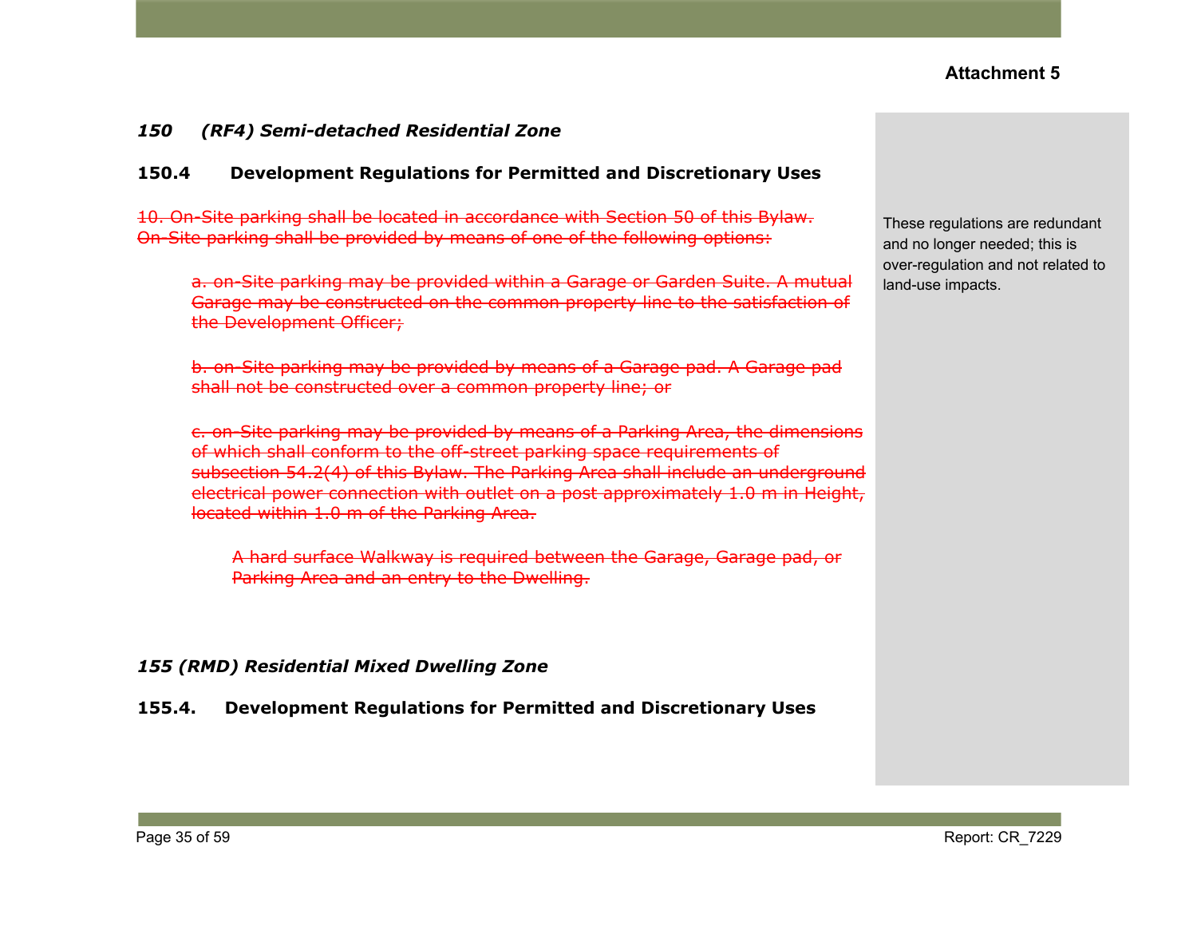Attachment 5

*150 (RF4) Semi-detached Residential Zone*

**150.4 Development Regulations for Permitted and Discretionary Uses**

~~10. On-Site parking shall be located in accordance with Section 50 of this Bylaw. On-Site parking shall be provided by means of one of the following options:~~

> ~~a. on-Site parking may be provided within a Garage or Garden Suite. A mutual Garage may be constructed on the common property line to the satisfaction of the Development Officer;~~
>
> ~~b. on-Site parking may be provided by means of a Garage pad. A Garage pad shall not be constructed over a common property line; or~~
>
> ~~c. on-Site parking may be provided by means of a Parking Area, the dimensions of which shall conform to the off-street parking space requirements of subsection 54.2(4) of this Bylaw. The Parking Area shall include an underground electrical power connection with outlet on a post approximately 1.0 m in Height, located within 1.0 m of the Parking Area.~~
>
> > ~~A hard surface Walkway is required between the Garage, Garage pad, or Parking Area and an entry to the Dwelling.~~

These regulations are redundant and no longer needed; this is over-regulation and not related to land-use impacts.

*155 (RMD) Residential Mixed Dwelling Zone*

**155.4. Development Regulations for Permitted and Discretionary Uses**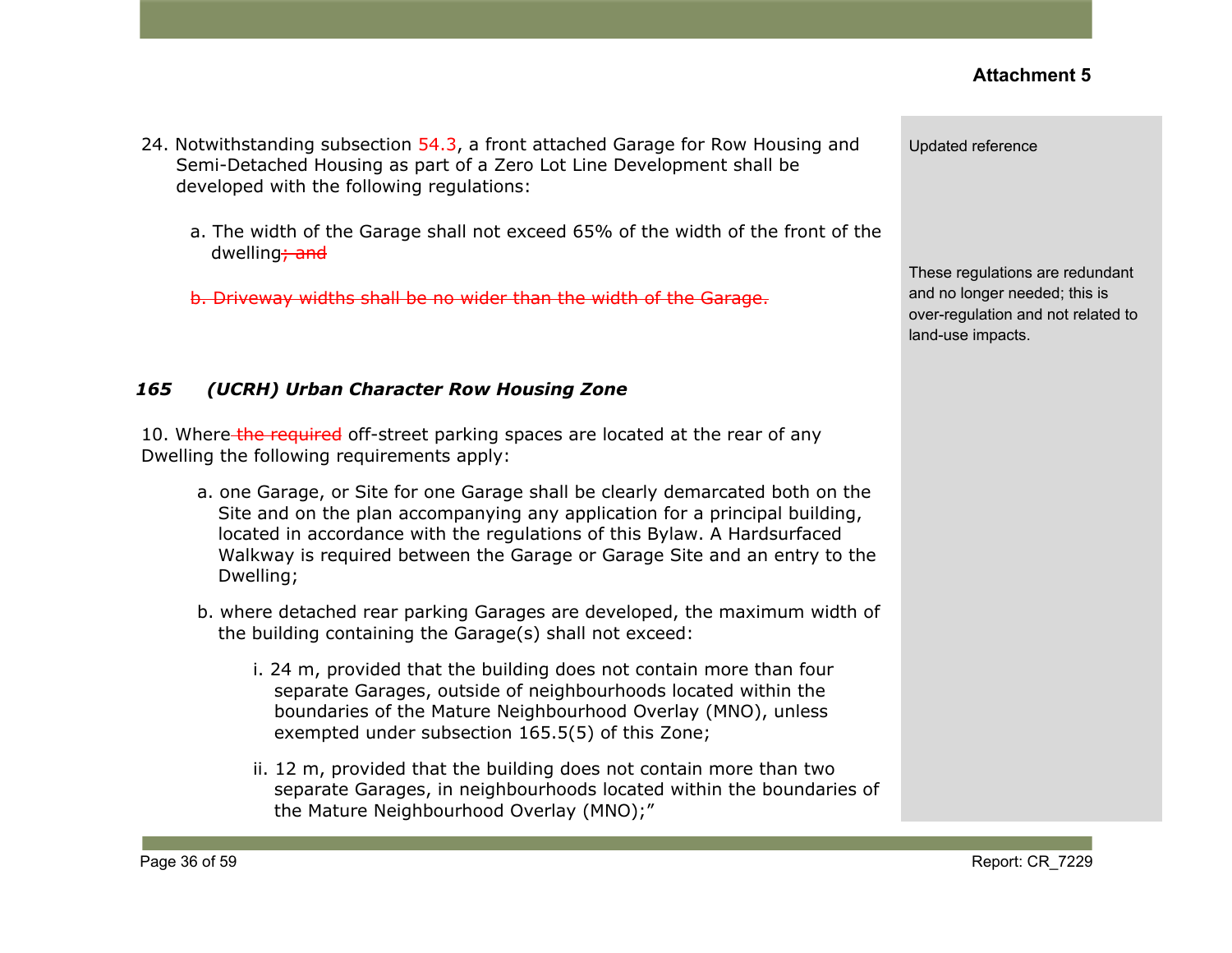**Attachment 5**

24. Notwithstanding subsection 54.3, a front attached Garage for Row Housing and Semi-Detached Housing as part of a Zero Lot Line Development shall be developed with the following regulations:

> Updated reference

   a. The width of the Garage shall not exceed 65% of the width of the front of the dwelling~~; and~~

   ~~b. Driveway widths shall be no wider than the width of the Garage.~~

> These regulations are redundant and no longer needed; this is over-regulation and not related to land-use impacts.

### *165 (UCRH) Urban Character Row Housing Zone*

10. Where ~~the required~~ off-street parking spaces are located at the rear of any Dwelling the following requirements apply:

   a. one Garage, or Site for one Garage shall be clearly demarcated both on the Site and on the plan accompanying any application for a principal building, located in accordance with the regulations of this Bylaw. A Hardsurfaced Walkway is required between the Garage or Garage Site and an entry to the Dwelling;

   b. where detached rear parking Garages are developed, the maximum width of the building containing the Garage(s) shall not exceed:

      i. 24 m, provided that the building does not contain more than four separate Garages, outside of neighbourhoods located within the boundaries of the Mature Neighbourhood Overlay (MNO), unless exempted under subsection 165.5(5) of this Zone;

      ii. 12 m, provided that the building does not contain more than two separate Garages, in neighbourhoods located within the boundaries of the Mature Neighbourhood Overlay (MNO);"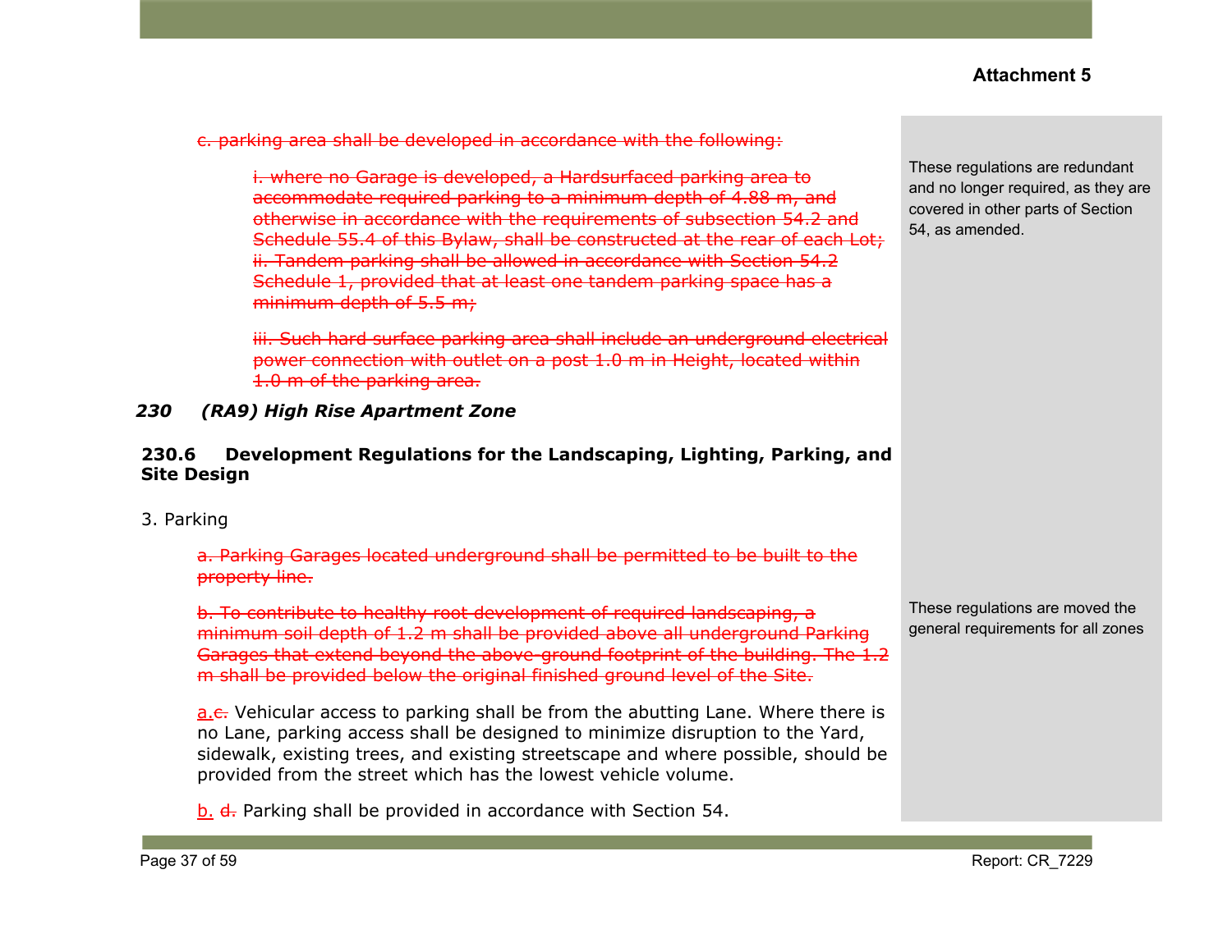**Attachment 5**

~~c. parking area shall be developed in accordance with the following:~~

~~i. where no Garage is developed, a Hardsurfaced parking area to accommodate required parking to a minimum depth of 4.88 m, and otherwise in accordance with the requirements of subsection 54.2 and Schedule 55.4 of this Bylaw, shall be constructed at the rear of each Lot;~~
~~ii. Tandem parking shall be allowed in accordance with Section 54.2 Schedule 1, provided that at least one tandem parking space has a minimum depth of 5.5 m;~~

~~iii. Such hard surface parking area shall include an underground electrical power connection with outlet on a post 1.0 m in Height, located within 1.0 m of the parking area.~~

These regulations are redundant and no longer required, as they are covered in other parts of Section 54, as amended.

### *230 (RA9) High Rise Apartment Zone*

#### 230.6 Development Regulations for the Landscaping, Lighting, Parking, and Site Design

3. Parking

~~a. Parking Garages located underground shall be permitted to be built to the property line.~~

~~b. To contribute to healthy root development of required landscaping, a minimum soil depth of 1.2 m shall be provided above all underground Parking Garages that extend beyond the above-ground footprint of the building. The 1.2 m shall be provided below the original finished ground level of the Site.~~

These regulations are moved the general requirements for all zones

<u>a.</u>~~c.~~ Vehicular access to parking shall be from the abutting Lane. Where there is no Lane, parking access shall be designed to minimize disruption to the Yard, sidewalk, existing trees, and existing streetscape and where possible, should be provided from the street which has the lowest vehicle volume.

<u>b.</u> ~~d.~~ Parking shall be provided in accordance with Section 54.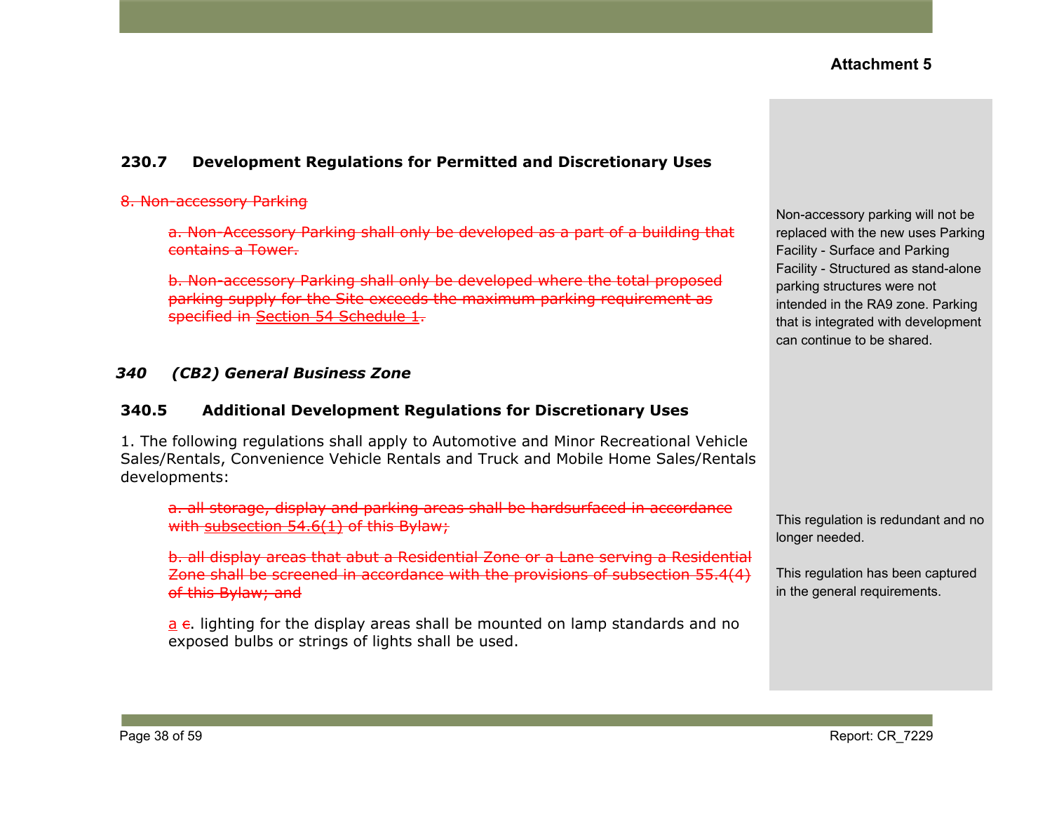**Attachment 5**

### 230.7 Development Regulations for Permitted and Discretionary Uses

~~8. Non-accessory Parking~~

> ~~a. Non-Accessory Parking shall only be developed as a part of a building that contains a Tower.~~
>
> ~~b. Non-accessory Parking shall only be developed where the total proposed parking supply for the Site exceeds the maximum parking requirement as specified in Section 54 Schedule 1.~~

Non-accessory parking will not be replaced with the new uses Parking Facility - Surface and Parking Facility - Structured as stand-alone parking structures were not intended in the RA9 zone. Parking that is integrated with development can continue to be shared.

## *340 (CB2) General Business Zone*

### 340.5 Additional Development Regulations for Discretionary Uses

1. The following regulations shall apply to Automotive and Minor Recreational Vehicle Sales/Rentals, Convenience Vehicle Rentals and Truck and Mobile Home Sales/Rentals developments:

> ~~a. all storage, display and parking areas shall be hardsurfaced in accordance with subsection 54.6(1) of this Bylaw;~~
>
> ~~b. all display areas that abut a Residential Zone or a Lane serving a Residential Zone shall be screened in accordance with the provisions of subsection 55.4(4) of this Bylaw; and~~
>
> a ~~c~~. lighting for the display areas shall be mounted on lamp standards and no exposed bulbs or strings of lights shall be used.

This regulation is redundant and no longer needed.

This regulation has been captured in the general requirements.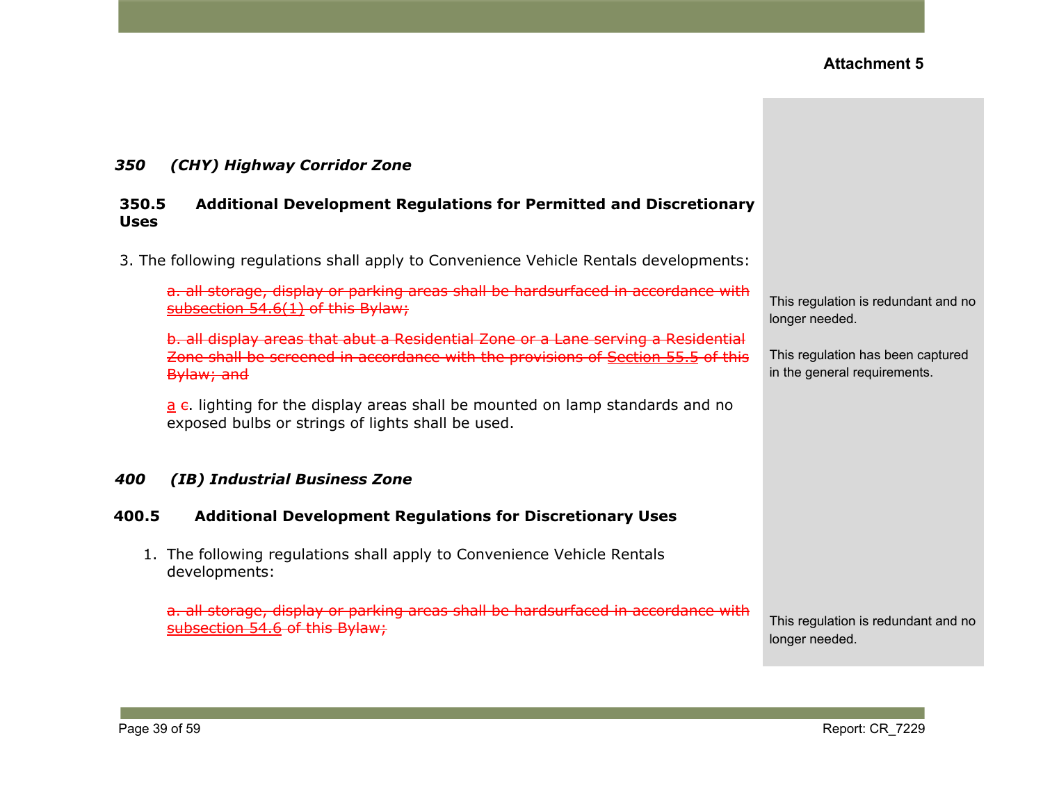**Attachment 5**

### *350 (CHY) Highway Corridor Zone*

#### 350.5 Additional Development Regulations for Permitted and Discretionary Uses

3. The following regulations shall apply to Convenience Vehicle Rentals developments:

   ~~a. all storage, display or parking areas shall be hardsurfaced in accordance with subsection 54.6(1) of this Bylaw;~~

   > This regulation is redundant and no longer needed.

   ~~b. all display areas that abut a Residential Zone or a Lane serving a Residential Zone shall be screened in accordance with the provisions of Section 55.5 of this Bylaw; and~~

   > This regulation has been captured in the general requirements.

   a ~~c~~. lighting for the display areas shall be mounted on lamp standards and no exposed bulbs or strings of lights shall be used.

### *400 (IB) Industrial Business Zone*

#### 400.5 Additional Development Regulations for Discretionary Uses

1. The following regulations shall apply to Convenience Vehicle Rentals developments:

   ~~a. all storage, display or parking areas shall be hardsurfaced in accordance with subsection 54.6 of this Bylaw;~~

   > This regulation is redundant and no longer needed.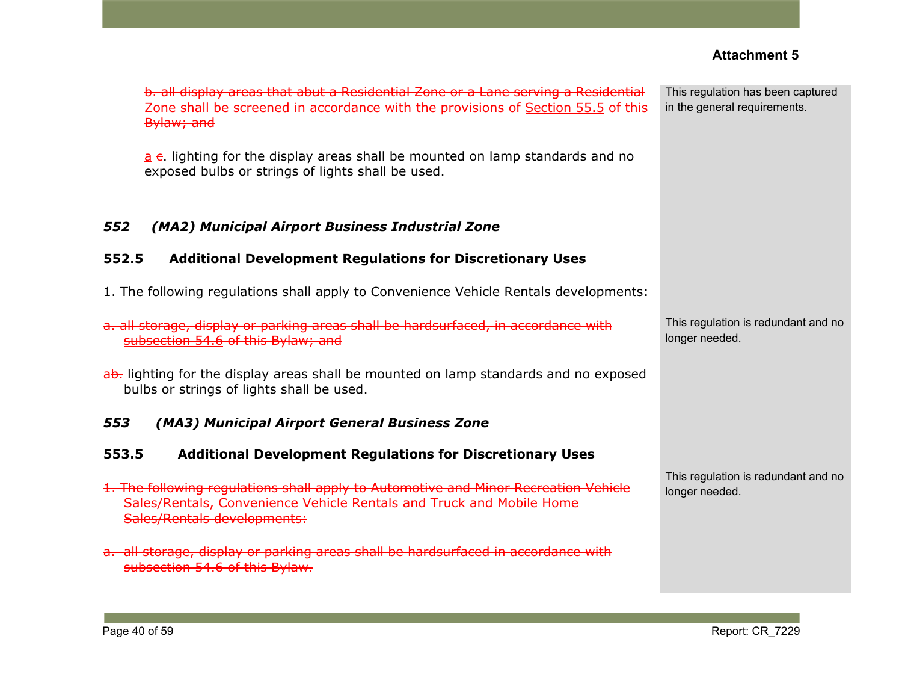**Attachment 5**

~~b. all display areas that abut a Residential Zone or a Lane serving a Residential Zone shall be screened in accordance with the provisions of Section 55.5 of this Bylaw; and~~

> This regulation has been captured in the general requirements.

a ~~c~~. lighting for the display areas shall be mounted on lamp standards and no exposed bulbs or strings of lights shall be used.

### *552 (MA2) Municipal Airport Business Industrial Zone*

#### 552.5 Additional Development Regulations for Discretionary Uses

1. The following regulations shall apply to Convenience Vehicle Rentals developments:

~~a. all storage, display or parking areas shall be hardsurfaced, in accordance with subsection 54.6 of this Bylaw; and~~

> This regulation is redundant and no longer needed.

a~~b.~~ lighting for the display areas shall be mounted on lamp standards and no exposed bulbs or strings of lights shall be used.

### *553 (MA3) Municipal Airport General Business Zone*

#### 553.5 Additional Development Regulations for Discretionary Uses

~~1. The following regulations shall apply to Automotive and Minor Recreation Vehicle Sales/Rentals, Convenience Vehicle Rentals and Truck and Mobile Home Sales/Rentals developments:~~

> This regulation is redundant and no longer needed.

~~a. all storage, display or parking areas shall be hardsurfaced in accordance with subsection 54.6 of this Bylaw.~~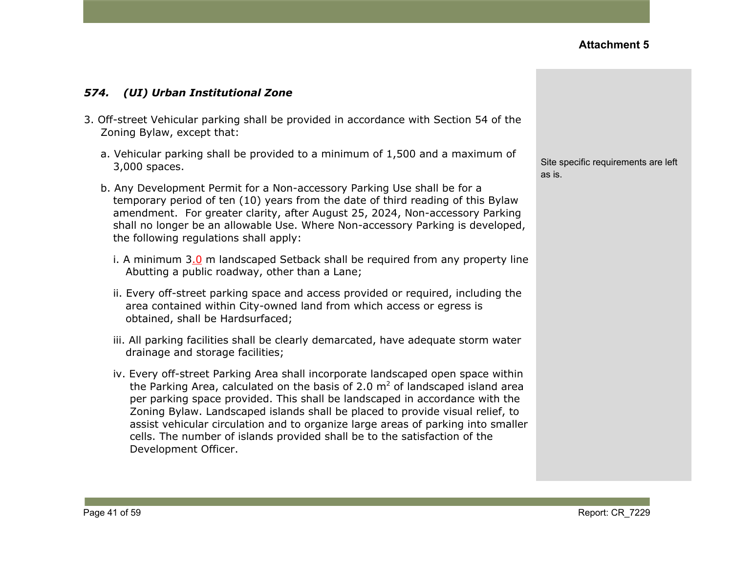Attachment 5

### *574. (UI) Urban Institutional Zone*

3. Off-street Vehicular parking shall be provided in accordance with Section 54 of the Zoning Bylaw, except that:

   a. Vehicular parking shall be provided to a minimum of 1,500 and a maximum of 3,000 spaces.

   b. Any Development Permit for a Non-accessory Parking Use shall be for a temporary period of ten (10) years from the date of third reading of this Bylaw amendment. For greater clarity, after August 25, 2024, Non-accessory Parking shall no longer be an allowable Use. Where Non-accessory Parking is developed, the following regulations shall apply:

      i. A minimum 3.0 m landscaped Setback shall be required from any property line Abutting a public roadway, other than a Lane;

      ii. Every off-street parking space and access provided or required, including the area contained within City-owned land from which access or egress is obtained, shall be Hardsurfaced;

      iii. All parking facilities shall be clearly demarcated, have adequate storm water drainage and storage facilities;

      iv. Every off-street Parking Area shall incorporate landscaped open space within the Parking Area, calculated on the basis of 2.0 $m^2$ of landscaped island area per parking space provided. This shall be landscaped in accordance with the Zoning Bylaw. Landscaped islands shall be placed to provide visual relief, to assist vehicular circulation and to organize large areas of parking into smaller cells. The number of islands provided shall be to the satisfaction of the Development Officer.

Site specific requirements are left as is.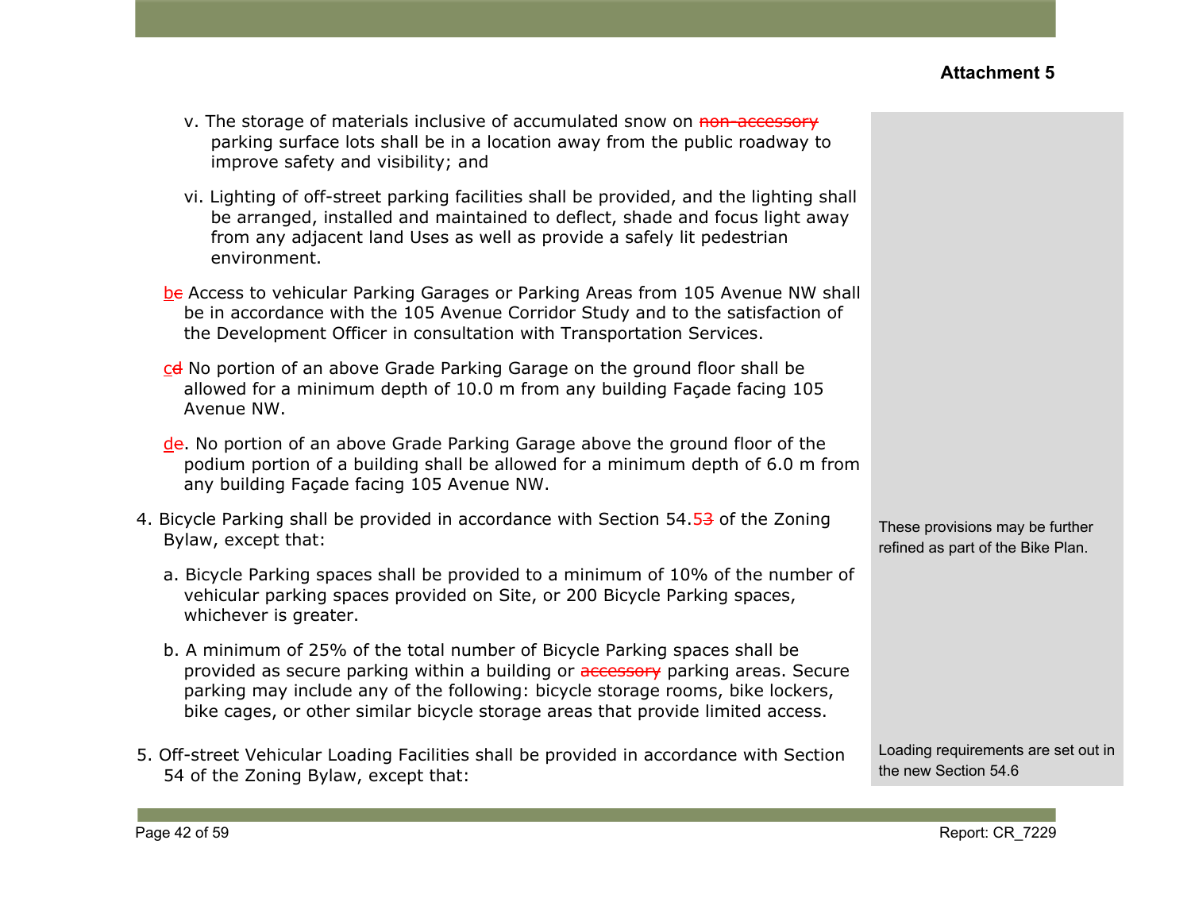**Attachment 5**

v. The storage of materials inclusive of accumulated snow on ~~non-accessory~~ parking surface lots shall be in a location away from the public roadway to improve safety and visibility; and

vi. Lighting of off-street parking facilities shall be provided, and the lighting shall be arranged, installed and maintained to deflect, shade and focus light away from any adjacent land Uses as well as provide a safely lit pedestrian environment.

b~~e~~ Access to vehicular Parking Garages or Parking Areas from 105 Avenue NW shall be in accordance with the 105 Avenue Corridor Study and to the satisfaction of the Development Officer in consultation with Transportation Services.

c~~d~~ No portion of an above Grade Parking Garage on the ground floor shall be allowed for a minimum depth of 10.0 m from any building Façade facing 105 Avenue NW.

d~~e~~. No portion of an above Grade Parking Garage above the ground floor of the podium portion of a building shall be allowed for a minimum depth of 6.0 m from any building Façade facing 105 Avenue NW.

4. Bicycle Parking shall be provided in accordance with Section 54.~~53~~ of the Zoning Bylaw, except that:

   a. Bicycle Parking spaces shall be provided to a minimum of 10% of the number of vehicular parking spaces provided on Site, or 200 Bicycle Parking spaces, whichever is greater.

   b. A minimum of 25% of the total number of Bicycle Parking spaces shall be provided as secure parking within a building or ~~accessory~~ parking areas. Secure parking may include any of the following: bicycle storage rooms, bike lockers, bike cages, or other similar bicycle storage areas that provide limited access.

*These provisions may be further refined as part of the Bike Plan.*

5. Off-street Vehicular Loading Facilities shall be provided in accordance with Section 54 of the Zoning Bylaw, except that:

*Loading requirements are set out in the new Section 54.6*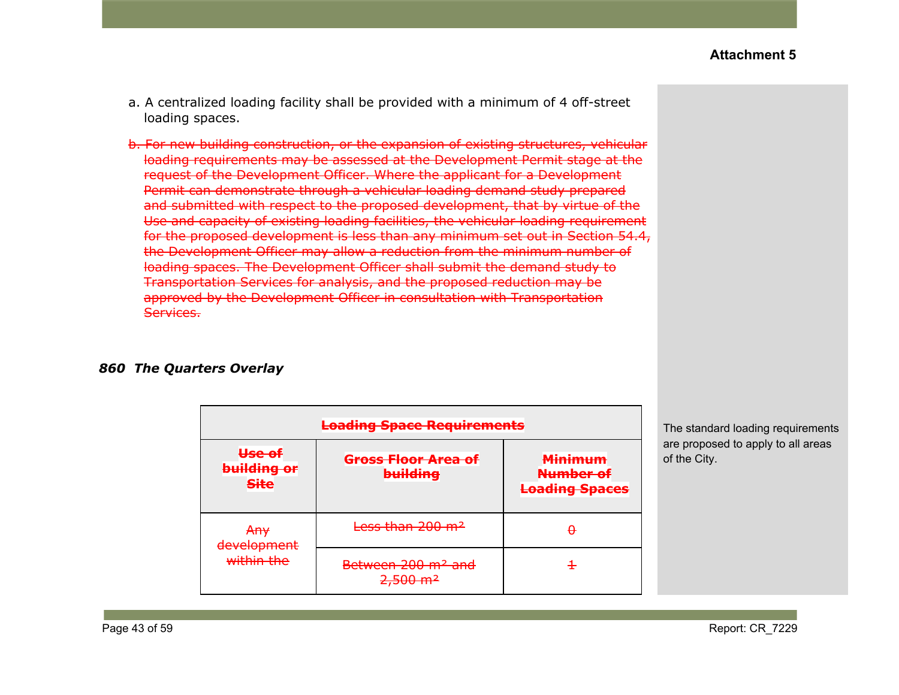**Attachment 5**

a. A centralized loading facility shall be provided with a minimum of 4 off-street loading spaces.

~~b. For new building construction, or the expansion of existing structures, vehicular loading requirements may be assessed at the Development Permit stage at the request of the Development Officer. Where the applicant for a Development Permit can demonstrate through a vehicular loading demand study prepared and submitted with respect to the proposed development, that by virtue of the Use and capacity of existing loading facilities, the vehicular loading requirement for the proposed development is less than any minimum set out in Section 54.4, the Development Officer may allow a reduction from the minimum number of loading spaces. The Development Officer shall submit the demand study to Transportation Services for analysis, and the proposed reduction may be approved by the Development Officer in consultation with Transportation Services.~~

***860 The Quarters Overlay***

| ~~**Loading Space Requirements**~~ | | |
|---|---|---|
| ~~**Use of building or Site**~~ | ~~**Gross Floor Area of building**~~ | ~~**Minimum Number of Loading Spaces**~~ |
| ~~Any development within the~~ | ~~Less than 200 m²~~ | ~~0~~ |
| | ~~Between 200 m² and 2,500 m²~~ | ~~1~~ |

The standard loading requirements are proposed to apply to all areas of the City.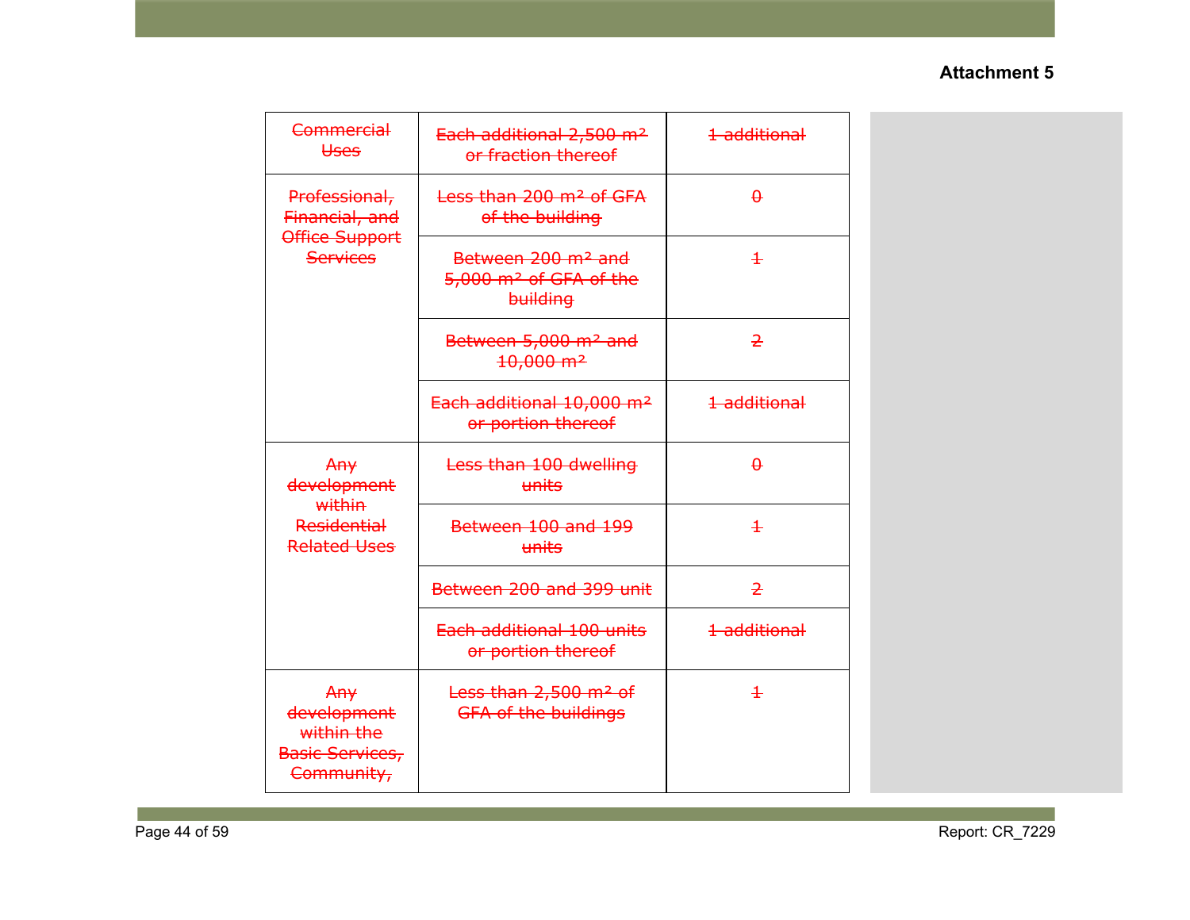**Attachment 5**

| | | | |
|---|---|---|---|
| ~~Commercial Uses~~ | ~~Each additional 2,500 m² or fraction thereof~~ | ~~1 additional~~ | |
| ~~Professional, Financial, and Office Support Services~~ | ~~Less than 200 m² of GFA of the building~~ | ~~0~~ | |
| | ~~Between 200 m² and 5,000 m² of GFA of the building~~ | ~~1~~ | |
| | ~~Between 5,000 m² and 10,000 m²~~ | ~~2~~ | |
| | ~~Each additional 10,000 m² or portion thereof~~ | ~~1 additional~~ | |
| ~~Any development within Residential Related Uses~~ | ~~Less than 100 dwelling units~~ | ~~0~~ | |
| | ~~Between 100 and 199 units~~ | ~~1~~ | |
| | ~~Between 200 and 399 unit~~ | ~~2~~ | |
| | ~~Each additional 100 units or portion thereof~~ | ~~1 additional~~ | |
| ~~Any development within the Basic Services, Community,~~ | ~~Less than 2,500 m² of GFA of the buildings~~ | ~~1~~ | |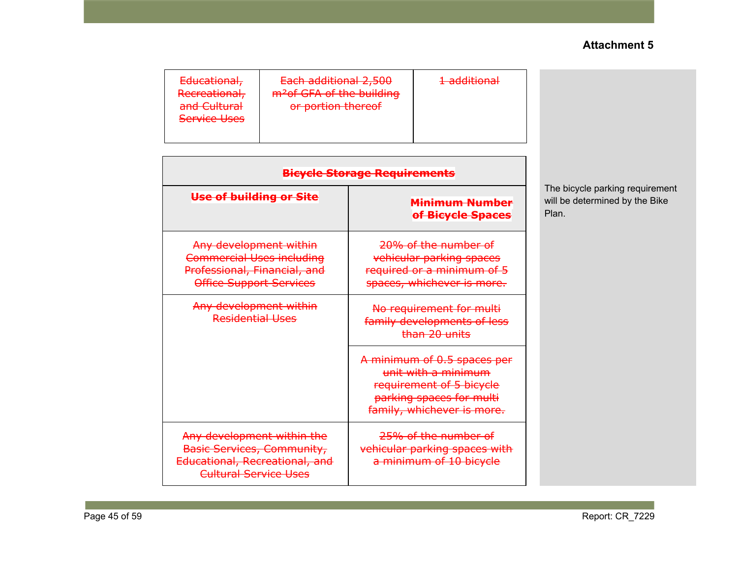**Attachment 5**

| ~~Educational, Recreational, and Cultural Service Uses~~ | ~~Each additional 2,500 m²of GFA of the building or portion thereof~~ | ~~1 additional~~ |
|---|---|---|

| ~~**Bicycle Storage Requirements**~~ | |
|---|---|
| ~~**Use of building or Site**~~ | ~~**Minimum Number of Bicycle Spaces**~~ |
| ~~Any development within Commercial Uses including Professional, Financial, and Office Support Services~~ | ~~20% of the number of vehicular parking spaces required or a minimum of 5 spaces, whichever is more.~~ |
| ~~Any development within Residential Uses~~ | ~~No requirement for multi family developments of less than 20 units~~ |
| | ~~A minimum of 0.5 spaces per unit with a minimum requirement of 5 bicycle parking spaces for multi family, whichever is more.~~ |
| ~~Any development within the Basic Services, Community, Educational, Recreational, and Cultural Service Uses~~ | ~~25% of the number of vehicular parking spaces with a minimum of 10 bicycle~~ |

The bicycle parking requirement will be determined by the Bike Plan.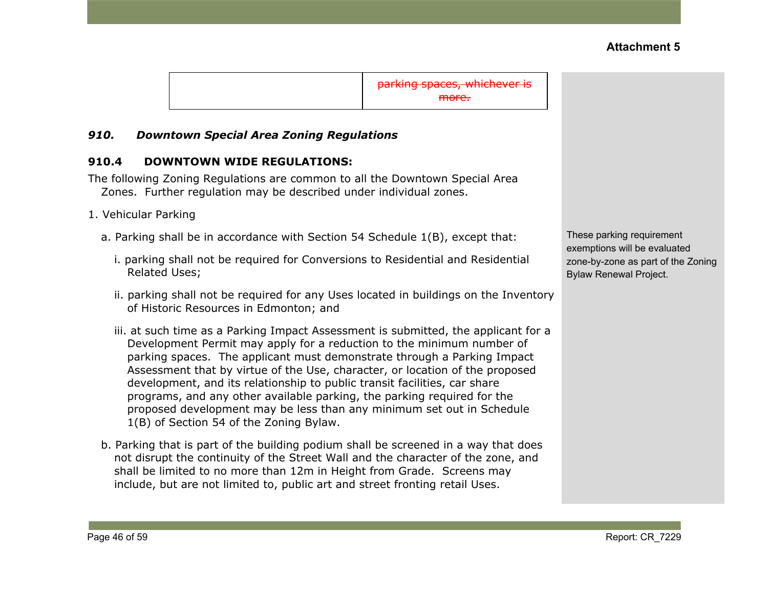**Attachment 5**

| | |
|---|---|
| | ~~parking spaces, whichever is more.~~ |

### *910. Downtown Special Area Zoning Regulations*

#### 910.4 DOWNTOWN WIDE REGULATIONS:

The following Zoning Regulations are common to all the Downtown Special Area Zones. Further regulation may be described under individual zones.

1. Vehicular Parking

   a. Parking shall be in accordance with Section 54 Schedule 1(B), except that:

      i. parking shall not be required for Conversions to Residential and Residential Related Uses;

      ii. parking shall not be required for any Uses located in buildings on the Inventory of Historic Resources in Edmonton; and

      iii. at such time as a Parking Impact Assessment is submitted, the applicant for a Development Permit may apply for a reduction to the minimum number of parking spaces. The applicant must demonstrate through a Parking Impact Assessment that by virtue of the Use, character, or location of the proposed development, and its relationship to public transit facilities, car share programs, and any other available parking, the parking required for the proposed development may be less than any minimum set out in Schedule 1(B) of Section 54 of the Zoning Bylaw.

   b. Parking that is part of the building podium shall be screened in a way that does not disrupt the continuity of the Street Wall and the character of the zone, and shall be limited to no more than 12m in Height from Grade. Screens may include, but are not limited to, public art and street fronting retail Uses.

These parking requirement exemptions will be evaluated zone-by-zone as part of the Zoning Bylaw Renewal Project.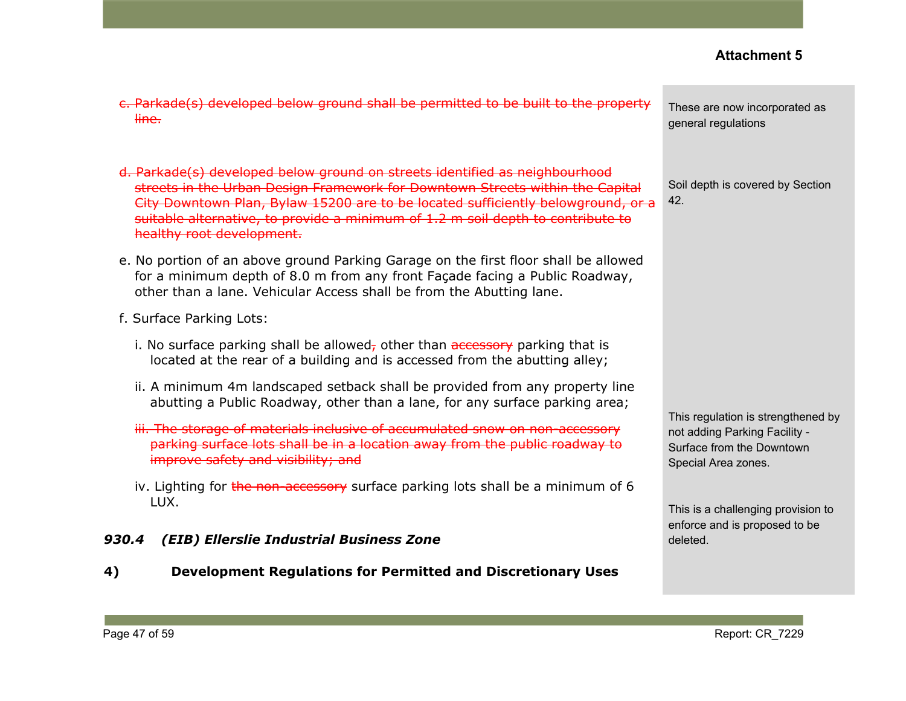**Attachment 5**

| | |
|---|---|
| ~~c. Parkade(s) developed below ground shall be permitted to be built to the property line.~~ | These are now incorporated as general regulations |
| ~~d. Parkade(s) developed below ground on streets identified as neighbourhood streets in the Urban Design Framework for Downtown Streets within the Capital City Downtown Plan, Bylaw 15200 are to be located sufficiently belowground, or a suitable alternative, to provide a minimum of 1.2 m soil depth to contribute to healthy root development.~~ | Soil depth is covered by Section 42. |
| e. No portion of an above ground Parking Garage on the first floor shall be allowed for a minimum depth of 8.0 m from any front Façade facing a Public Roadway, other than a lane. Vehicular Access shall be from the Abutting lane. | |
| f. Surface Parking Lots: | |
| i. No surface parking shall be allowed~~,~~ other than ~~accessory~~ parking that is located at the rear of a building and is accessed from the abutting alley; | |
| ii. A minimum 4m landscaped setback shall be provided from any property line abutting a Public Roadway, other than a lane, for any surface parking area; | This regulation is strengthened by not adding Parking Facility - Surface from the Downtown Special Area zones. |
| ~~iii. The storage of materials inclusive of accumulated snow on non-accessory parking surface lots shall be in a location away from the public roadway to improve safety and visibility; and~~ | This is a challenging provision to enforce and is proposed to be deleted. |
| iv. Lighting for ~~the non-accessory~~ surface parking lots shall be a minimum of 6 LUX. | |

***930.4 (EIB) Ellerslie Industrial Business Zone***

**4) Development Regulations for Permitted and Discretionary Uses**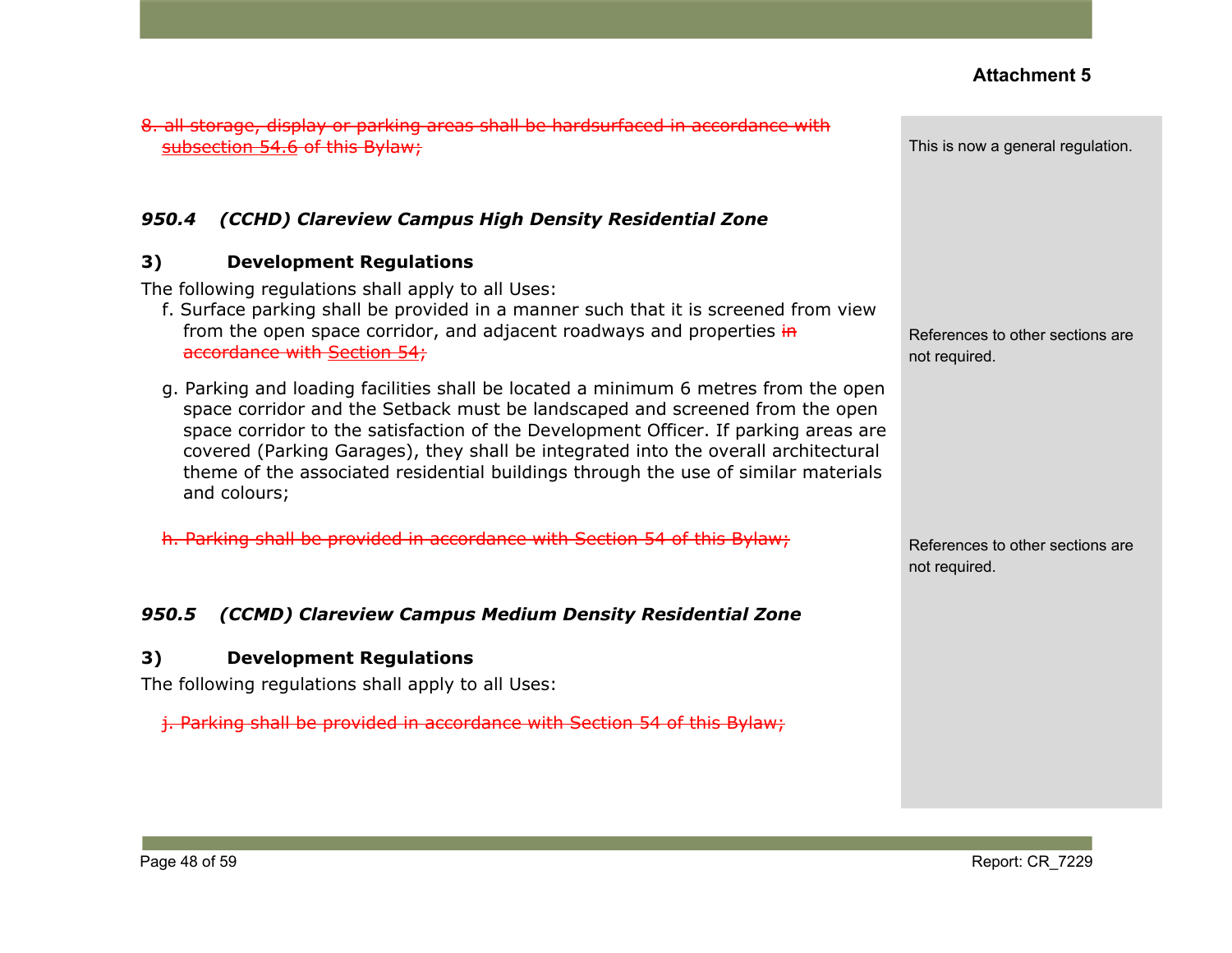**Attachment 5**

| Proposed Text | Comment |
|---|---|
| ~~8. all storage, display or parking areas shall be hardsurfaced in accordance with subsection 54.6 of this Bylaw;~~ | This is now a general regulation. |
| ***950.4 (CCHD) Clareview Campus High Density Residential Zone*** | |
| **3) Development Regulations** | |
| The following regulations shall apply to all Uses: | |
| f. Surface parking shall be provided in a manner such that it is screened from view from the open space corridor, and adjacent roadways and properties ~~in accordance with Section 54;~~ | References to other sections are not required. |
| g. Parking and loading facilities shall be located a minimum 6 metres from the open space corridor and the Setback must be landscaped and screened from the open space corridor to the satisfaction of the Development Officer. If parking areas are covered (Parking Garages), they shall be integrated into the overall architectural theme of the associated residential buildings through the use of similar materials and colours; | |
| ~~h. Parking shall be provided in accordance with Section 54 of this Bylaw;~~ | References to other sections are not required. |
| ***950.5 (CCMD) Clareview Campus Medium Density Residential Zone*** | |
| **3) Development Regulations** | |
| The following regulations shall apply to all Uses: | |
| ~~j. Parking shall be provided in accordance with Section 54 of this Bylaw;~~ | |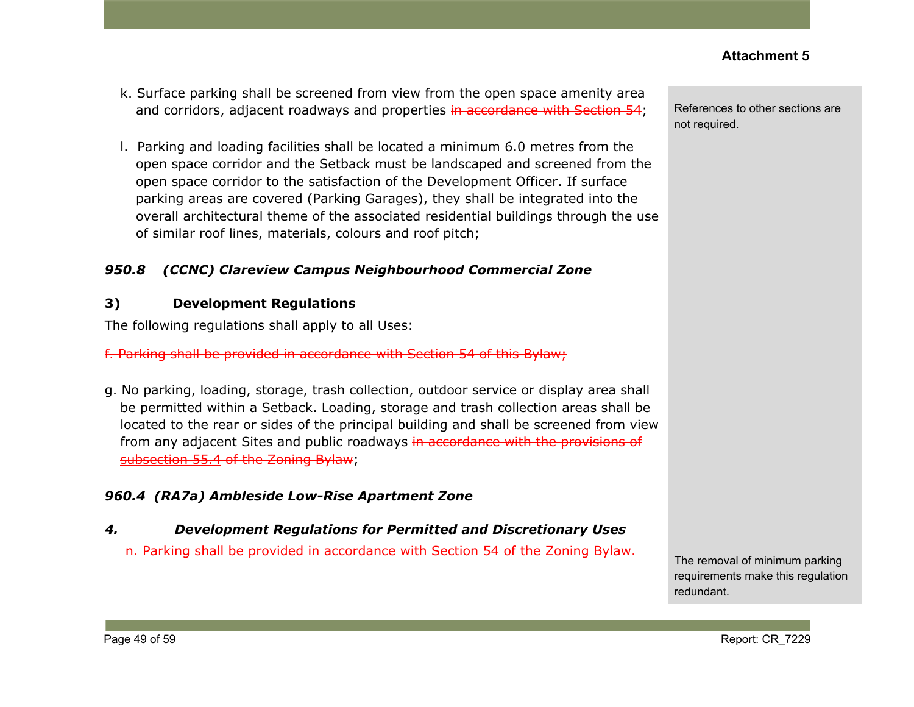**Attachment 5**

k. Surface parking shall be screened from view from the open space amenity area and corridors, adjacent roadways and properties ~~in accordance with Section 54~~;

l. Parking and loading facilities shall be located a minimum 6.0 metres from the open space corridor and the Setback must be landscaped and screened from the open space corridor to the satisfaction of the Development Officer. If surface parking areas are covered (Parking Garages), they shall be integrated into the overall architectural theme of the associated residential buildings through the use of similar roof lines, materials, colours and roof pitch;

> References to other sections are not required.

### *950.8 (CCNC) Clareview Campus Neighbourhood Commercial Zone*

**3) Development Regulations**

The following regulations shall apply to all Uses:

~~f. Parking shall be provided in accordance with Section 54 of this Bylaw;~~

g. No parking, loading, storage, trash collection, outdoor service or display area shall be permitted within a Setback. Loading, storage and trash collection areas shall be located to the rear or sides of the principal building and shall be screened from view from any adjacent Sites and public roadways ~~in accordance with the provisions of subsection 55.4 of the Zoning Bylaw~~;

### *960.4 (RA7a) Ambleside Low-Rise Apartment Zone*

***4. Development Regulations for Permitted and Discretionary Uses***

~~n. Parking shall be provided in accordance with Section 54 of the Zoning Bylaw.~~

> The removal of minimum parking requirements make this regulation redundant.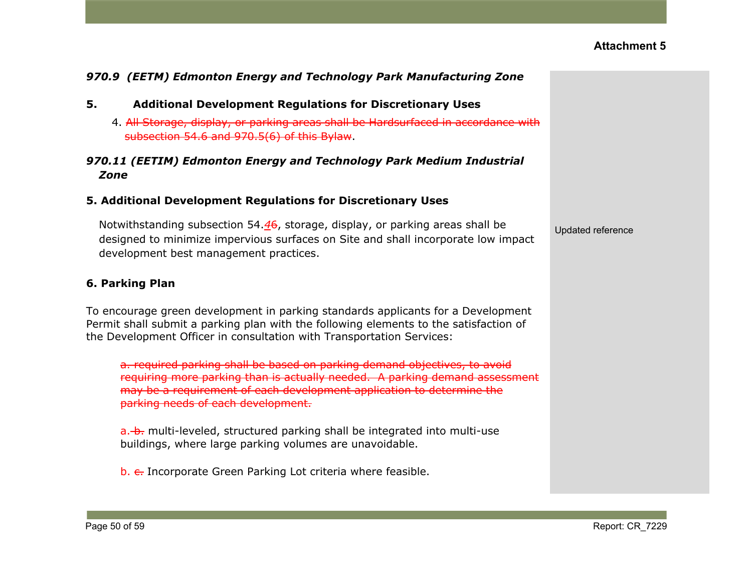**Attachment 5**

### *970.9 (EETM) Edmonton Energy and Technology Park Manufacturing Zone*

**5. Additional Development Regulations for Discretionary Uses**

4. ~~All Storage, display, or parking areas shall be Hardsurfaced in accordance with subsection 54.6 and 970.5(6) of this Bylaw~~.

### *970.11 (EETIM) Edmonton Energy and Technology Park Medium Industrial Zone*

**5. Additional Development Regulations for Discretionary Uses**

Notwithstanding subsection 54.*4*~~6~~, storage, display, or parking areas shall be designed to minimize impervious surfaces on Site and shall incorporate low impact development best management practices.

Updated reference

**6. Parking Plan**

To encourage green development in parking standards applicants for a Development Permit shall submit a parking plan with the following elements to the satisfaction of the Development Officer in consultation with Transportation Services:

~~a. required parking shall be based on parking demand objectives, to avoid requiring more parking than is actually needed. A parking demand assessment may be a requirement of each development application to determine the parking needs of each development.~~

a. ~~b.~~ multi-leveled, structured parking shall be integrated into multi-use buildings, where large parking volumes are unavoidable.

b. ~~c.~~ Incorporate Green Parking Lot criteria where feasible.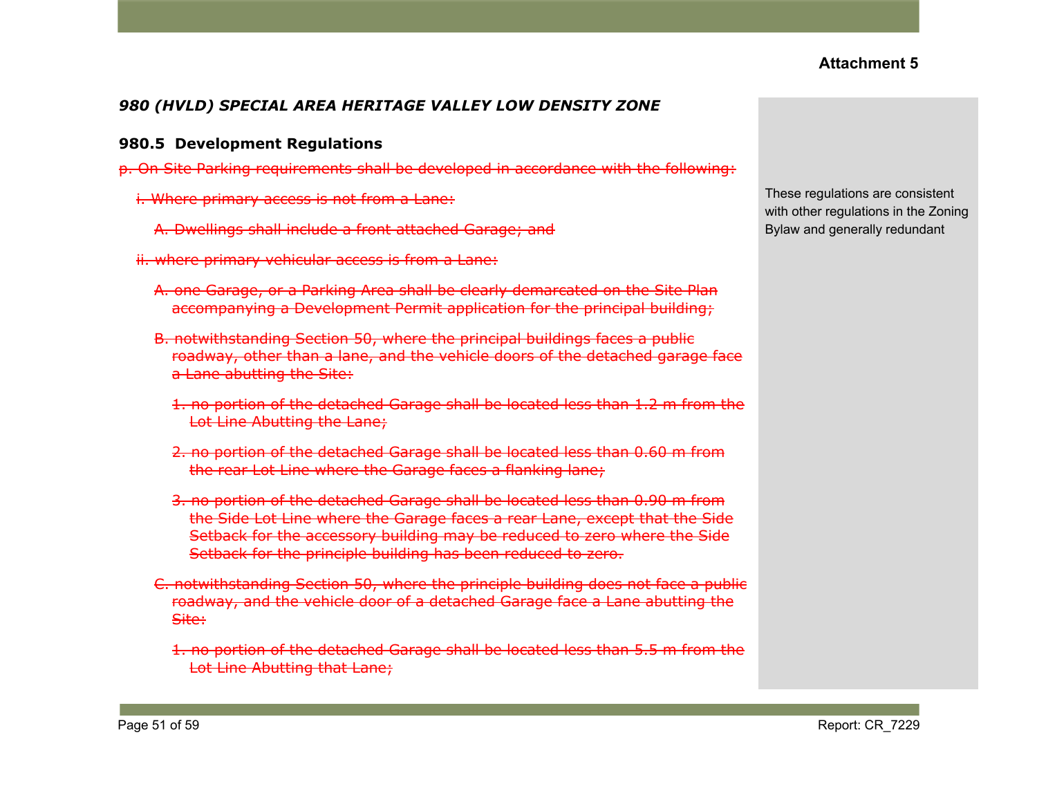**Attachment 5**

*980 (HVLD) SPECIAL AREA HERITAGE VALLEY LOW DENSITY ZONE*

**980.5 Development Regulations**

~~p. On Site Parking requirements shall be developed in accordance with the following:~~

~~i. Where primary access is not from a Lane:~~

~~A. Dwellings shall include a front attached Garage; and~~

~~ii. where primary vehicular access is from a Lane:~~

~~A. one Garage, or a Parking Area shall be clearly demarcated on the Site Plan accompanying a Development Permit application for the principal building;~~

~~B. notwithstanding Section 50, where the principal buildings faces a public roadway, other than a lane, and the vehicle doors of the detached garage face a Lane abutting the Site:~~

~~1. no portion of the detached Garage shall be located less than 1.2 m from the Lot Line Abutting the Lane;~~

~~2. no portion of the detached Garage shall be located less than 0.60 m from the rear Lot Line where the Garage faces a flanking lane;~~

~~3. no portion of the detached Garage shall be located less than 0.90 m from the Side Lot Line where the Garage faces a rear Lane, except that the Side Setback for the accessory building may be reduced to zero where the Side Setback for the principle building has been reduced to zero.~~

~~C. notwithstanding Section 50, where the principle building does not face a public roadway, and the vehicle door of a detached Garage face a Lane abutting the Site:~~

~~1. no portion of the detached Garage shall be located less than 5.5 m from the Lot Line Abutting that Lane;~~

These regulations are consistent with other regulations in the Zoning Bylaw and generally redundant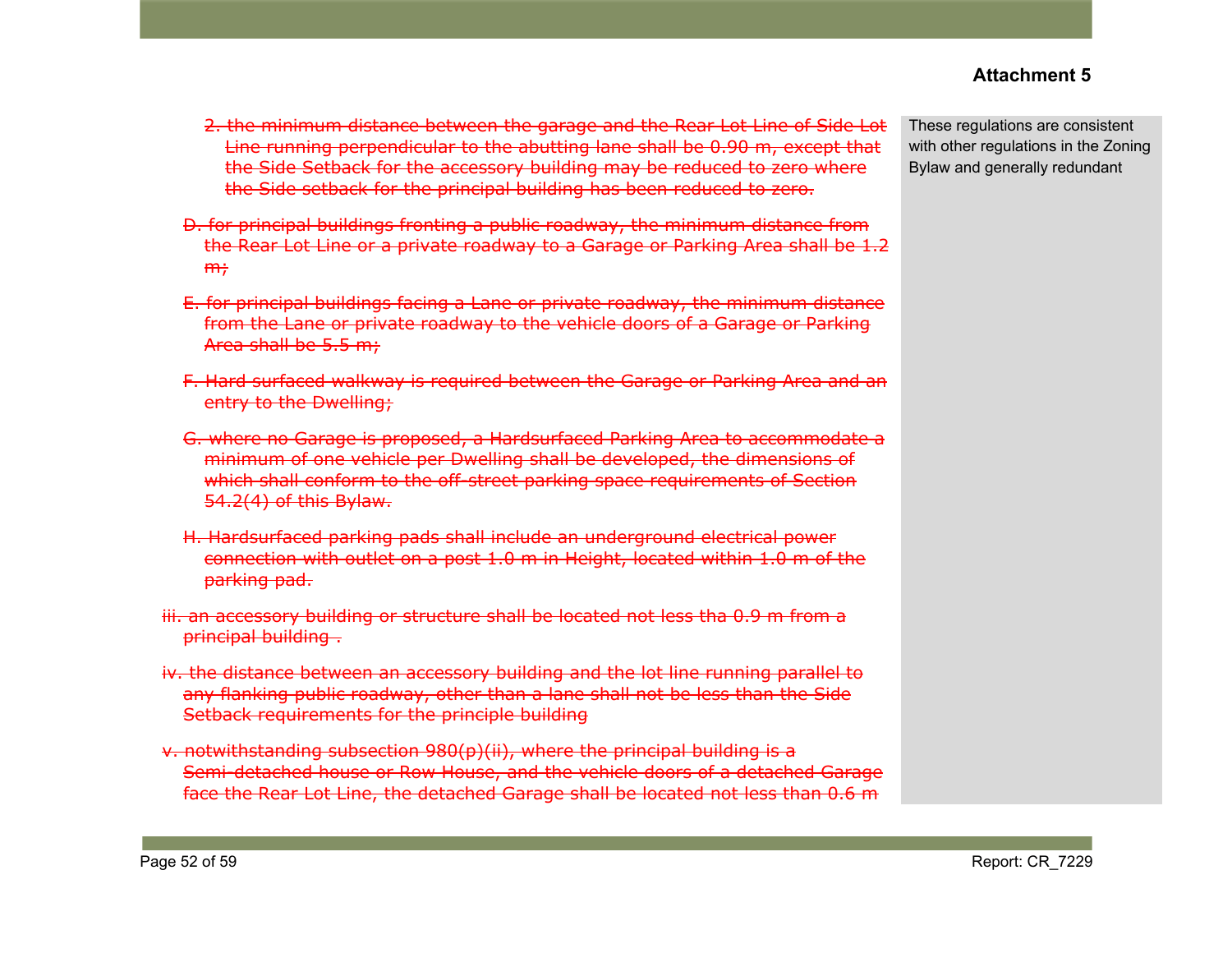**Attachment 5**

| | |
|---|---|
| ~~2. the minimum distance between the garage and the Rear Lot Line of Side Lot Line running perpendicular to the abutting lane shall be 0.90 m, except that the Side Setback for the accessory building may be reduced to zero where the Side setback for the principal building has been reduced to zero.~~<br><br>~~D. for principal buildings fronting a public roadway, the minimum distance from the Rear Lot Line or a private roadway to a Garage or Parking Area shall be 1.2 m;~~<br><br>~~E. for principal buildings facing a Lane or private roadway, the minimum distance from the Lane or private roadway to the vehicle doors of a Garage or Parking Area shall be 5.5 m;~~<br><br>~~F. Hard surfaced walkway is required between the Garage or Parking Area and an entry to the Dwelling;~~<br><br>~~G. where no Garage is proposed, a Hardsurfaced Parking Area to accommodate a minimum of one vehicle per Dwelling shall be developed, the dimensions of which shall conform to the off-street parking space requirements of Section 54.2(4) of this Bylaw.~~<br><br>~~H. Hardsurfaced parking pads shall include an underground electrical power connection with outlet on a post 1.0 m in Height, located within 1.0 m of the parking pad.~~<br><br>~~iii. an accessory building or structure shall be located not less tha 0.9 m from a principal building .~~<br><br>~~iv. the distance between an accessory building and the lot line running parallel to any flanking public roadway, other than a lane shall not be less than the Side Setback requirements for the principle building~~<br><br>~~v. notwithstanding subsection 980(p)(ii), where the principal building is a Semi-detached house or Row House, and the vehicle doors of a detached Garage face the Rear Lot Line, the detached Garage shall be located not less than 0.6 m~~ | These regulations are consistent with other regulations in the Zoning Bylaw and generally redundant |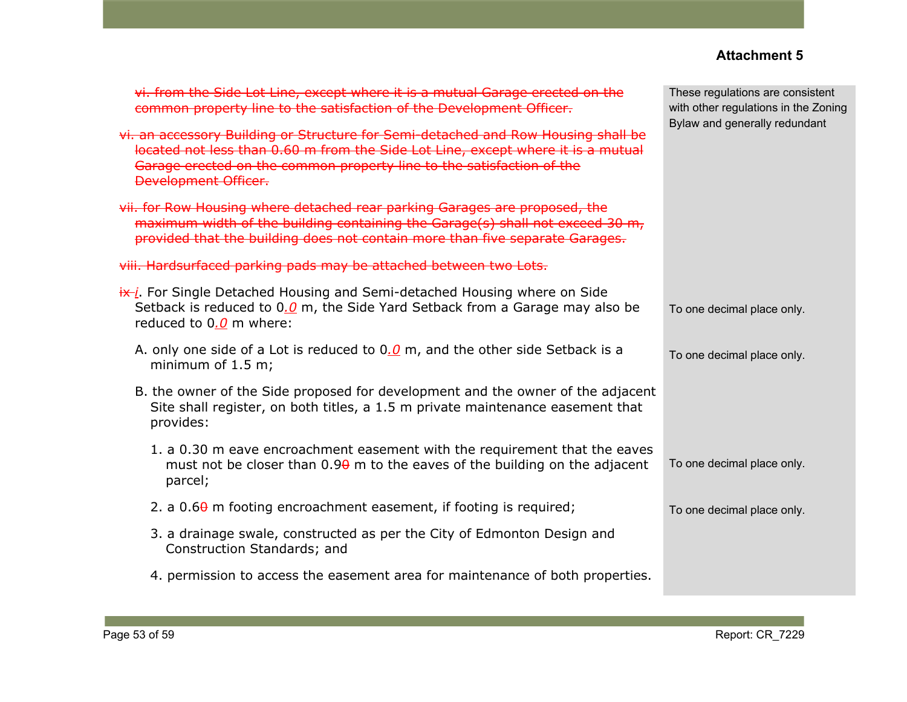**Attachment 5**

| | |
|---|---|
| ~~vi. from the Side Lot Line, except where it is a mutual Garage erected on the common property line to the satisfaction of the Development Officer.~~ | These regulations are consistent with other regulations in the Zoning Bylaw and generally redundant |
| ~~vi. an accessory Building or Structure for Semi-detached and Row Housing shall be located not less than 0.60 m from the Side Lot Line, except where it is a mutual Garage erected on the common property line to the satisfaction of the Development Officer.~~ | |
| ~~vii. for Row Housing where detached rear parking Garages are proposed, the maximum width of the building containing the Garage(s) shall not exceed 30 m, provided that the building does not contain more than five separate Garages.~~ | |
| ~~viii. Hardsurfaced parking pads may be attached between two Lots.~~ | |
| ~~ix~~ *i*. For Single Detached Housing and Semi-detached Housing where on Side Setback is reduced to 0*.0* m, the Side Yard Setback from a Garage may also be reduced to 0*.0* m where: | To one decimal place only. |
| A. only one side of a Lot is reduced to 0*.0* m, and the other side Setback is a minimum of 1.5 m; | To one decimal place only. |
| B. the owner of the Side proposed for development and the owner of the adjacent Site shall register, on both titles, a 1.5 m private maintenance easement that provides: | |
| 1. a 0.30 m eave encroachment easement with the requirement that the eaves must not be closer than 0.9~~0~~ m to the eaves of the building on the adjacent parcel; | To one decimal place only. |
| 2. a 0.6~~0~~ m footing encroachment easement, if footing is required; | To one decimal place only. |
| 3. a drainage swale, constructed as per the City of Edmonton Design and Construction Standards; and | |
| 4. permission to access the easement area for maintenance of both properties. | |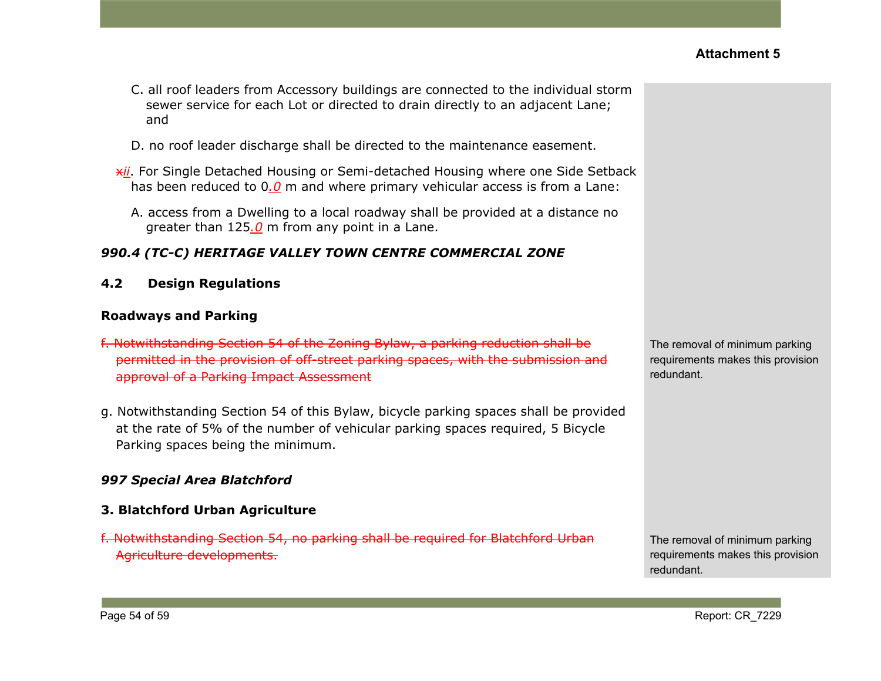**Attachment 5**

C. all roof leaders from Accessory buildings are connected to the individual storm sewer service for each Lot or directed to drain directly to an adjacent Lane; and

D. no roof leader discharge shall be directed to the maintenance easement.

~~x~~*ii*. For Single Detached Housing or Semi-detached Housing where one Side Setback has been reduced to 0*.0* m and where primary vehicular access is from a Lane:

A. access from a Dwelling to a local roadway shall be provided at a distance no greater than 125*.0* m from any point in a Lane.

***990.4 (TC-C) HERITAGE VALLEY TOWN CENTRE COMMERCIAL ZONE***

**4.2 Design Regulations**

**Roadways and Parking**

~~f. Notwithstanding Section 54 of the Zoning Bylaw, a parking reduction shall be permitted in the provision of off-street parking spaces, with the submission and approval of a Parking Impact Assessment~~

The removal of minimum parking requirements makes this provision redundant.

g. Notwithstanding Section 54 of this Bylaw, bicycle parking spaces shall be provided at the rate of 5% of the number of vehicular parking spaces required, 5 Bicycle Parking spaces being the minimum.

***997 Special Area Blatchford***

**3. Blatchford Urban Agriculture**

~~f. Notwithstanding Section 54, no parking shall be required for Blatchford Urban Agriculture developments.~~

The removal of minimum parking requirements makes this provision redundant.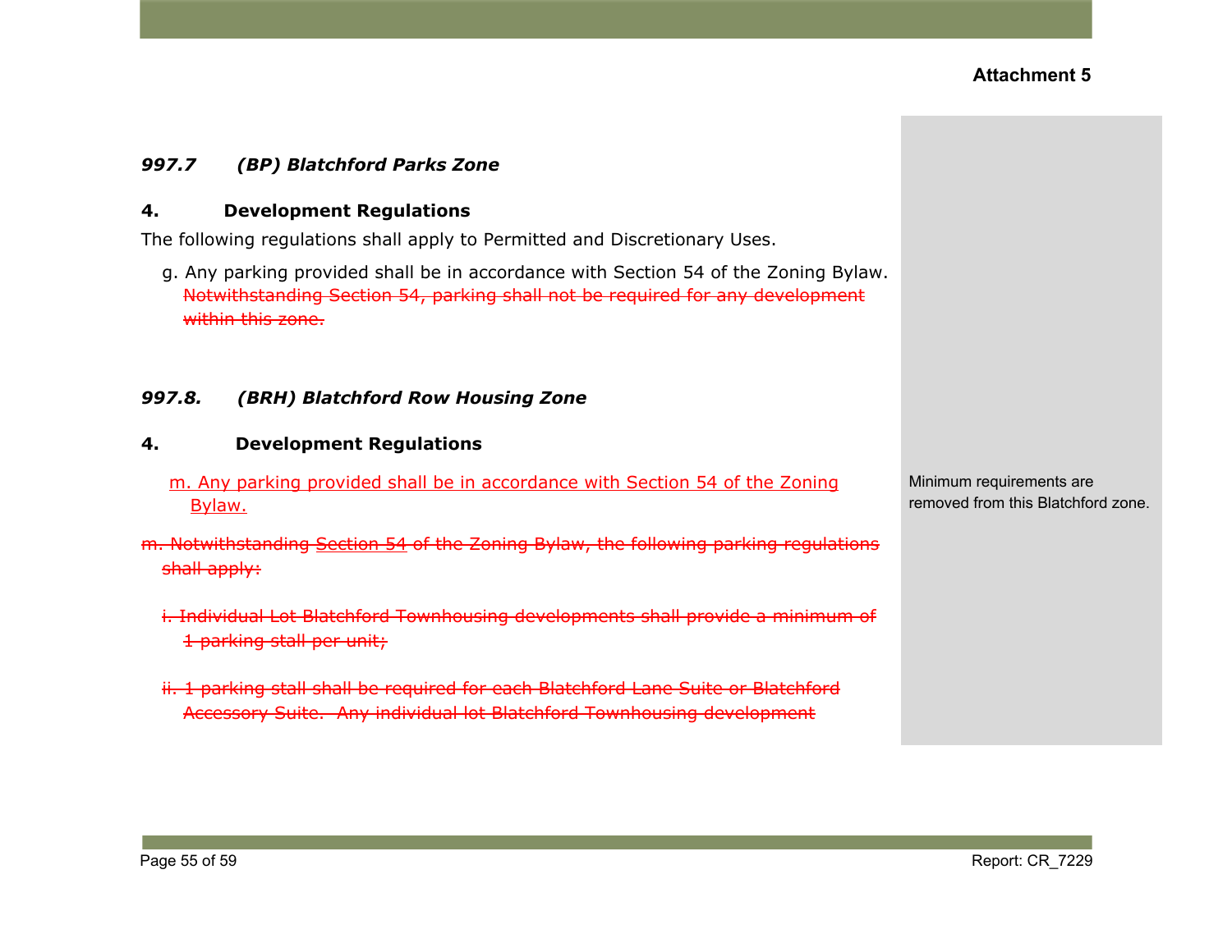**Attachment 5**

### *997.7 (BP) Blatchford Parks Zone*

#### 4. Development Regulations

The following regulations shall apply to Permitted and Discretionary Uses.

g. Any parking provided shall be in accordance with Section 54 of the Zoning Bylaw. ~~Notwithstanding Section 54, parking shall not be required for any development within this zone.~~

### *997.8. (BRH) Blatchford Row Housing Zone*

#### 4. Development Regulations

<u>m. Any parking provided shall be in accordance with Section 54 of the Zoning Bylaw.</u>

~~m. Notwithstanding Section 54 of the Zoning Bylaw, the following parking regulations shall apply:~~

~~i. Individual Lot Blatchford Townhousing developments shall provide a minimum of 1 parking stall per unit;~~

~~ii. 1 parking stall shall be required for each Blatchford Lane Suite or Blatchford Accessory Suite. Any individual lot Blatchford Townhousing development~~

Minimum requirements are removed from this Blatchford zone.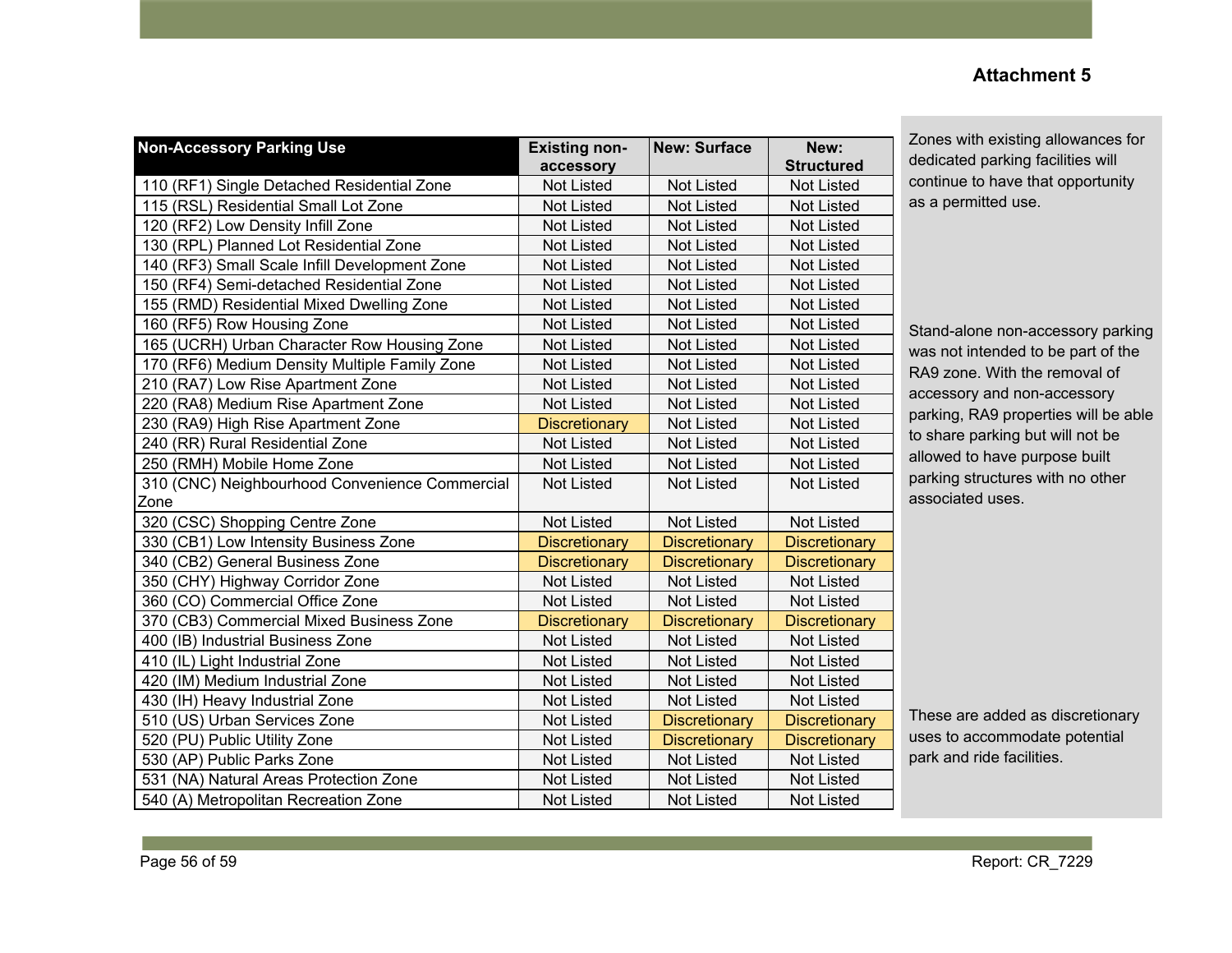**Attachment 5**

| Non-Accessory Parking Use | Existing non-accessory | New: Surface | New: Structured |
|---|---|---|---|
| 110 (RF1) Single Detached Residential Zone | Not Listed | Not Listed | Not Listed |
| 115 (RSL) Residential Small Lot Zone | Not Listed | Not Listed | Not Listed |
| 120 (RF2) Low Density Infill Zone | Not Listed | Not Listed | Not Listed |
| 130 (RPL) Planned Lot Residential Zone | Not Listed | Not Listed | Not Listed |
| 140 (RF3) Small Scale Infill Development Zone | Not Listed | Not Listed | Not Listed |
| 150 (RF4) Semi-detached Residential Zone | Not Listed | Not Listed | Not Listed |
| 155 (RMD) Residential Mixed Dwelling Zone | Not Listed | Not Listed | Not Listed |
| 160 (RF5) Row Housing Zone | Not Listed | Not Listed | Not Listed |
| 165 (UCRH) Urban Character Row Housing Zone | Not Listed | Not Listed | Not Listed |
| 170 (RF6) Medium Density Multiple Family Zone | Not Listed | Not Listed | Not Listed |
| 210 (RA7) Low Rise Apartment Zone | Not Listed | Not Listed | Not Listed |
| 220 (RA8) Medium Rise Apartment Zone | Not Listed | Not Listed | Not Listed |
| 230 (RA9) High Rise Apartment Zone | Discretionary | Not Listed | Not Listed |
| 240 (RR) Rural Residential Zone | Not Listed | Not Listed | Not Listed |
| 250 (RMH) Mobile Home Zone | Not Listed | Not Listed | Not Listed |
| 310 (CNC) Neighbourhood Convenience Commercial Zone | Not Listed | Not Listed | Not Listed |
| 320 (CSC) Shopping Centre Zone | Not Listed | Not Listed | Not Listed |
| 330 (CB1) Low Intensity Business Zone | Discretionary | Discretionary | Discretionary |
| 340 (CB2) General Business Zone | Discretionary | Discretionary | Discretionary |
| 350 (CHY) Highway Corridor Zone | Not Listed | Not Listed | Not Listed |
| 360 (CO) Commercial Office Zone | Not Listed | Not Listed | Not Listed |
| 370 (CB3) Commercial Mixed Business Zone | Discretionary | Discretionary | Discretionary |
| 400 (IB) Industrial Business Zone | Not Listed | Not Listed | Not Listed |
| 410 (IL) Light Industrial Zone | Not Listed | Not Listed | Not Listed |
| 420 (IM) Medium Industrial Zone | Not Listed | Not Listed | Not Listed |
| 430 (IH) Heavy Industrial Zone | Not Listed | Not Listed | Not Listed |
| 510 (US) Urban Services Zone | Not Listed | Discretionary | Discretionary |
| 520 (PU) Public Utility Zone | Not Listed | Discretionary | Discretionary |
| 530 (AP) Public Parks Zone | Not Listed | Not Listed | Not Listed |
| 531 (NA) Natural Areas Protection Zone | Not Listed | Not Listed | Not Listed |
| 540 (A) Metropolitan Recreation Zone | Not Listed | Not Listed | Not Listed |

Zones with existing allowances for dedicated parking facilities will continue to have that opportunity as a permitted use.

Stand-alone non-accessory parking was not intended to be part of the RA9 zone. With the removal of accessory and non-accessory parking, RA9 properties will be able to share parking but will not be allowed to have purpose built parking structures with no other associated uses.

These are added as discretionary uses to accommodate potential park and ride facilities.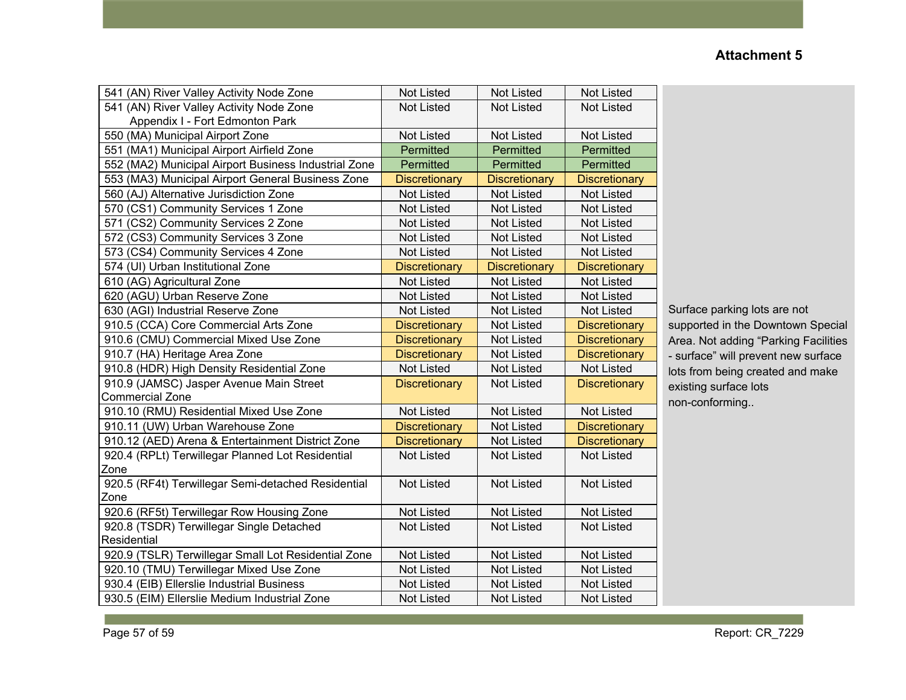**Attachment 5**

| | | | | |
|---|---|---|---|---|
| 541 (AN) River Valley Activity Node Zone | Not Listed | Not Listed | Not Listed | Surface parking lots are not supported in the Downtown Special Area. Not adding “Parking Facilities - surface” will prevent new surface lots from being created and make existing surface lots non-conforming.. |
| 541 (AN) River Valley Activity Node Zone Appendix I - Fort Edmonton Park | Not Listed | Not Listed | Not Listed | |
| 550 (MA) Municipal Airport Zone | Not Listed | Not Listed | Not Listed | |
| 551 (MA1) Municipal Airport Airfield Zone | Permitted | Permitted | Permitted | |
| 552 (MA2) Municipal Airport Business Industrial Zone | Permitted | Permitted | Permitted | |
| 553 (MA3) Municipal Airport General Business Zone | Discretionary | Discretionary | Discretionary | |
| 560 (AJ) Alternative Jurisdiction Zone | Not Listed | Not Listed | Not Listed | |
| 570 (CS1) Community Services 1 Zone | Not Listed | Not Listed | Not Listed | |
| 571 (CS2) Community Services 2 Zone | Not Listed | Not Listed | Not Listed | |
| 572 (CS3) Community Services 3 Zone | Not Listed | Not Listed | Not Listed | |
| 573 (CS4) Community Services 4 Zone | Not Listed | Not Listed | Not Listed | |
| 574 (UI) Urban Institutional Zone | Discretionary | Discretionary | Discretionary | |
| 610 (AG) Agricultural Zone | Not Listed | Not Listed | Not Listed | |
| 620 (AGU) Urban Reserve Zone | Not Listed | Not Listed | Not Listed | |
| 630 (AGI) Industrial Reserve Zone | Not Listed | Not Listed | Not Listed | |
| 910.5 (CCA) Core Commercial Arts Zone | Discretionary | Not Listed | Discretionary | |
| 910.6 (CMU) Commercial Mixed Use Zone | Discretionary | Not Listed | Discretionary | |
| 910.7 (HA) Heritage Area Zone | Discretionary | Not Listed | Discretionary | |
| 910.8 (HDR) High Density Residential Zone | Not Listed | Not Listed | Not Listed | |
| 910.9 (JAMSC) Jasper Avenue Main Street Commercial Zone | Discretionary | Not Listed | Discretionary | |
| 910.10 (RMU) Residential Mixed Use Zone | Not Listed | Not Listed | Not Listed | |
| 910.11 (UW) Urban Warehouse Zone | Discretionary | Not Listed | Discretionary | |
| 910.12 (AED) Arena & Entertainment District Zone | Discretionary | Not Listed | Discretionary | |
| 920.4 (RPLt) Terwillegar Planned Lot Residential Zone | Not Listed | Not Listed | Not Listed | |
| 920.5 (RF4t) Terwillegar Semi-detached Residential Zone | Not Listed | Not Listed | Not Listed | |
| 920.6 (RF5t) Terwillegar Row Housing Zone | Not Listed | Not Listed | Not Listed | |
| 920.8 (TSDR) Terwillegar Single Detached Residential | Not Listed | Not Listed | Not Listed | |
| 920.9 (TSLR) Terwillegar Small Lot Residential Zone | Not Listed | Not Listed | Not Listed | |
| 920.10 (TMU) Terwillegar Mixed Use Zone | Not Listed | Not Listed | Not Listed | |
| 930.4 (EIB) Ellerslie Industrial Business | Not Listed | Not Listed | Not Listed | |
| 930.5 (EIM) Ellerslie Medium Industrial Zone | Not Listed | Not Listed | Not Listed | |

Report: CR_7229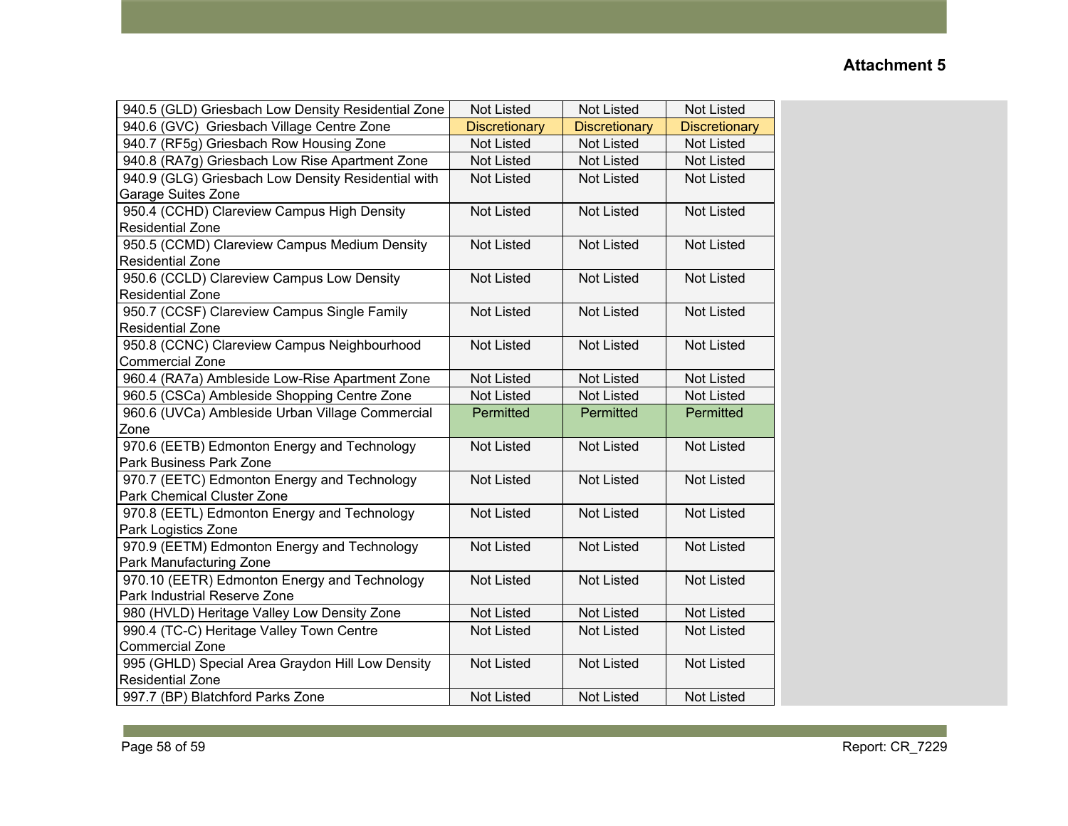**Attachment 5**

| | | | |
|---|---|---|---|
| 940.5 (GLD) Griesbach Low Density Residential Zone | Not Listed | Not Listed | Not Listed |
| 940.6 (GVC) Griesbach Village Centre Zone | Discretionary | Discretionary | Discretionary |
| 940.7 (RF5g) Griesbach Row Housing Zone | Not Listed | Not Listed | Not Listed |
| 940.8 (RA7g) Griesbach Low Rise Apartment Zone | Not Listed | Not Listed | Not Listed |
| 940.9 (GLG) Griesbach Low Density Residential with Garage Suites Zone | Not Listed | Not Listed | Not Listed |
| 950.4 (CCHD) Clareview Campus High Density Residential Zone | Not Listed | Not Listed | Not Listed |
| 950.5 (CCMD) Clareview Campus Medium Density Residential Zone | Not Listed | Not Listed | Not Listed |
| 950.6 (CCLD) Clareview Campus Low Density Residential Zone | Not Listed | Not Listed | Not Listed |
| 950.7 (CCSF) Clareview Campus Single Family Residential Zone | Not Listed | Not Listed | Not Listed |
| 950.8 (CCNC) Clareview Campus Neighbourhood Commercial Zone | Not Listed | Not Listed | Not Listed |
| 960.4 (RA7a) Ambleside Low-Rise Apartment Zone | Not Listed | Not Listed | Not Listed |
| 960.5 (CSCa) Ambleside Shopping Centre Zone | Not Listed | Not Listed | Not Listed |
| 960.6 (UVCa) Ambleside Urban Village Commercial Zone | Permitted | Permitted | Permitted |
| 970.6 (EETB) Edmonton Energy and Technology Park Business Park Zone | Not Listed | Not Listed | Not Listed |
| 970.7 (EETC) Edmonton Energy and Technology Park Chemical Cluster Zone | Not Listed | Not Listed | Not Listed |
| 970.8 (EETL) Edmonton Energy and Technology Park Logistics Zone | Not Listed | Not Listed | Not Listed |
| 970.9 (EETM) Edmonton Energy and Technology Park Manufacturing Zone | Not Listed | Not Listed | Not Listed |
| 970.10 (EETR) Edmonton Energy and Technology Park Industrial Reserve Zone | Not Listed | Not Listed | Not Listed |
| 980 (HVLD) Heritage Valley Low Density Zone | Not Listed | Not Listed | Not Listed |
| 990.4 (TC-C) Heritage Valley Town Centre Commercial Zone | Not Listed | Not Listed | Not Listed |
| 995 (GHLD) Special Area Graydon Hill Low Density Residential Zone | Not Listed | Not Listed | Not Listed |
| 997.7 (BP) Blatchford Parks Zone | Not Listed | Not Listed | Not Listed |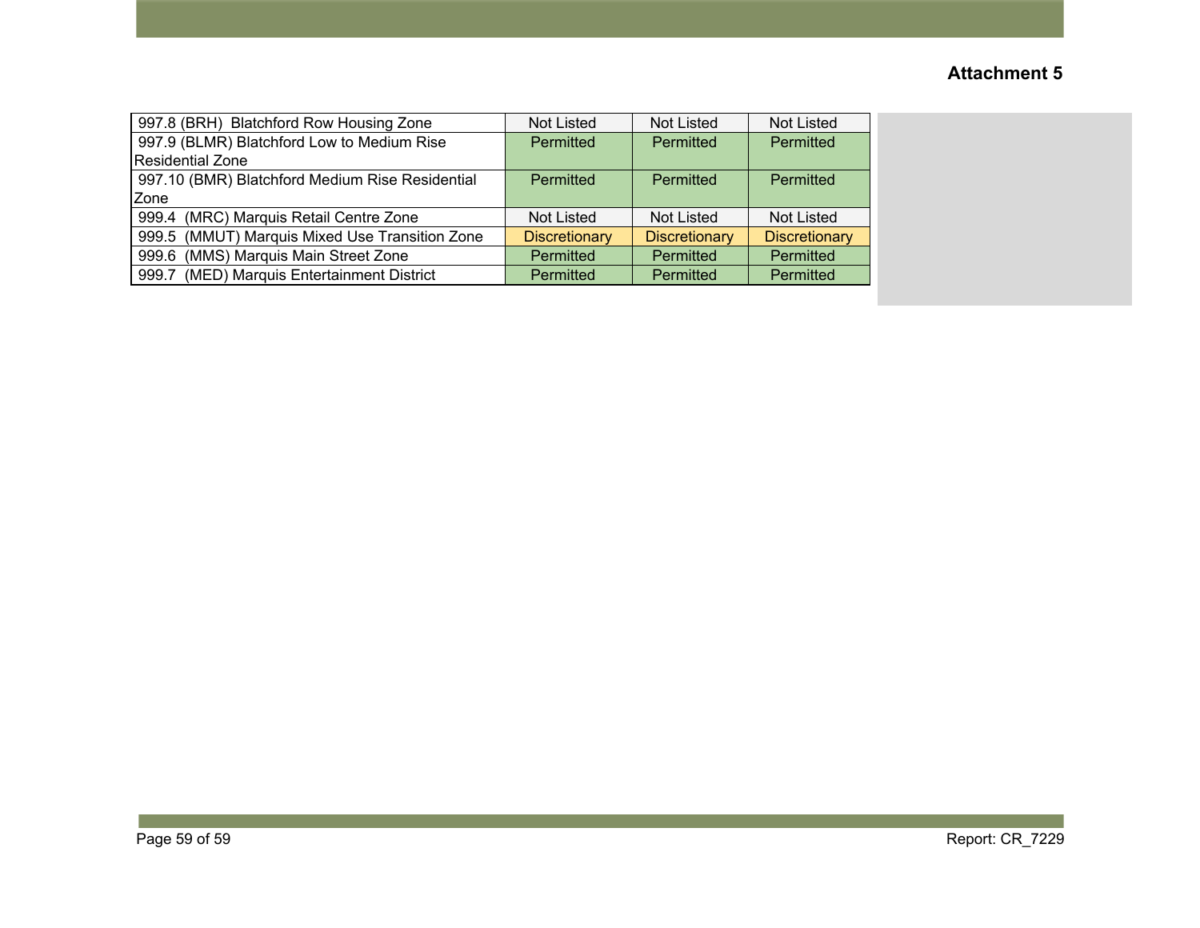**Attachment 5**

| | | | |
|---|---|---|---|
| 997.8 (BRH) Blatchford Row Housing Zone | Not Listed | Not Listed | Not Listed |
| 997.9 (BLMR) Blatchford Low to Medium Rise Residential Zone | Permitted | Permitted | Permitted |
| 997.10 (BMR) Blatchford Medium Rise Residential Zone | Permitted | Permitted | Permitted |
| 999.4 (MRC) Marquis Retail Centre Zone | Not Listed | Not Listed | Not Listed |
| 999.5 (MMUT) Marquis Mixed Use Transition Zone | Discretionary | Discretionary | Discretionary |
| 999.6 (MMS) Marquis Main Street Zone | Permitted | Permitted | Permitted |
| 999.7 (MED) Marquis Entertainment District | Permitted | Permitted | Permitted |

Report: CR_7229